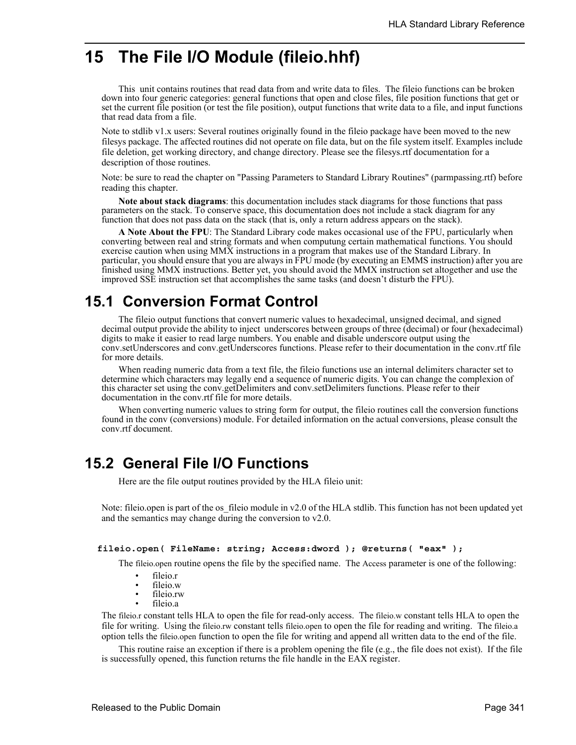# 15 The File I/O Module (fileio.hhf)

This unit contains routines that read data from and write data to files. The fileio functions can be broken down into four generic categories: general functions that open and close files, file position functions that get or set the current file position (or test the file position), output functions that write data to a file, and input functions that read data from a file.

Note to stdlib v1.x users: Several routines originally found in the fileio package have been moved to the new filesys package. The affected routines did not operate on file data, but on the file system itself. Examples include file deletion, get working directory, and change directory. Please see the filesys.rtf documentation for a description of those routines.

Note: be sure to read the chapter on "Passing Parameters to Standard Library Routines" (parmpassing.rtf) before reading this chapter.

**Note about stack diagrams**: this documentation includes stack diagrams for those functions that pass parameters on the stack. To conserve space, this documentation does not include a stack diagram for any function that does not pass data on the stack (that is, only a return address appears on the stack).

**A Note About the FPU**: The Standard Library code makes occasional use of the FPU, particularly when converting between real and string formats and when computung certain mathematical functions. You should exercise caution when using MMX instructions in a program that makes use of the Standard Library. In particular, you should ensure that you are always in FPU mode (by executing an EMMS instruction) after you are finished using MMX instructions. Better yet, you should avoid the MMX instruction set altogether and use the improved SSE instruction set that accomplishes the same tasks (and doesn't disturb the FPU).

## 15.1 Conversion Format Control

The fileio output functions that convert numeric values to hexadecimal, unsigned decimal, and signed decimal output provide the ability to inject underscores between groups of three (decimal) or four (hexadecimal) digits to make it easier to read large numbers. You enable and disable underscore output using the conv.setUnderscores and conv.getUnderscores functions. Please refer to their documentation in the conv.rtf file for more details.

When reading numeric data from a text file, the fileio functions use an internal delimiters character set to determine which characters may legally end a sequence of numeric digits. You can change the complexion of this character set using the conv.getDelimiters and conv.setDelimiters functions. Please refer to their documentation in the conv.rtf file for more details.

When converting numeric values to string form for output, the fileio routines call the conversion functions found in the conv (conversions) module. For detailed information on the actual conversions, please consult the conv.rtf document.

## 15.2 General File I/O Functions

Here are the file output routines provided by the HLA fileio unit:

Note: fileio.open is part of the os_fileio module in v2.0 of the HLA stdlib. This function has not been updated yet and the semantics may change during the conversion to v2.0.

```
fileio.open( FileName: string; Access:dword ); @returns( "eax" );
```

The fileio.open routine opens the file by the specified name. The Access parameter is one of the following:

- fileio.r
- fileio.w
- fileio.rw
- fileio.a

The fileio.r constant tells HLA to open the file for read-only access. The fileio.w constant tells HLA to open the file for writing. Using the fileio.rw constant tells fileio.open to open the file for reading and writing. The fileio.a option tells the fileio.open function to open the file for writing and append all written data to the end of the file.

This routine raise an exception if there is a problem opening the file (e.g., the file does not exist). If the file is successfully opened, this function returns the file handle in the EAX register.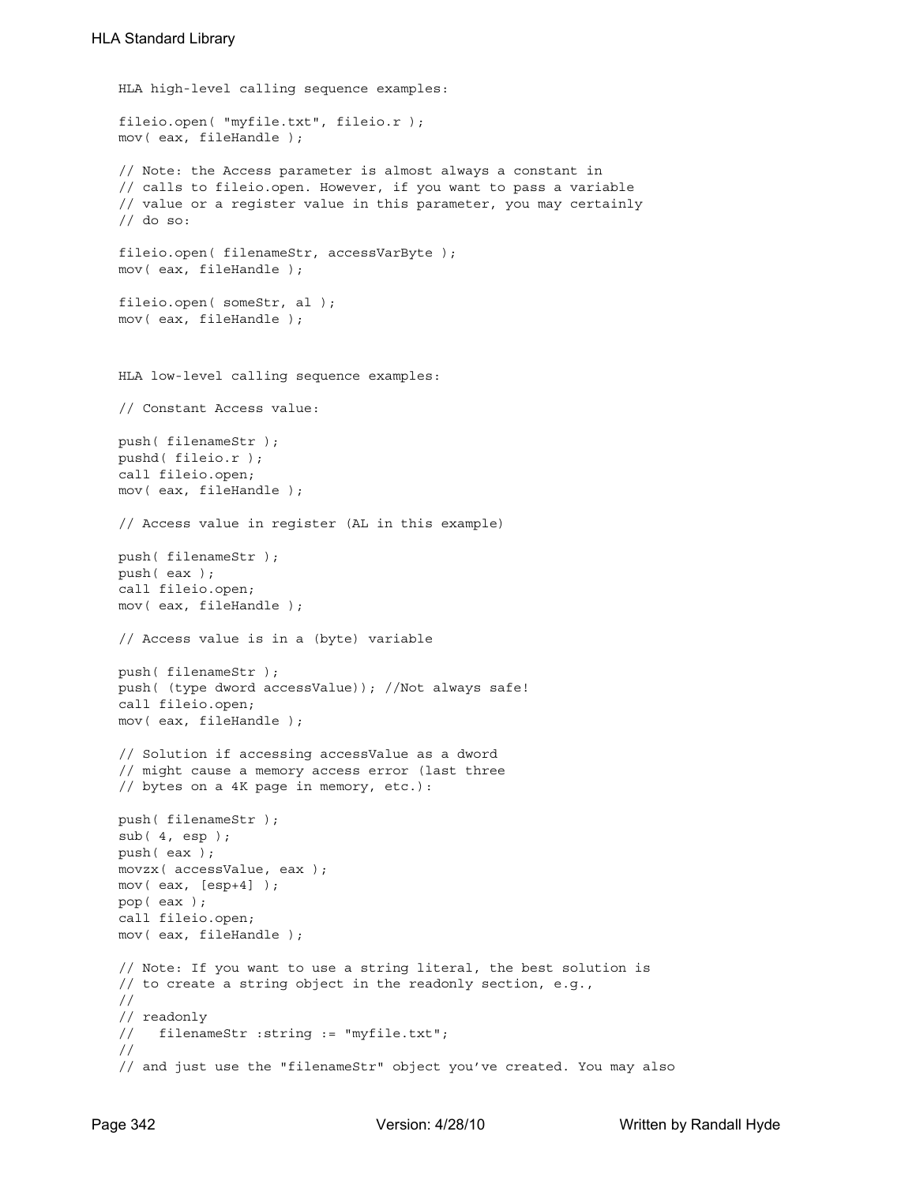HLA high-level calling sequence examples:

```
fileio.open( "myfile.txt", fileio.r );
mov( eax, fileHandle );

// Note: the Access parameter is almost always a constant in
// calls to fileio.open. However, if you want to pass a variable
// value or a register value in this parameter, you may certainly
// do so:

fileio.open( filenameStr, accessVarByte );
mov( eax, fileHandle );

fileio.open( someStr, al );
mov( eax, fileHandle );
```

HLA low-level calling sequence examples:

```
// Constant Access value:

push( filenameStr );
pushd( fileio.r );
call fileio.open;
mov( eax, fileHandle );

// Access value in register (AL in this example)

push( filenameStr );
push( eax );
call fileio.open;
mov( eax, fileHandle );

// Access value is in a (byte) variable

push( filenameStr );
push( (type dword accessValue)); //Not always safe!
call fileio.open;
mov( eax, fileHandle );

// Solution if accessing accessValue as a dword
// might cause a memory access error (last three
// bytes on a 4K page in memory, etc.):

push( filenameStr );
sub( 4, esp );
push( eax );
movzx( accessValue, eax );
mov( eax, [esp+4] );
pop( eax );
call fileio.open;
mov( eax, fileHandle );

// Note: If you want to use a string literal, the best solution is
// to create a string object in the readonly section, e.g.,
//
// readonly
//   filenameStr :string := "myfile.txt";
//
// and just use the "filenameStr" object you've created. You may also
```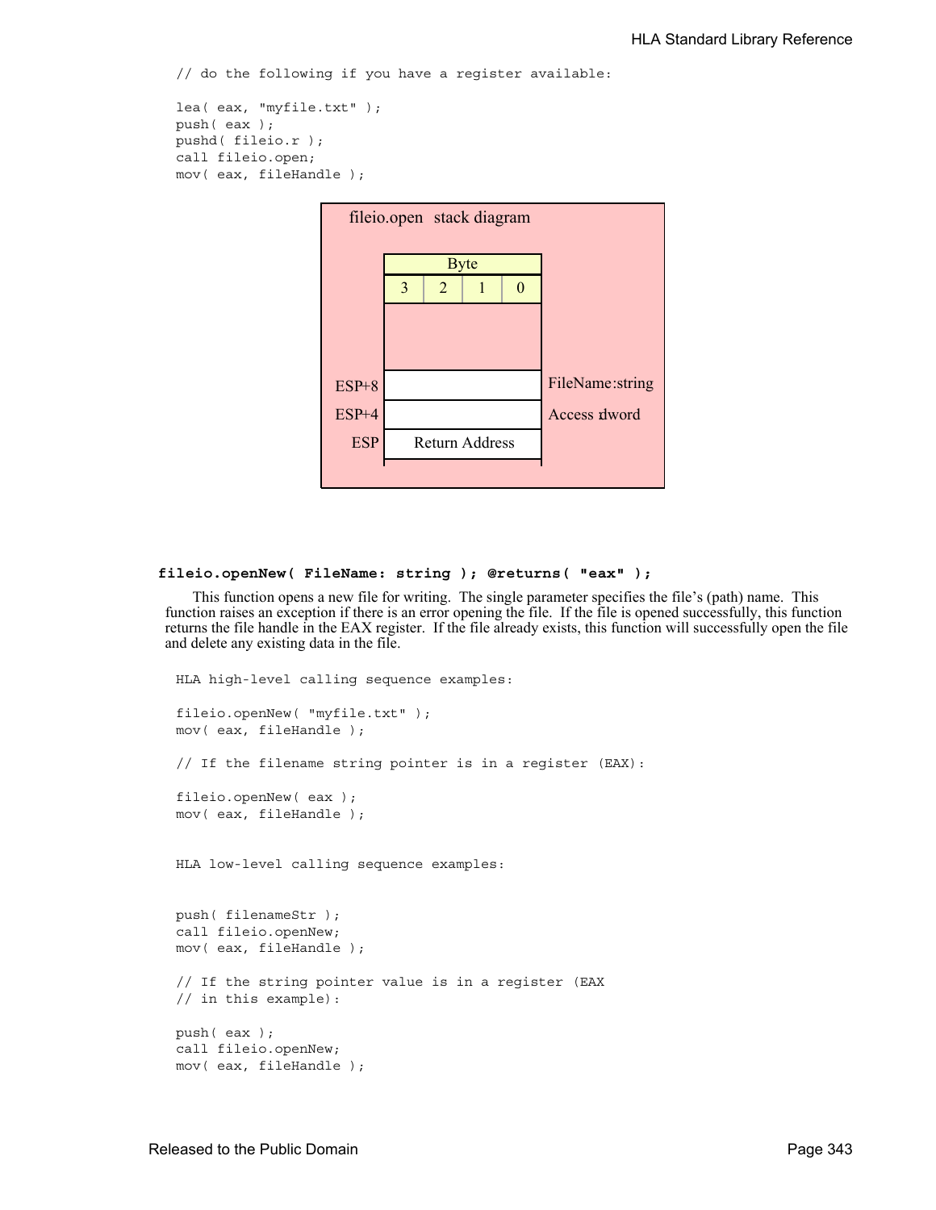```
// do the following if you have a register available:

lea( eax, "myfile.txt" );
push( eax );
pushd( fileio.r );
call fileio.open;
mov( eax, fileHandle );
```

**fileio.open stack diagram**

| | Byte 3 | Byte 2 | Byte 1 | Byte 0 | |
|---|---|---|---|---|---|
| ESP+8 | | | | | FileName:string |
| ESP+4 | | | | | Access :dword |
| ESP | Return Address | | | | |

### fileio.openNew( FileName: string ); @returns( "eax" );

This function opens a new file for writing. The single parameter specifies the file's (path) name. This function raises an exception if there is an error opening the file. If the file is opened successfully, this function returns the file handle in the EAX register. If the file already exists, this function will successfully open the file and delete any existing data in the file.

```
HLA high-level calling sequence examples:

fileio.openNew( "myfile.txt" );
mov( eax, fileHandle );

// If the filename string pointer is in a register (EAX):

fileio.openNew( eax );
mov( eax, fileHandle );


HLA low-level calling sequence examples:


push( filenameStr );
call fileio.openNew;
mov( eax, fileHandle );

// If the string pointer value is in a register (EAX
// in this example):

push( eax );
call fileio.openNew;
mov( eax, fileHandle );
```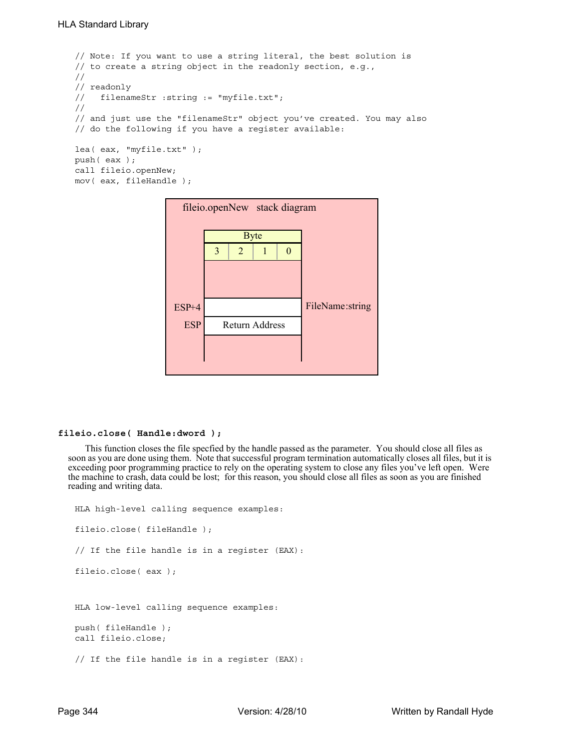```
// Note: If you want to use a string literal, the best solution is
// to create a string object in the readonly section, e.g.,
//
// readonly
//   filenameStr :string := "myfile.txt";
//
// and just use the "filenameStr" object you've created. You may also
// do the following if you have a register available:

lea( eax, "myfile.txt" );
push( eax );
call fileio.openNew;
mov( eax, fileHandle );
```

fileio.openNew stack diagram

| | Byte 3 | Byte 2 | Byte 1 | Byte 0 | |
|---|---|---|---|---|---|
| ESP+4 | | | | | FileName:string |
| ESP | Return Address | | | | |

### **fileio.close( Handle:dword );**

This function closes the file specfied by the handle passed as the parameter. You should close all files as soon as you are done using them. Note that successful program termination automatically closes all files, but it is exceeding poor programming practice to rely on the operating system to close any files you've left open. Were the machine to crash, data could be lost; for this reason, you should close all files as soon as you are finished reading and writing data.

```
HLA high-level calling sequence examples:

fileio.close( fileHandle );

// If the file handle is in a register (EAX):

fileio.close( eax );


HLA low-level calling sequence examples:

push( fileHandle );
call fileio.close;

// If the file handle is in a register (EAX):
```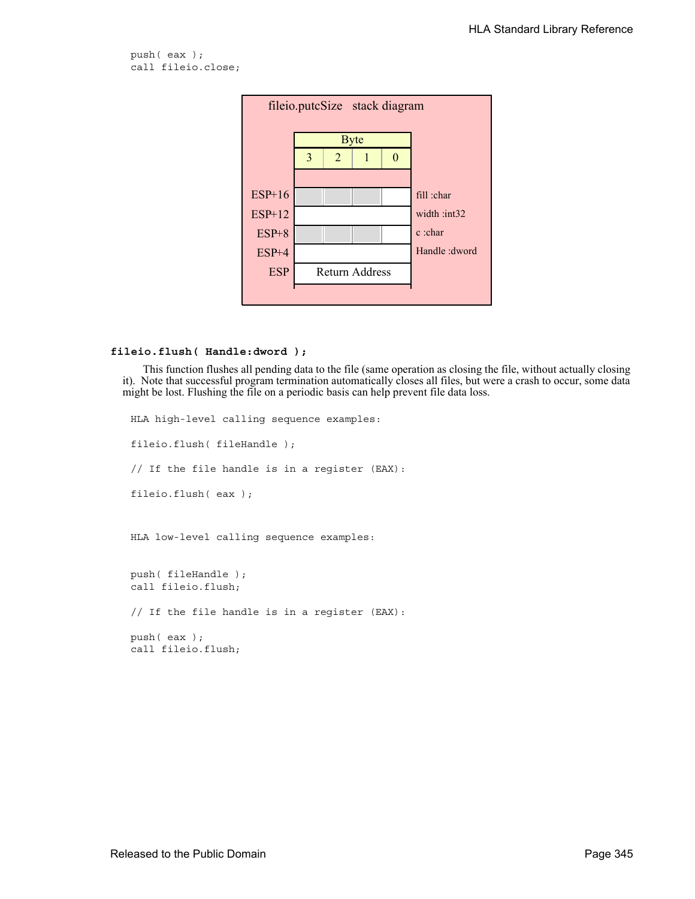```
push( eax );
call fileio.close;
```

**fileio.putcSize stack diagram**

| Offset | Byte 3 | Byte 2 | Byte 1 | Byte 0 | Parameter |
|---|---|---|---|---|---|
| ESP+16 | | | | | fill :char |
| ESP+12 | | | | | width :int32 |
| ESP+8 | | | | | c :char |
| ESP+4 | | | | | Handle :dword |
| ESP | Return Address | | | | |

### fileio.flush( Handle:dword );

This function flushes all pending data to the file (same operation as closing the file, without actually closing it). Note that successful program termination automatically closes all files, but were a crash to occur, some data might be lost. Flushing the file on a periodic basis can help prevent file data loss.

```
HLA high-level calling sequence examples:

fileio.flush( fileHandle );

// If the file handle is in a register (EAX):

fileio.flush( eax );


HLA low-level calling sequence examples:


push( fileHandle );
call fileio.flush;

// If the file handle is in a register (EAX):

push( eax );
call fileio.flush;
```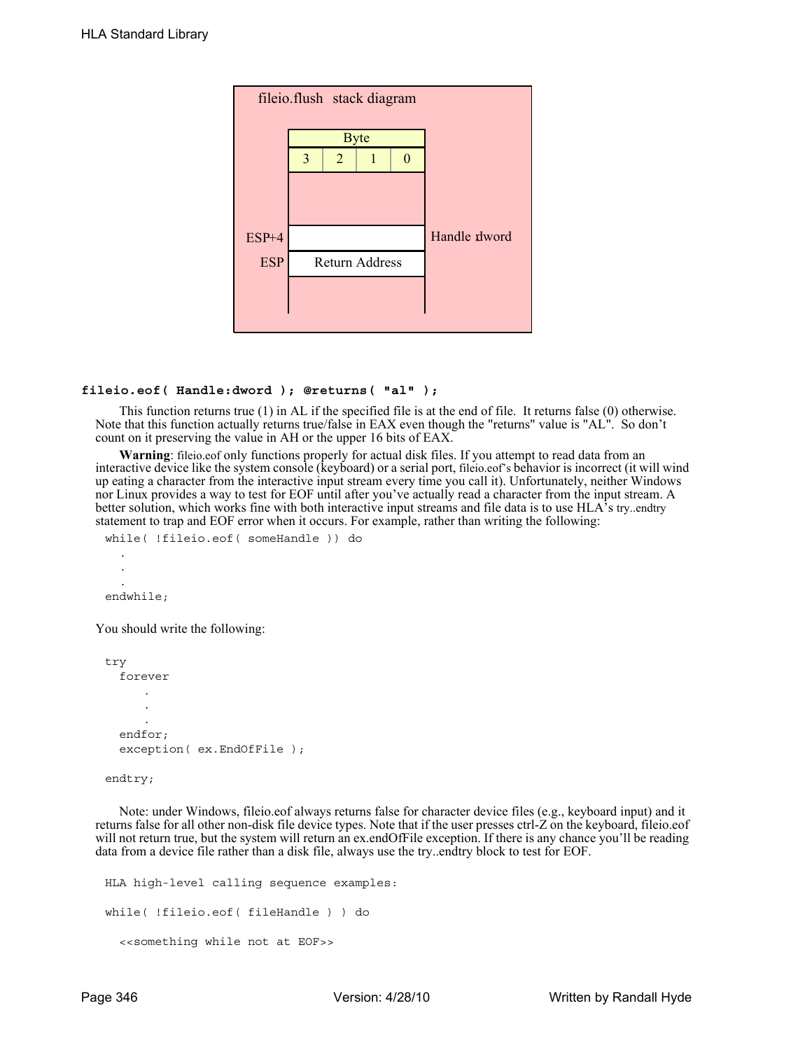fileio.flush stack diagram

| Byte | | | |
|---|---|---|---|
| 3 | 2 | 1 | 0 |

| | | |
|---|---|---|
| ESP+4 | | Handle dword |
| ESP | Return Address | |

**fileio.eof( Handle:dword ); @returns( "al" );**

This function returns true (1) in AL if the specified file is at the end of file. It returns false (0) otherwise. Note that this function actually returns true/false in EAX even though the "returns" value is "AL". So don't count on it preserving the value in AH or the upper 16 bits of EAX.

**Warning**: fileio.eof only functions properly for actual disk files. If you attempt to read data from an interactive device like the system console (keyboard) or a serial port, fileio.eof's behavior is incorrect (it will wind up eating a character from the interactive input stream every time you call it). Unfortunately, neither Windows nor Linux provides a way to test for EOF until after you've actually read a character from the input stream. A better solution, which works fine with both interactive input streams and file data is to use HLA's try..endtry statement to trap and EOF error when it occurs. For example, rather than writing the following:

```
while( !fileio.eof( someHandle )) do
  .
  .
  .
endwhile;
```

You should write the following:

```
try
  forever
     .
     .
     .
  endfor;
  exception( ex.EndOfFile );

endtry;
```

Note: under Windows, fileio.eof always returns false for character device files (e.g., keyboard input) and it returns false for all other non-disk file device types. Note that if the user presses ctrl-Z on the keyboard, fileio.eof will not return true, but the system will return an ex.endOfFile exception. If there is any chance you'll be reading data from a device file rather than a disk file, always use the try..endtry block to test for EOF.

```
HLA high-level calling sequence examples:

while( !fileio.eof( fileHandle ) ) do

  <<something while not at EOF>>
```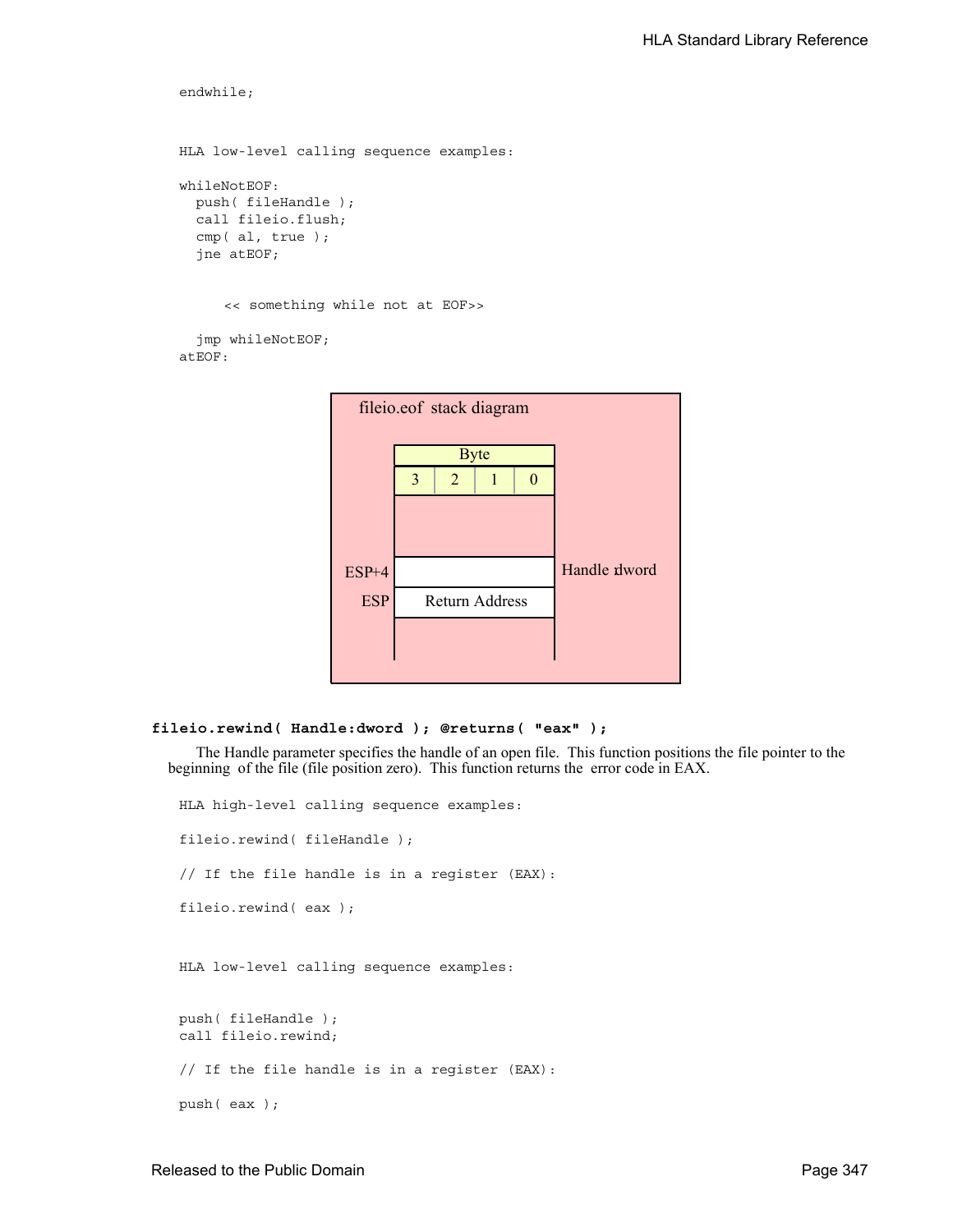```
endwhile;


HLA low-level calling sequence examples:

whileNotEOF:
  push( fileHandle );
  call fileio.flush;
  cmp( al, true );
  jne atEOF;


      << something while not at EOF>>

  jmp whileNotEOF;
atEOF:
```

fileio.eof stack diagram

| | Byte 3 | Byte 2 | Byte 1 | Byte 0 | |
|---|---|---|---|---|---|
| | | | | | |
| ESP+4 | | | | | Handle dword |
| ESP | Return Address | | | | |

**fileio.rewind( Handle:dword ); @returns( "eax" );**

The Handle parameter specifies the handle of an open file. This function positions the file pointer to the beginning of the file (file position zero). This function returns the error code in EAX.

```
HLA high-level calling sequence examples:

fileio.rewind( fileHandle );

// If the file handle is in a register (EAX):

fileio.rewind( eax );


HLA low-level calling sequence examples:


push( fileHandle );
call fileio.rewind;

// If the file handle is in a register (EAX):

push( eax );
```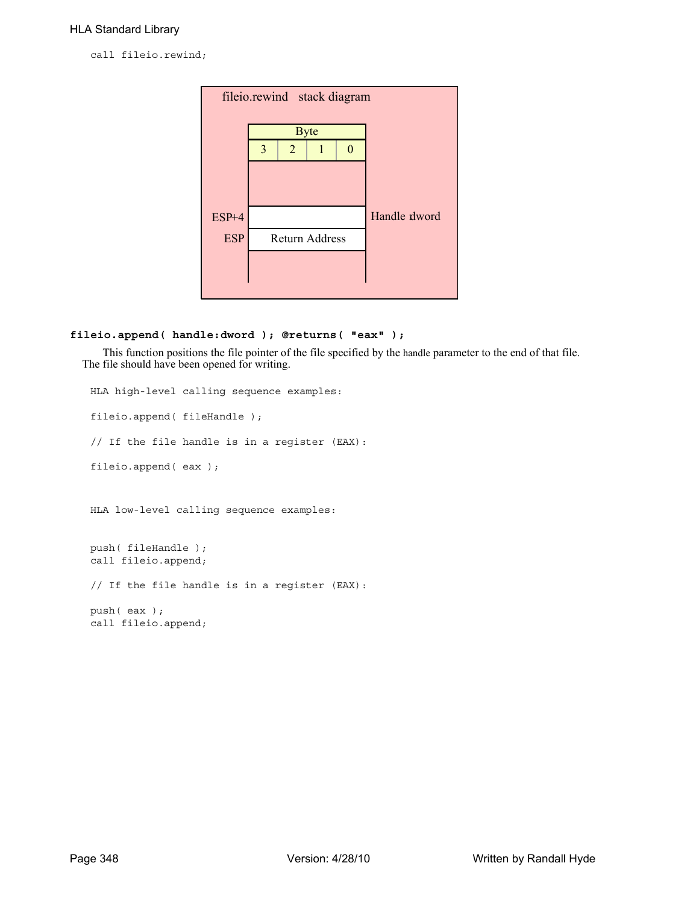```
call fileio.rewind;
```

fileio.rewind stack diagram

| | Byte | | | | |
|---|---|---|---|---|---|
| | 3 | 2 | 1 | 0 | |
| | | | | | |
| ESP+4 | | | | | Handle dword |
| ESP | Return Address | | | | |
| | | | | | |

### fileio.append( handle:dword ); @returns( "eax" );

This function positions the file pointer of the file specified by the handle parameter to the end of that file. The file should have been opened for writing.

```
HLA high-level calling sequence examples:

fileio.append( fileHandle );

// If the file handle is in a register (EAX):

fileio.append( eax );


HLA low-level calling sequence examples:


push( fileHandle );
call fileio.append;

// If the file handle is in a register (EAX):

push( eax );
call fileio.append;
```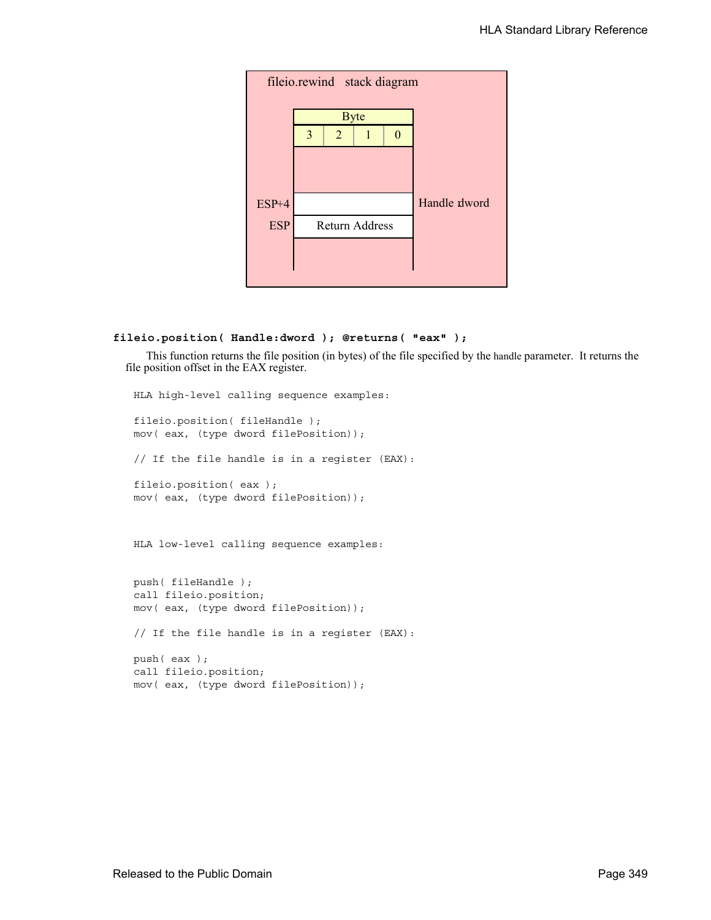fileio.rewind stack diagram

| Byte | | | |
|---|---|---|---|
| 3 | 2 | 1 | 0 |

| | | |
|---|---|---|
| ESP+4 | | Handle dword |
| ESP | Return Address | |

**fileio.position( Handle:dword ); @returns( "eax" );**

This function returns the file position (in bytes) of the file specified by the handle parameter. It returns the file position offset in the EAX register.

```
HLA high-level calling sequence examples:

fileio.position( fileHandle );
mov( eax, (type dword filePosition));

// If the file handle is in a register (EAX):

fileio.position( eax );
mov( eax, (type dword filePosition));



HLA low-level calling sequence examples:


push( fileHandle );
call fileio.position;
mov( eax, (type dword filePosition));

// If the file handle is in a register (EAX):

push( eax );
call fileio.position;
mov( eax, (type dword filePosition));
```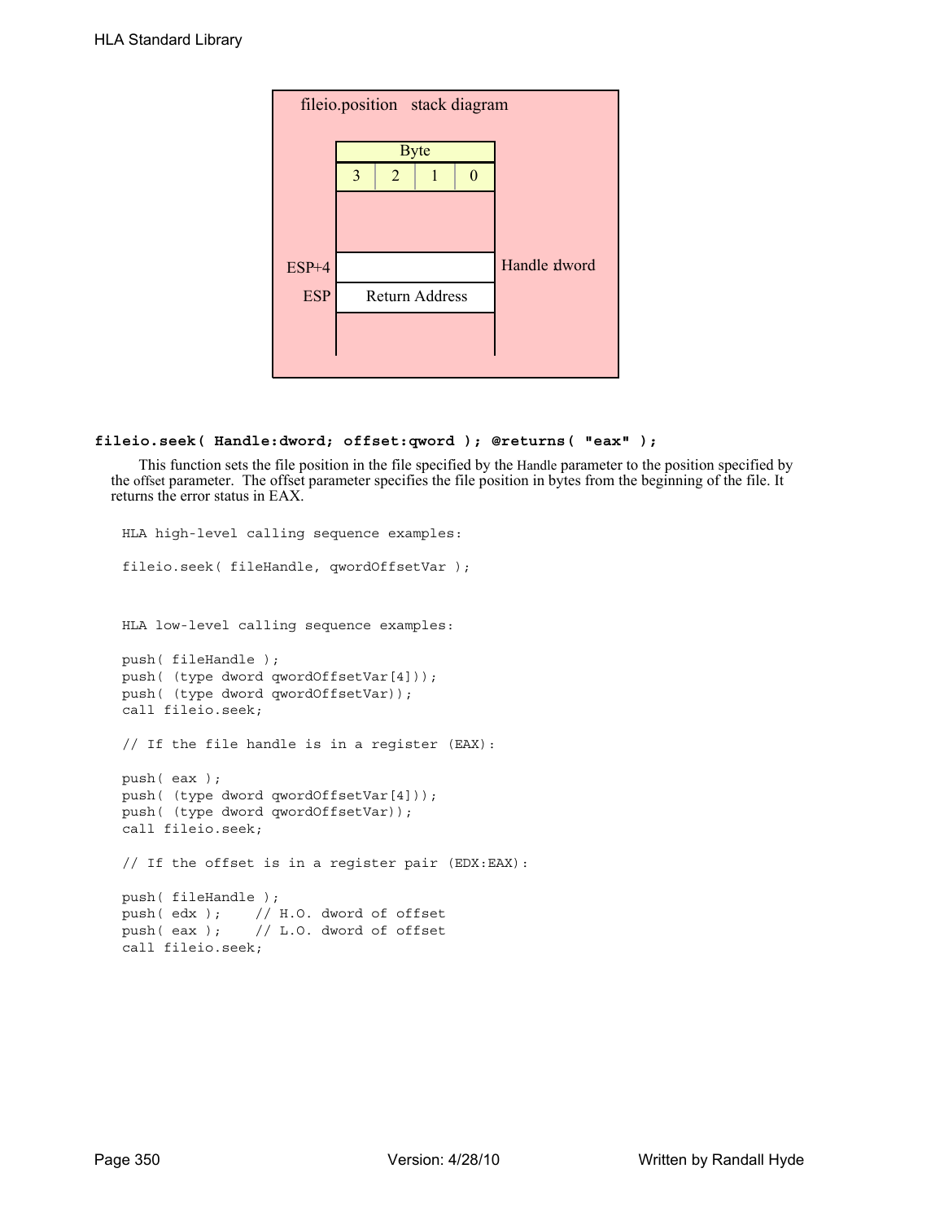fileio.position stack diagram

| Byte | | | |
|---|---|---|---|
| 3 | 2 | 1 | 0 |

| | | |
|---|---|---|
| ESP+4 | | Handle dword |
| ESP | Return Address | |

**fileio.seek( Handle:dword; offset:qword ); @returns( "eax" );**

This function sets the file position in the file specified by the Handle parameter to the position specified by the offset parameter. The offset parameter specifies the file position in bytes from the beginning of the file. It returns the error status in EAX.

```
HLA high-level calling sequence examples:

fileio.seek( fileHandle, qwordOffsetVar );



HLA low-level calling sequence examples:

push( fileHandle );
push( (type dword qwordOffsetVar[4]));
push( (type dword qwordOffsetVar));
call fileio.seek;

// If the file handle is in a register (EAX):

push( eax );
push( (type dword qwordOffsetVar[4]));
push( (type dword qwordOffsetVar));
call fileio.seek;

// If the offset is in a register pair (EDX:EAX):

push( fileHandle );
push( edx );    // H.O. dword of offset
push( eax );    // L.O. dword of offset
call fileio.seek;
```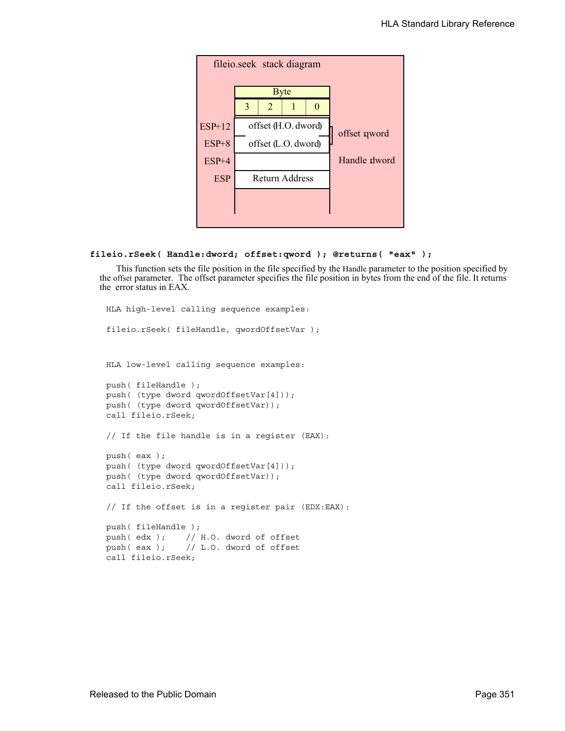**fileio.seek stack diagram**

| | Byte 3 | Byte 2 | Byte 1 | Byte 0 | |
|---|---|---|---|---|---|
| ESP+12 | offset (H.O. dword) | | | | offset qword |
| ESP+8 | offset (L.O. dword) | | | | |
| ESP+4 | | | | | Handle dword |
| ESP | Return Address | | | | |

**fileio.rSeek( Handle:dword; offset:qword ); @returns( "eax" );**

This function sets the file position in the file specified by the Handle parameter to the position specified by the offset parameter. The offset parameter specifies the file position in bytes from the end of the file. It returns the error status in EAX.

```
HLA high-level calling sequence examples:

fileio.rSeek( fileHandle, qwordOffsetVar );



HLA low-level calling sequence examples:

push( fileHandle );
push( (type dword qwordOffsetVar[4]));
push( (type dword qwordOffsetVar));
call fileio.rSeek;

// If the file handle is in a register (EAX):

push( eax );
push( (type dword qwordOffsetVar[4]));
push( (type dword qwordOffsetVar));
call fileio.rSeek;

// If the offset is in a register pair (EDX:EAX):

push( fileHandle );
push( edx );    // H.O. dword of offset
push( eax );    // L.O. dword of offset
call fileio.rSeek;
```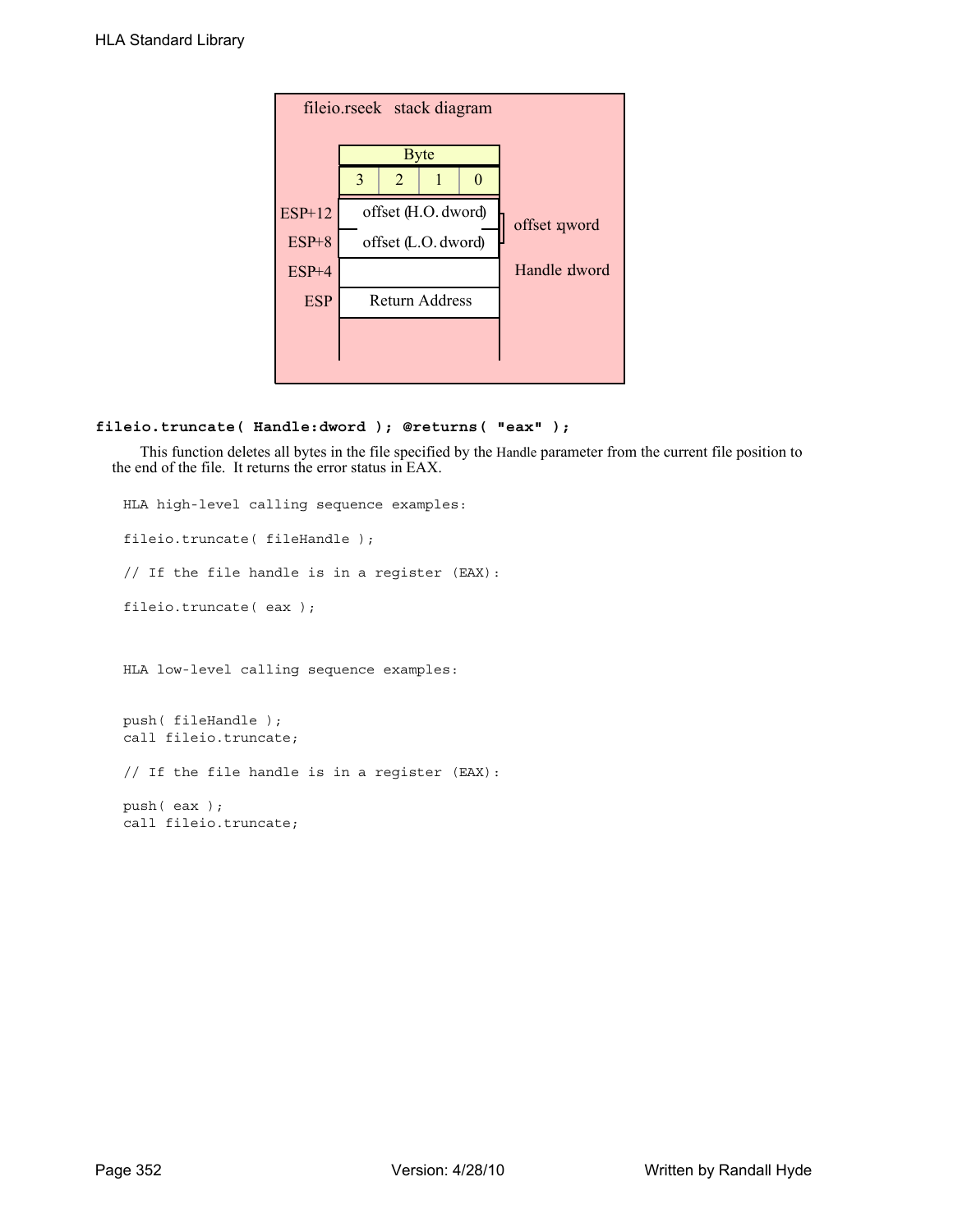fileio.rseek stack diagram

| ESP offset | Byte 3 | Byte 2 | Byte 1 | Byte 0 | |
|---|---|---|---|---|---|
| ESP+12 | offset (H.O. dword) | | | | offset: qword |
| ESP+8 | offset (L.O. dword) | | | | |
| ESP+4 | | | | | Handle: dword |
| ESP | Return Address | | | | |

**fileio.truncate( Handle:dword ); @returns( "eax" );**

This function deletes all bytes in the file specified by the Handle parameter from the current file position to the end of the file. It returns the error status in EAX.

```
HLA high-level calling sequence examples:

fileio.truncate( fileHandle );

// If the file handle is in a register (EAX):

fileio.truncate( eax );



HLA low-level calling sequence examples:


push( fileHandle );
call fileio.truncate;

// If the file handle is in a register (EAX):

push( eax );
call fileio.truncate;
```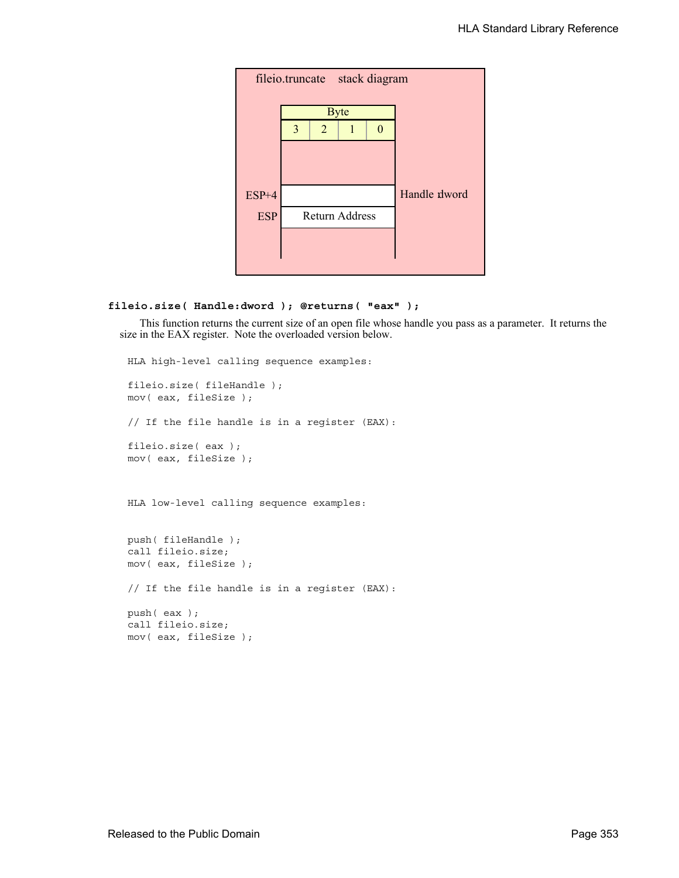**fileio.truncate stack diagram**

| | Byte 3 | Byte 2 | Byte 1 | Byte 0 | |
|---|---|---|---|---|---|
| ESP+4 | | | | | Handle dword |
| ESP | Return Address | | | | |

**fileio.size( Handle:dword ); @returns( "eax" );**

This function returns the current size of an open file whose handle you pass as a parameter. It returns the size in the EAX register. Note the overloaded version below.

```
HLA high-level calling sequence examples:

fileio.size( fileHandle );
mov( eax, fileSize );

// If the file handle is in a register (EAX):

fileio.size( eax );
mov( eax, fileSize );



HLA low-level calling sequence examples:


push( fileHandle );
call fileio.size;
mov( eax, fileSize );

// If the file handle is in a register (EAX):

push( eax );
call fileio.size;
mov( eax, fileSize );
```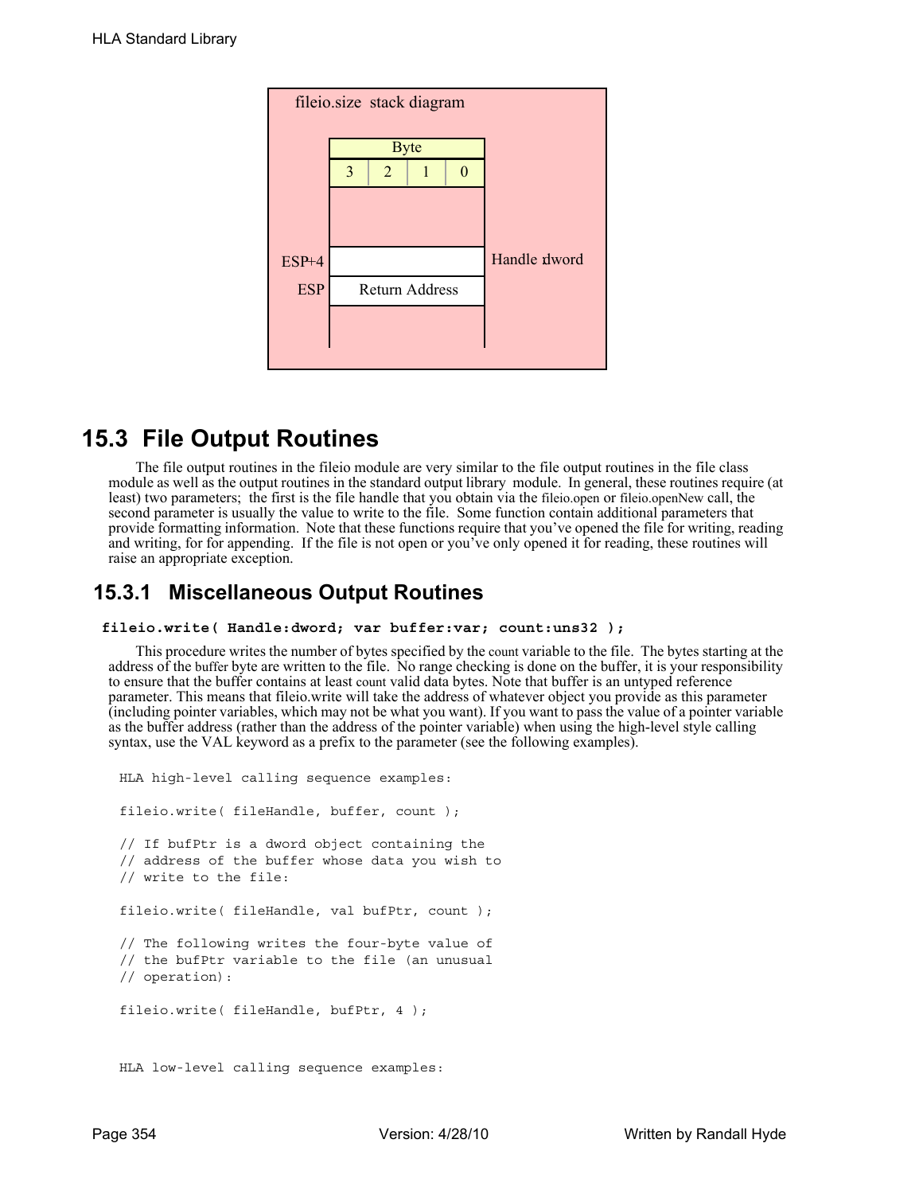fileio.size stack diagram

| Byte | | | |
|---|---|---|---|
| 3 | 2 | 1 | 0 |

ESP+4 — Handle dword

ESP — Return Address

## 15.3 File Output Routines

The file output routines in the fileio module are very similar to the file output routines in the file class module as well as the output routines in the standard output library module. In general, these routines require (at least) two parameters; the first is the file handle that you obtain via the fileio.open or fileio.openNew call, the second parameter is usually the value to write to the file. Some function contain additional parameters that provide formatting information. Note that these functions require that you've opened the file for writing, reading and writing, for for appending. If the file is not open or you've only opened it for reading, these routines will raise an appropriate exception.

### 15.3.1 Miscellaneous Output Routines

**fileio.write( Handle:dword; var buffer:var; count:uns32 );**

This procedure writes the number of bytes specified by the count variable to the file. The bytes starting at the address of the buffer byte are written to the file. No range checking is done on the buffer, it is your responsibility to ensure that the buffer contains at least count valid data bytes. Note that buffer is an untyped reference parameter. This means that fileio.write will take the address of whatever object you provide as this parameter (including pointer variables, which may not be what you want). If you want to pass the value of a pointer variable as the buffer address (rather than the address of the pointer variable) when using the high-level style calling syntax, use the VAL keyword as a prefix to the parameter (see the following examples).

```
HLA high-level calling sequence examples:

fileio.write( fileHandle, buffer, count );

// If bufPtr is a dword object containing the
// address of the buffer whose data you wish to
// write to the file:

fileio.write( fileHandle, val bufPtr, count );

// The following writes the four-byte value of
// the bufPtr variable to the file (an unusual
// operation):

fileio.write( fileHandle, bufPtr, 4 );


HLA low-level calling sequence examples:
```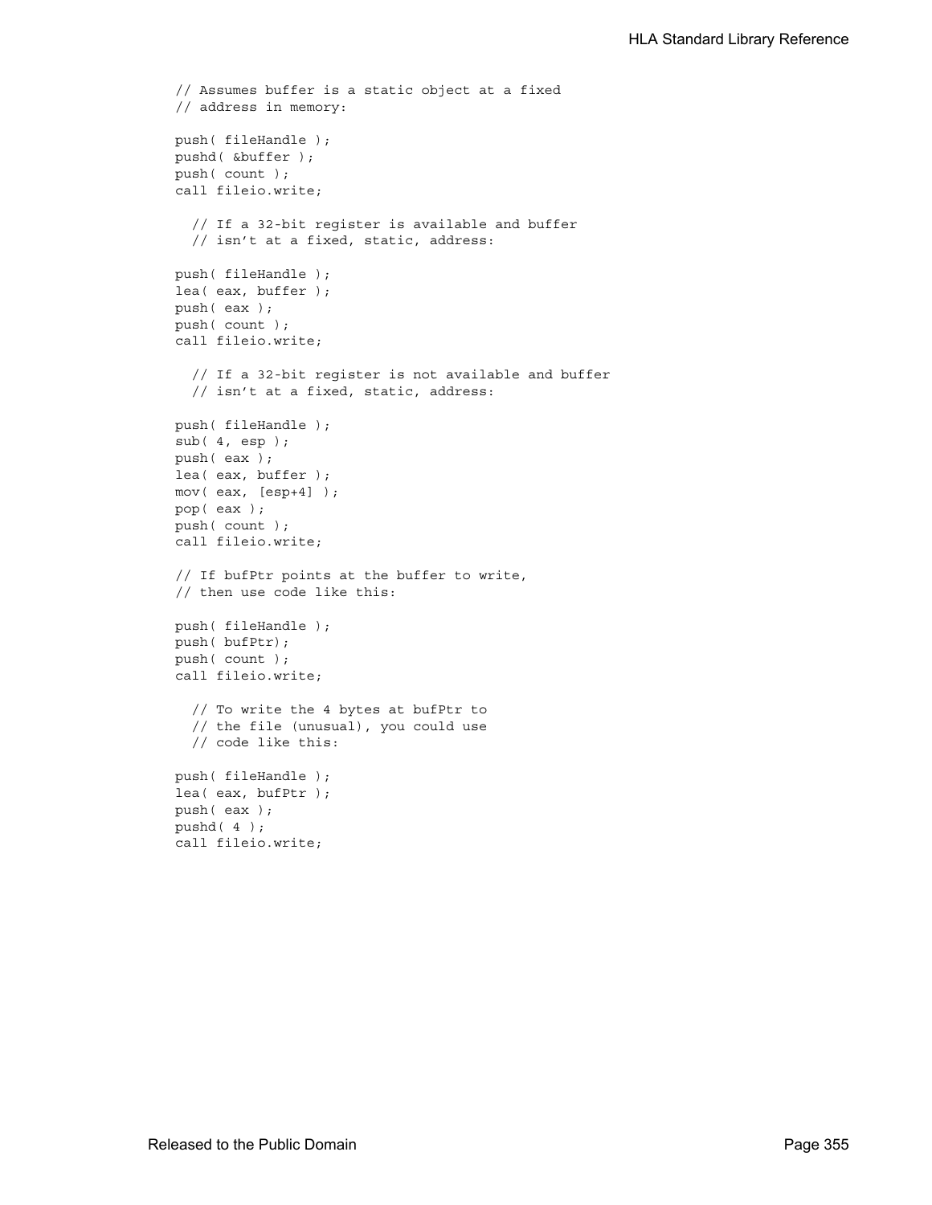```
// Assumes buffer is a static object at a fixed
// address in memory:

push( fileHandle );
pushd( &buffer );
push( count );
call fileio.write;

  // If a 32-bit register is available and buffer
  // isn't at a fixed, static, address:

push( fileHandle );
lea( eax, buffer );
push( eax );
push( count );
call fileio.write;

  // If a 32-bit register is not available and buffer
  // isn't at a fixed, static, address:

push( fileHandle );
sub( 4, esp );
push( eax );
lea( eax, buffer );
mov( eax, [esp+4] );
pop( eax );
push( count );
call fileio.write;

// If bufPtr points at the buffer to write,
// then use code like this:

push( fileHandle );
push( bufPtr);
push( count );
call fileio.write;

  // To write the 4 bytes at bufPtr to
  // the file (unusual), you could use
  // code like this:

push( fileHandle );
lea( eax, bufPtr );
push( eax );
pushd( 4 );
call fileio.write;
```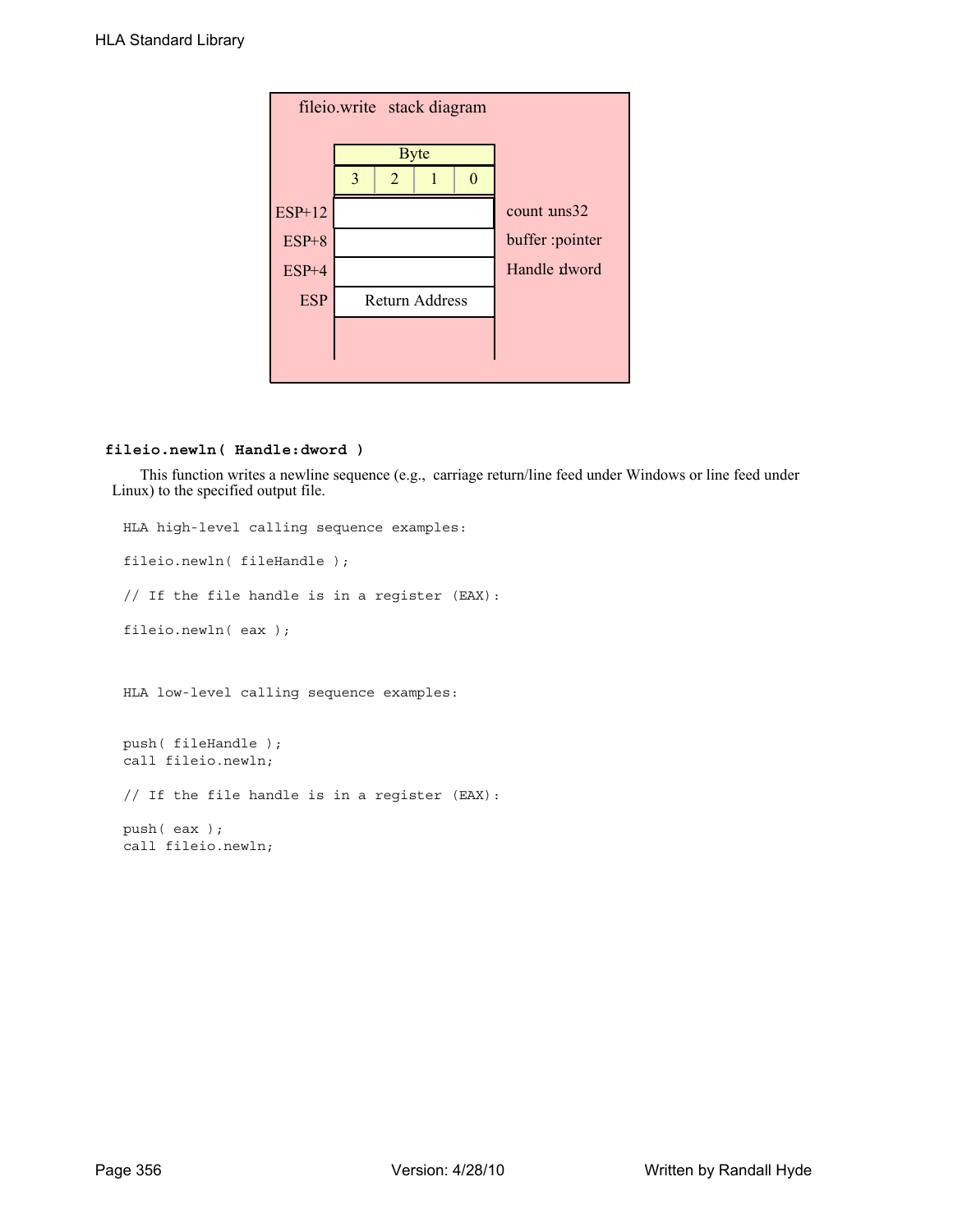fileio.write stack diagram

| | Byte 3 | Byte 2 | Byte 1 | Byte 0 | |
|---|---|---|---|---|---|
| ESP+12 | | | | | count :uns32 |
| ESP+8 | | | | | buffer :pointer |
| ESP+4 | | | | | Handle :dword |
| ESP | Return Address | | | | |

### fileio.newln( Handle:dword )

This function writes a newline sequence (e.g., carriage return/line feed under Windows or line feed under Linux) to the specified output file.

```
HLA high-level calling sequence examples:

fileio.newln( fileHandle );

// If the file handle is in a register (EAX):

fileio.newln( eax );


HLA low-level calling sequence examples:


push( fileHandle );
call fileio.newln;

// If the file handle is in a register (EAX):

push( eax );
call fileio.newln;
```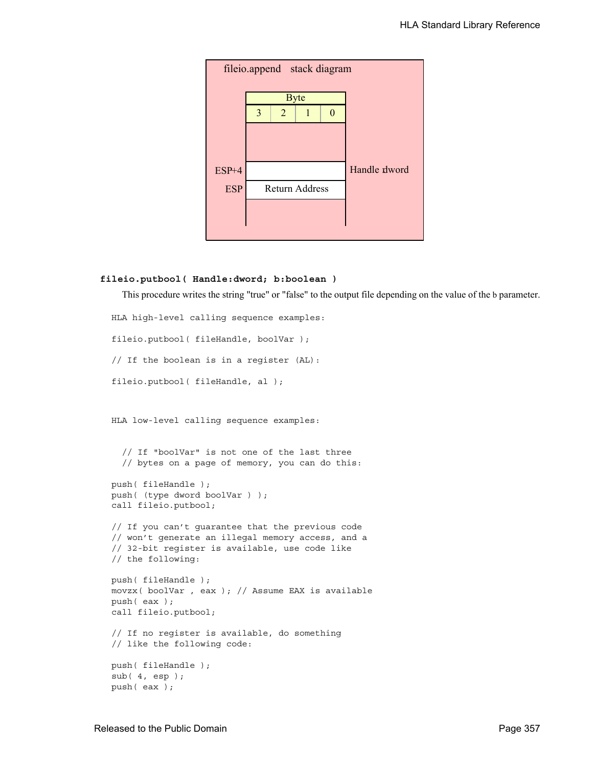fileio.append stack diagram

| Byte | | | | |
|---|---|---|---|---|
| | 3 | 2 | 1 | 0 |
| | | | | |
| ESP+4 | | | | Handle dword |
| ESP | Return Address | | | |

**fileio.putbool( Handle:dword; b:boolean )**

This procedure writes the string "true" or "false" to the output file depending on the value of the b parameter.

```
HLA high-level calling sequence examples:

fileio.putbool( fileHandle, boolVar );

// If the boolean is in a register (AL):

fileio.putbool( fileHandle, al );



HLA low-level calling sequence examples:


  // If "boolVar" is not one of the last three
  // bytes on a page of memory, you can do this:

push( fileHandle );
push( (type dword boolVar ) );
call fileio.putbool;

// If you can't guarantee that the previous code
// won't generate an illegal memory access, and a
// 32-bit register is available, use code like
// the following:

push( fileHandle );
movzx( boolVar , eax ); // Assume EAX is available
push( eax );
call fileio.putbool;

// If no register is available, do something
// like the following code:

push( fileHandle );
sub( 4, esp );
push( eax );
```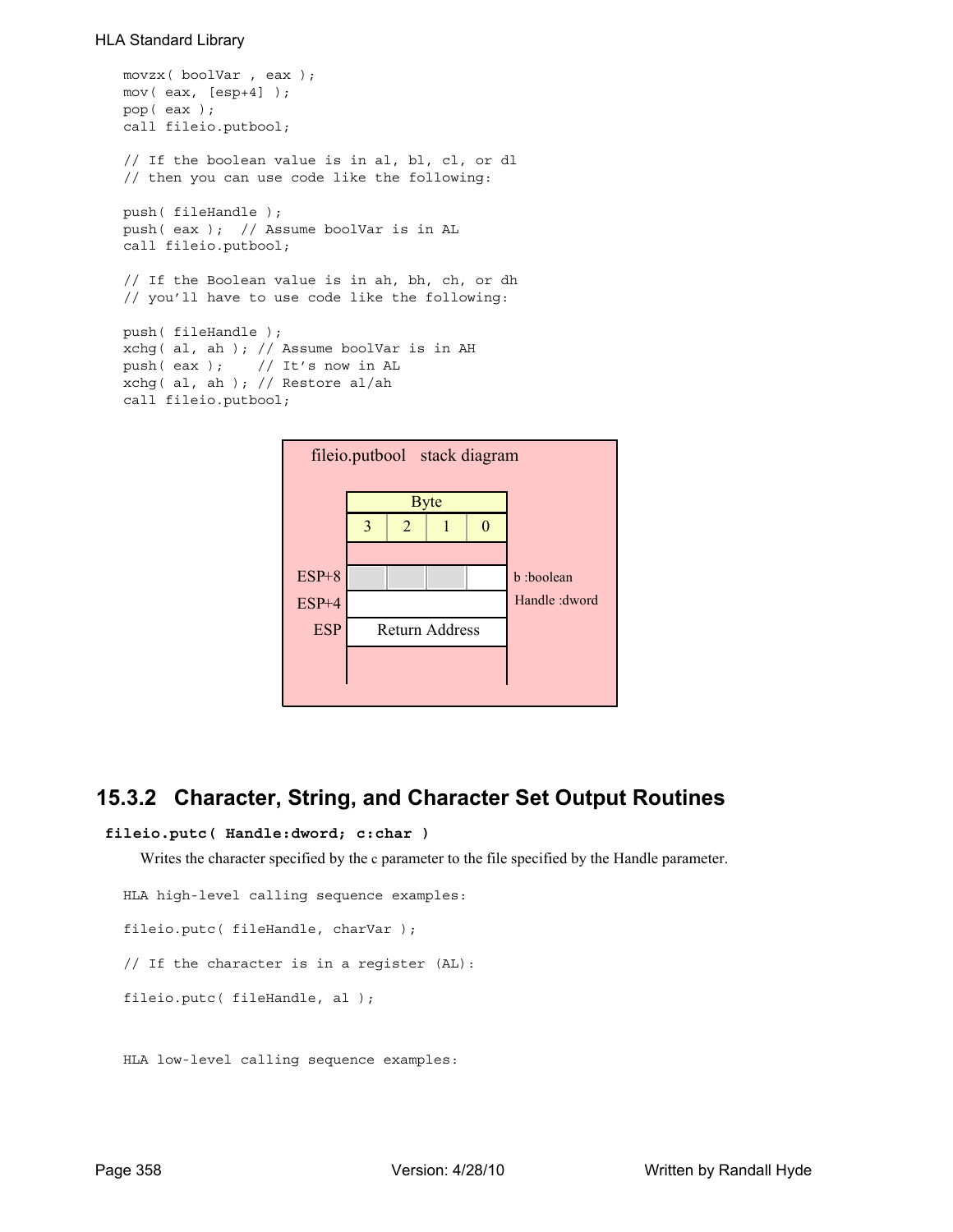```
movzx( boolVar , eax );
mov( eax, [esp+4] );
pop( eax );
call fileio.putbool;

// If the boolean value is in al, bl, cl, or dl
// then you can use code like the following:

push( fileHandle );
push( eax );  // Assume boolVar is in AL
call fileio.putbool;

// If the Boolean value is in ah, bh, ch, or dh
// you'll have to use code like the following:

push( fileHandle );
xchg( al, ah ); // Assume boolVar is in AH
push( eax );    // It's now in AL
xchg( al, ah ); // Restore al/ah
call fileio.putbool;
```

fileio.putbool stack diagram

| | Byte 3 | Byte 2 | Byte 1 | Byte 0 | |
|---|---|---|---|---|---|
| ESP+8 | | | | | b :boolean |
| ESP+4 | | | | | Handle :dword |
| ESP | Return Address | | | | |

## 15.3.2 Character, String, and Character Set Output Routines

**fileio.putc( Handle:dword; c:char )**

Writes the character specified by the c parameter to the file specified by the Handle parameter.

```
HLA high-level calling sequence examples:

fileio.putc( fileHandle, charVar );

// If the character is in a register (AL):

fileio.putc( fileHandle, al );


HLA low-level calling sequence examples:
```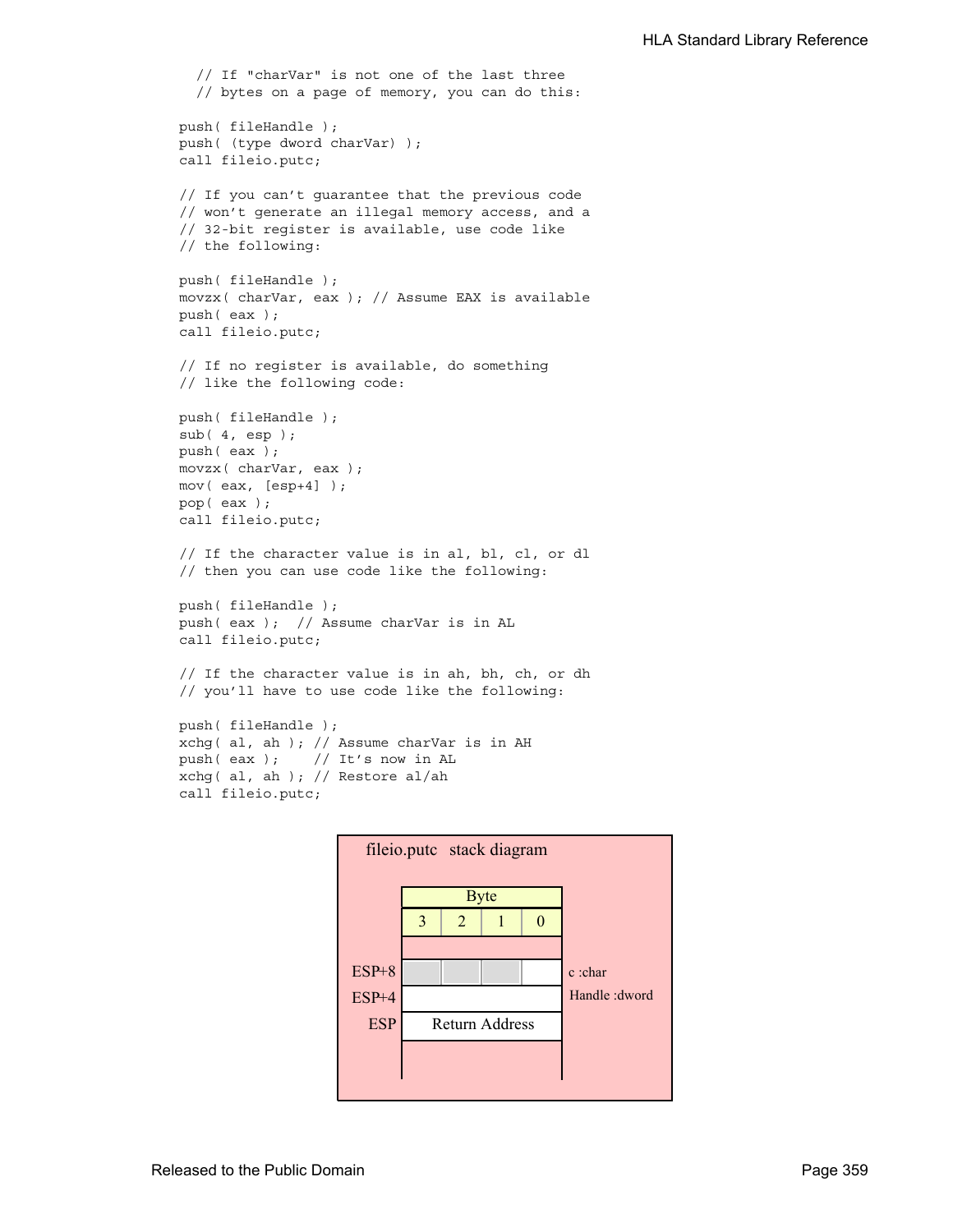```
  // If "charVar" is not one of the last three
  // bytes on a page of memory, you can do this:

push( fileHandle );
push( (type dword charVar) );
call fileio.putc;

// If you can't guarantee that the previous code
// won't generate an illegal memory access, and a
// 32-bit register is available, use code like
// the following:

push( fileHandle );
movzx( charVar, eax ); // Assume EAX is available
push( eax );
call fileio.putc;

// If no register is available, do something
// like the following code:

push( fileHandle );
sub( 4, esp );
push( eax );
movzx( charVar, eax );
mov( eax, [esp+4] );
pop( eax );
call fileio.putc;

// If the character value is in al, bl, cl, or dl
// then you can use code like the following:

push( fileHandle );
push( eax );  // Assume charVar is in AL
call fileio.putc;

// If the character value is in ah, bh, ch, or dh
// you'll have to use code like the following:

push( fileHandle );
xchg( al, ah ); // Assume charVar is in AH
push( eax );    // It's now in AL
xchg( al, ah ); // Restore al/ah
call fileio.putc;
```

**fileio.putc stack diagram**

| | Byte | | | | |
|---|---|---|---|---|---|
| | 3 | 2 | 1 | 0 | |
| ESP+8 | | | | | c :char |
| ESP+4 | | | | | Handle :dword |
| ESP | Return Address | | | | |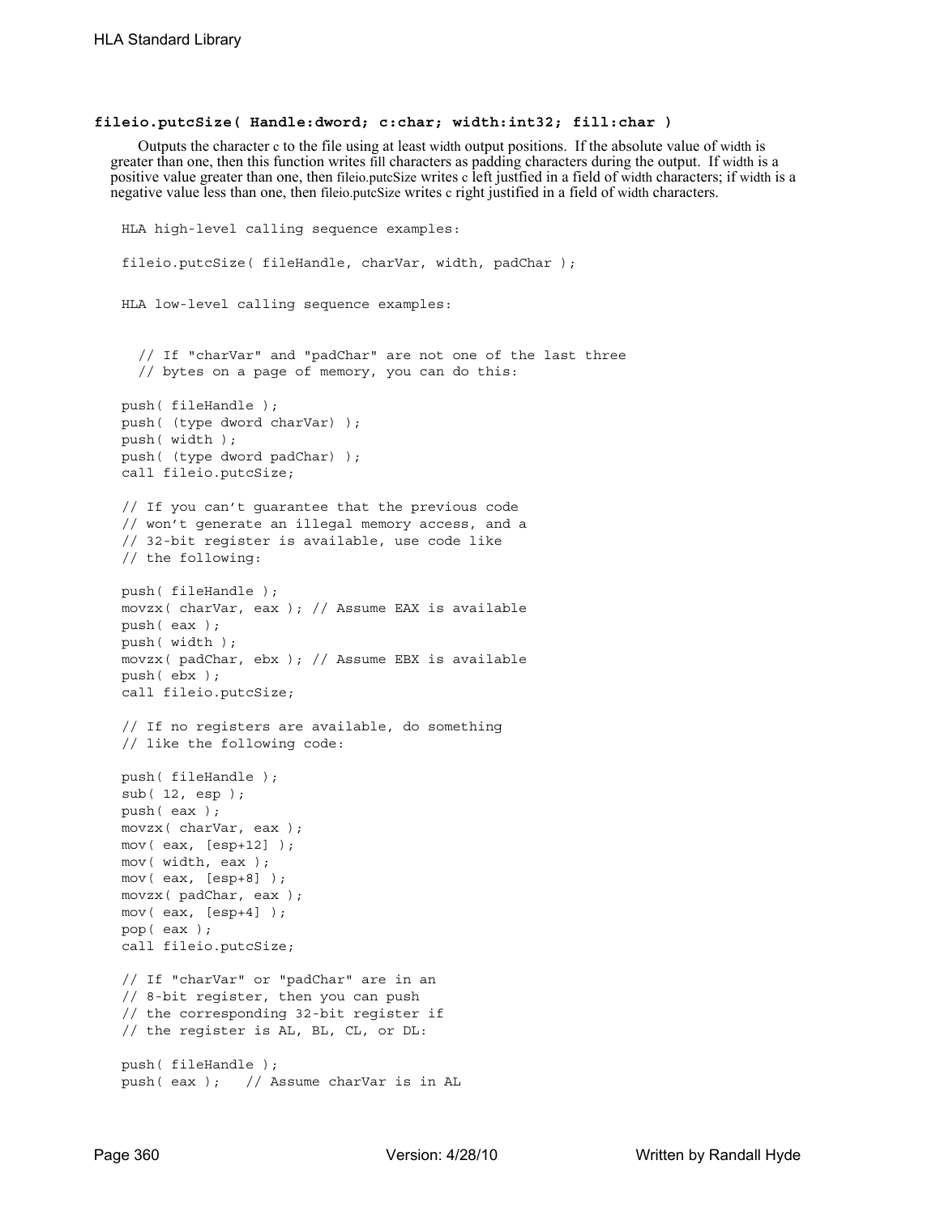**fileio.putcSize( Handle:dword; c:char; width:int32; fill:char )**

Outputs the character c to the file using at least width output positions. If the absolute value of width is greater than one, then this function writes fill characters as padding characters during the output. If width is a positive value greater than one, then fileio.putcSize writes c left justfied in a field of width characters; if width is a negative value less than one, then fileio.putcSize writes c right justified in a field of width characters.

```
HLA high-level calling sequence examples:

fileio.putcSize( fileHandle, charVar, width, padChar );


HLA low-level calling sequence examples:


  // If "charVar" and "padChar" are not one of the last three
  // bytes on a page of memory, you can do this:

push( fileHandle );
push( (type dword charVar) );
push( width );
push( (type dword padChar) );
call fileio.putcSize;

// If you can't guarantee that the previous code
// won't generate an illegal memory access, and a
// 32-bit register is available, use code like
// the following:

push( fileHandle );
movzx( charVar, eax ); // Assume EAX is available
push( eax );
push( width );
movzx( padChar, ebx ); // Assume EBX is available
push( ebx );
call fileio.putcSize;

// If no registers are available, do something
// like the following code:

push( fileHandle );
sub( 12, esp );
push( eax );
movzx( charVar, eax );
mov( eax, [esp+12] );
mov( width, eax );
mov( eax, [esp+8] );
movzx( padChar, eax );
mov( eax, [esp+4] );
pop( eax );
call fileio.putcSize;

// If "charVar" or "padChar" are in an
// 8-bit register, then you can push
// the corresponding 32-bit register if
// the register is AL, BL, CL, or DL:

push( fileHandle );
push( eax );   // Assume charVar is in AL
```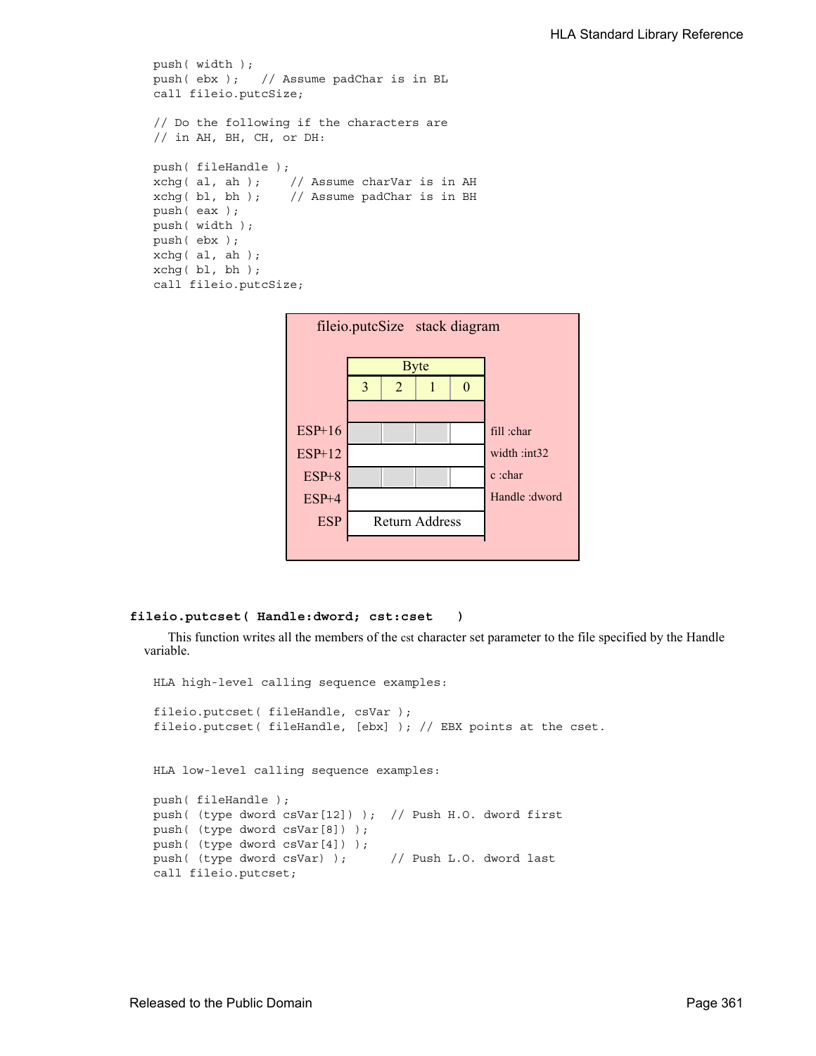```
push( width );
push( ebx );   // Assume padChar is in BL
call fileio.putcSize;

// Do the following if the characters are
// in AH, BH, CH, or DH:

push( fileHandle );
xchg( al, ah );    // Assume charVar is in AH
xchg( bl, bh );    // Assume padChar is in BH
push( eax );
push( width );
push( ebx );
xchg( al, ah );
xchg( bl, bh );
call fileio.putcSize;
```

**fileio.putcSize stack diagram**

| Offset | Byte 3 | Byte 2 | Byte 1 | Byte 0 | Parameter |
|---|---|---|---|---|---|
| ESP+16 | | | | | fill :char |
| ESP+12 | | | | | width :int32 |
| ESP+8 | | | | | c :char |
| ESP+4 | | | | | Handle :dword |
| ESP | Return Address | | | | |

**fileio.putcset( Handle:dword; cst:cset )**

This function writes all the members of the cst character set parameter to the file specified by the Handle variable.

```
HLA high-level calling sequence examples:

fileio.putcset( fileHandle, csVar );
fileio.putcset( fileHandle, [ebx] ); // EBX points at the cset.


HLA low-level calling sequence examples:

push( fileHandle );
push( (type dword csVar[12]) );  // Push H.O. dword first
push( (type dword csVar[8]) );
push( (type dword csVar[4]) );
push( (type dword csVar) );      // Push L.O. dword last
call fileio.putcset;
```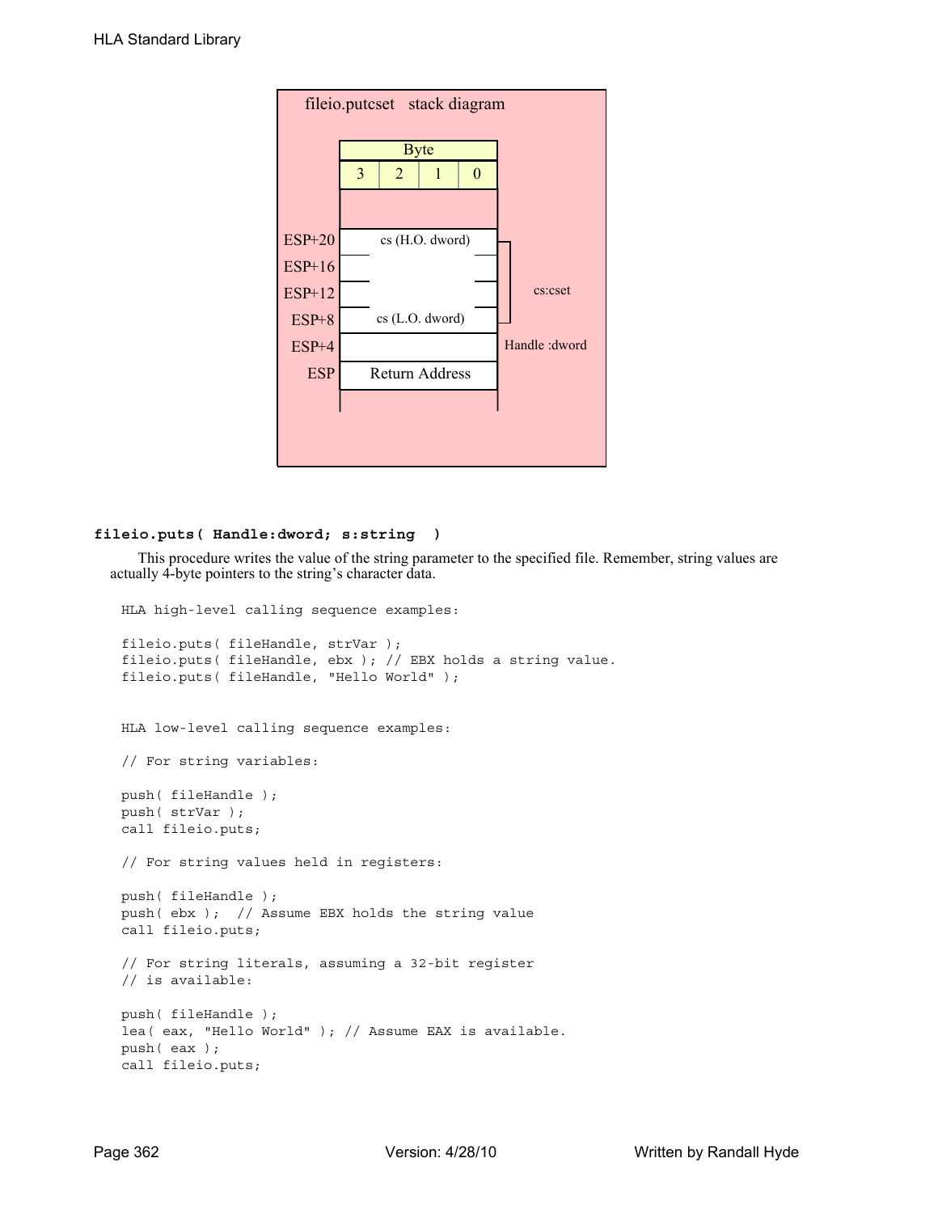fileio.putcset stack diagram

| | Byte 3 | Byte 2 | Byte 1 | Byte 0 | |
|---|---|---|---|---|---|
| ESP+20 | cs (H.O. dword) | | | | cs:cset |
| ESP+16 | | | | | |
| ESP+12 | | | | | |
| ESP+8 | cs (L.O. dword) | | | | |
| ESP+4 | | | | | Handle :dword |
| ESP | Return Address | | | | |

**fileio.puts( Handle:dword; s:string )**

This procedure writes the value of the string parameter to the specified file. Remember, string values are actually 4-byte pointers to the string's character data.

```
HLA high-level calling sequence examples:

fileio.puts( fileHandle, strVar );
fileio.puts( fileHandle, ebx ); // EBX holds a string value.
fileio.puts( fileHandle, "Hello World" );


HLA low-level calling sequence examples:

// For string variables:

push( fileHandle );
push( strVar );
call fileio.puts;

// For string values held in registers:

push( fileHandle );
push( ebx );  // Assume EBX holds the string value
call fileio.puts;

// For string literals, assuming a 32-bit register
// is available:

push( fileHandle );
lea( eax, "Hello World" ); // Assume EAX is available.
push( eax );
call fileio.puts;
```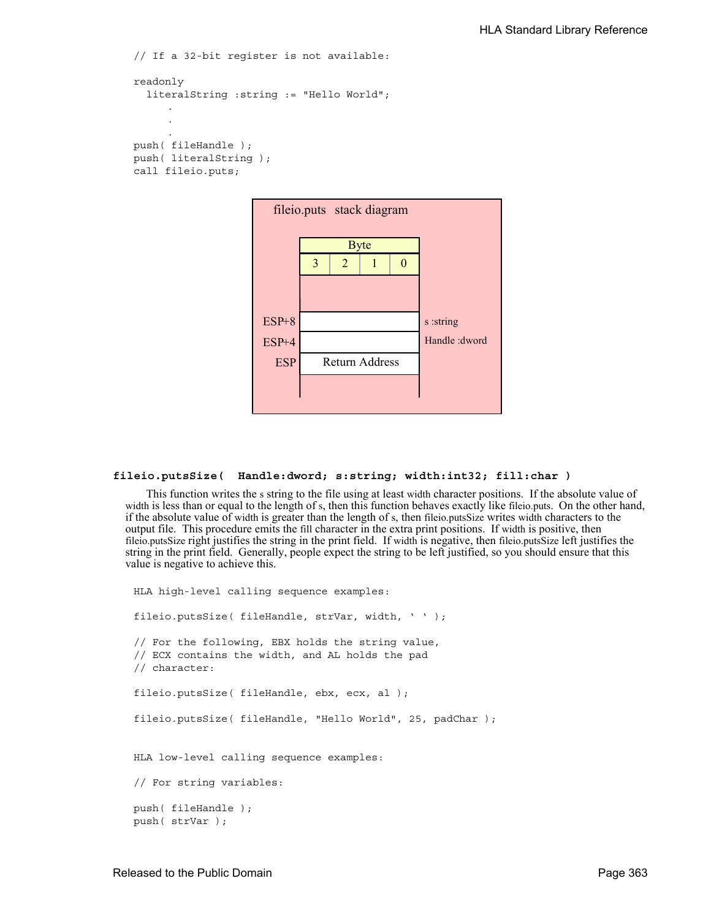```
// If a 32-bit register is not available:

readonly
  literalString :string := "Hello World";
      .
      .
      .
push( fileHandle );
push( literalString );
call fileio.puts;
```

fileio.puts stack diagram

| Offset | Byte 3 | Byte 2 | Byte 1 | Byte 0 | |
|---|---|---|---|---|---|
| ESP+8 | | | | | s :string |
| ESP+4 | | | | | Handle :dword |
| ESP | Return Address | | | | |

**fileio.putsSize( Handle:dword; s:string; width:int32; fill:char )**

This function writes the s string to the file using at least width character positions. If the absolute value of width is less than or equal to the length of s, then this function behaves exactly like fileio.puts. On the other hand, if the absolute value of width is greater than the length of s, then fileio.putsSize writes width characters to the output file. This procedure emits the fill character in the extra print positions. If width is positive, then fileio.putsSize right justifies the string in the print field. If width is negative, then fileio.putsSize left justifies the string in the print field. Generally, people expect the string to be left justified, so you should ensure that this value is negative to achieve this.

```
HLA high-level calling sequence examples:

fileio.putsSize( fileHandle, strVar, width, ' ' );

// For the following, EBX holds the string value,
// ECX contains the width, and AL holds the pad
// character:

fileio.putsSize( fileHandle, ebx, ecx, al );

fileio.putsSize( fileHandle, "Hello World", 25, padChar );


HLA low-level calling sequence examples:

// For string variables:

push( fileHandle );
push( strVar );
```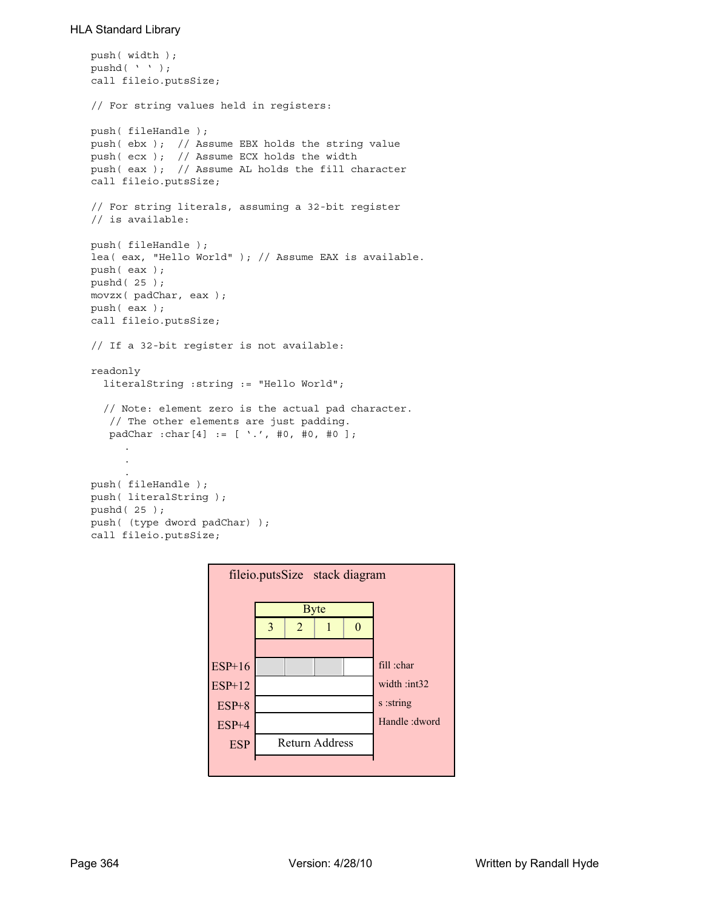```
push( width );
pushd( ' ' );
call fileio.putsSize;

// For string values held in registers:

push( fileHandle );
push( ebx );  // Assume EBX holds the string value
push( ecx );  // Assume ECX holds the width
push( eax );  // Assume AL holds the fill character
call fileio.putsSize;

// For string literals, assuming a 32-bit register
// is available:

push( fileHandle );
lea( eax, "Hello World" ); // Assume EAX is available.
push( eax );
pushd( 25 );
movzx( padChar, eax );
push( eax );
call fileio.putsSize;

// If a 32-bit register is not available:

readonly
  literalString :string := "Hello World";

  // Note: element zero is the actual pad character.
   // The other elements are just padding.
   padChar :char[4] := [ '.', #0, #0, #0 ];
      .
      .
      .
push( fileHandle );
push( literalString );
pushd( 25 );
push( (type dword padChar) );
call fileio.putsSize;
```

**fileio.putsSize stack diagram**

| | Byte 3 | Byte 2 | Byte 1 | Byte 0 | |
|---|---|---|---|---|---|
| ESP+16 | (unused) | (unused) | (unused) | | fill :char |
| ESP+12 | | | | | width :int32 |
| ESP+8 | | | | | s :string |
| ESP+4 | | | | | Handle :dword |
| ESP | Return Address | | | | |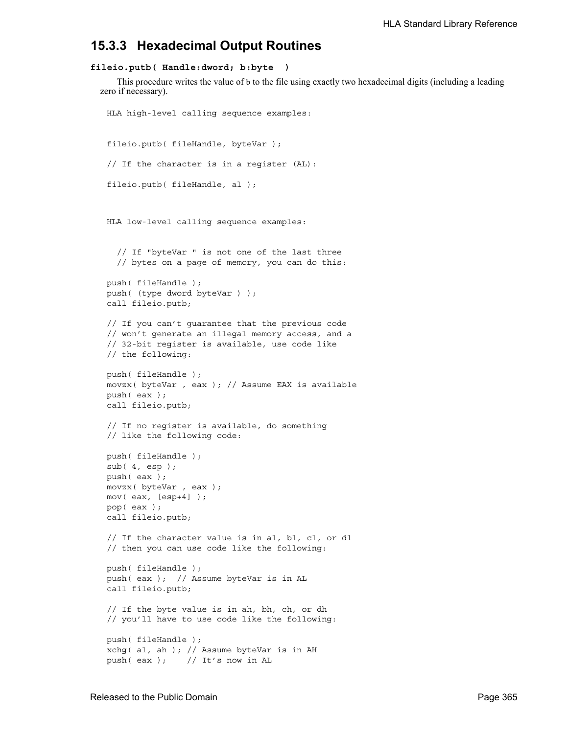### 15.3.3 Hexadecimal Output Routines

**fileio.putb( Handle:dword; b:byte )**

This procedure writes the value of b to the file using exactly two hexadecimal digits (including a leading zero if necessary).

```
HLA high-level calling sequence examples:


fileio.putb( fileHandle, byteVar );

// If the character is in a register (AL):

fileio.putb( fileHandle, al );



HLA low-level calling sequence examples:


  // If "byteVar " is not one of the last three
  // bytes on a page of memory, you can do this:

push( fileHandle );
push( (type dword byteVar ) );
call fileio.putb;

// If you can't guarantee that the previous code
// won't generate an illegal memory access, and a
// 32-bit register is available, use code like
// the following:

push( fileHandle );
movzx( byteVar , eax ); // Assume EAX is available
push( eax );
call fileio.putb;

// If no register is available, do something
// like the following code:

push( fileHandle );
sub( 4, esp );
push( eax );
movzx( byteVar , eax );
mov( eax, [esp+4] );
pop( eax );
call fileio.putb;

// If the character value is in al, bl, cl, or dl
// then you can use code like the following:

push( fileHandle );
push( eax );  // Assume byteVar is in AL
call fileio.putb;

// If the byte value is in ah, bh, ch, or dh
// you'll have to use code like the following:

push( fileHandle );
xchg( al, ah ); // Assume byteVar is in AH
push( eax );    // It's now in AL
```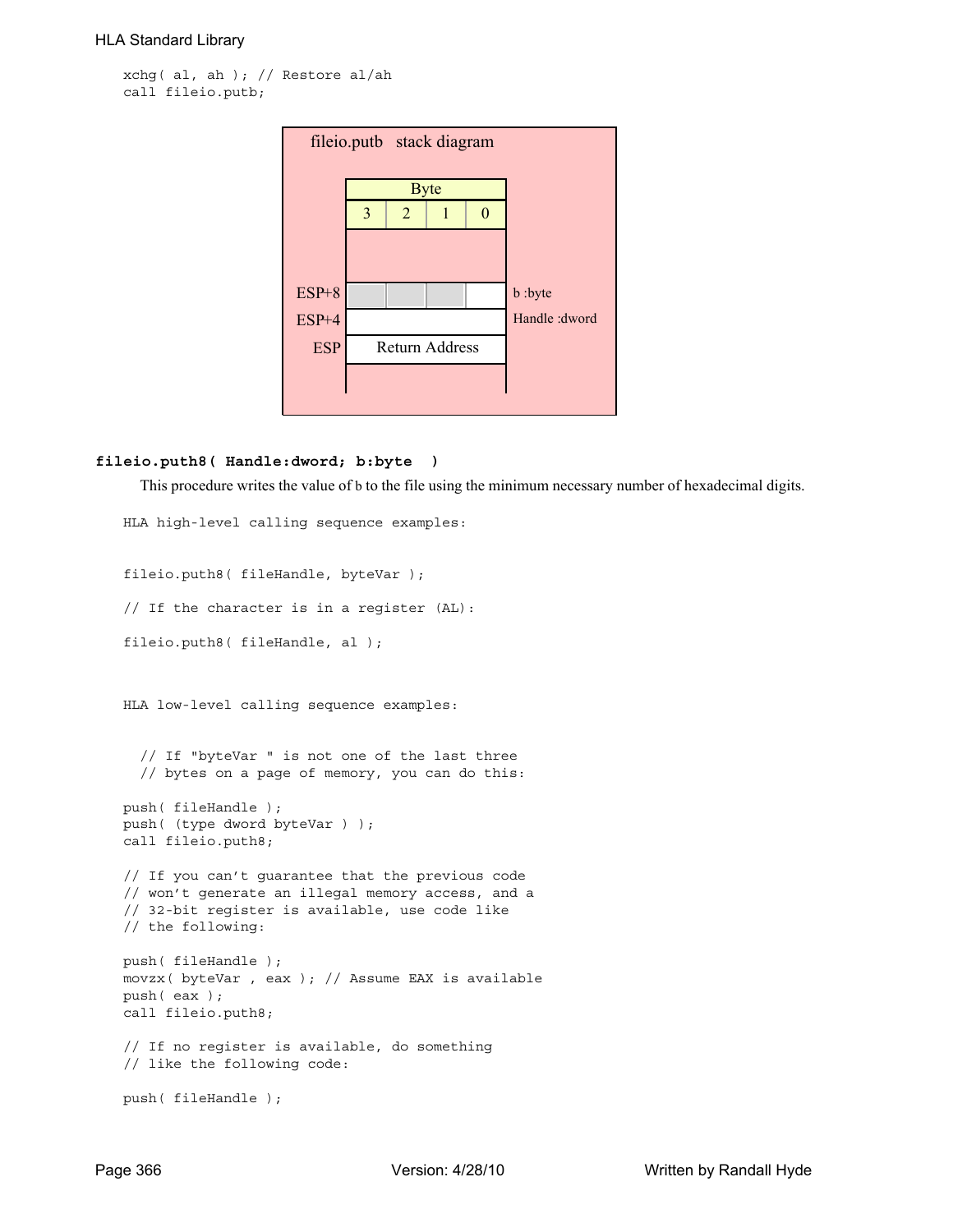```
xchg( al, ah ); // Restore al/ah
call fileio.putb;
```

**fileio.putb stack diagram**

| Offset | Byte 3 | Byte 2 | Byte 1 | Byte 0 | |
|---|---|---|---|---|---|
| ESP+8 | | | | | b :byte |
| ESP+4 | | | | | Handle :dword |
| ESP | Return Address | | | | |

### fileio.puth8( Handle:dword; b:byte )

This procedure writes the value of b to the file using the minimum necessary number of hexadecimal digits.

```
HLA high-level calling sequence examples:


fileio.puth8( fileHandle, byteVar );

// If the character is in a register (AL):

fileio.puth8( fileHandle, al );



HLA low-level calling sequence examples:


  // If "byteVar " is not one of the last three
  // bytes on a page of memory, you can do this:

push( fileHandle );
push( (type dword byteVar ) );
call fileio.puth8;

// If you can't guarantee that the previous code
// won't generate an illegal memory access, and a
// 32-bit register is available, use code like
// the following:

push( fileHandle );
movzx( byteVar , eax ); // Assume EAX is available
push( eax );
call fileio.puth8;

// If no register is available, do something
// like the following code:

push( fileHandle );
```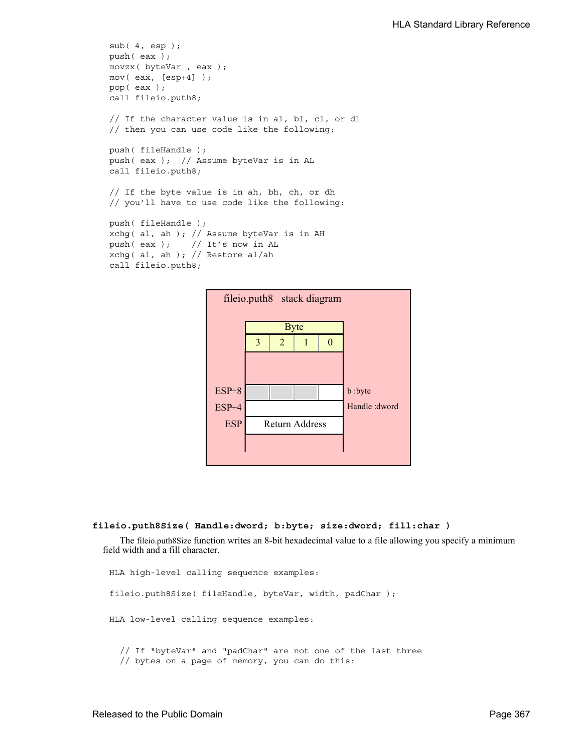```
sub( 4, esp );
push( eax );
movzx( byteVar , eax );
mov( eax, [esp+4] );
pop( eax );
call fileio.puth8;

// If the character value is in al, bl, cl, or dl
// then you can use code like the following:

push( fileHandle );
push( eax );  // Assume byteVar is in AL
call fileio.puth8;

// If the byte value is in ah, bh, ch, or dh
// you'll have to use code like the following:

push( fileHandle );
xchg( al, ah ); // Assume byteVar is in AH
push( eax );    // It's now in AL
xchg( al, ah ); // Restore al/ah
call fileio.puth8;
```

fileio.puth8 stack diagram

| | Byte 3 | Byte 2 | Byte 1 | Byte 0 | |
|---|---|---|---|---|---|
| ESP+8 | | | | | b :byte |
| ESP+4 | | | | | Handle :dword |
| ESP | Return Address | | | | |

**fileio.puth8Size( Handle:dword; b:byte; size:dword; fill:char )**

The fileio.puth8Size function writes an 8-bit hexadecimal value to a file allowing you specify a minimum field width and a fill character.

```
HLA high-level calling sequence examples:

fileio.puth8Size( fileHandle, byteVar, width, padChar );


HLA low-level calling sequence examples:


  // If "byteVar" and "padChar" are not one of the last three
  // bytes on a page of memory, you can do this:
```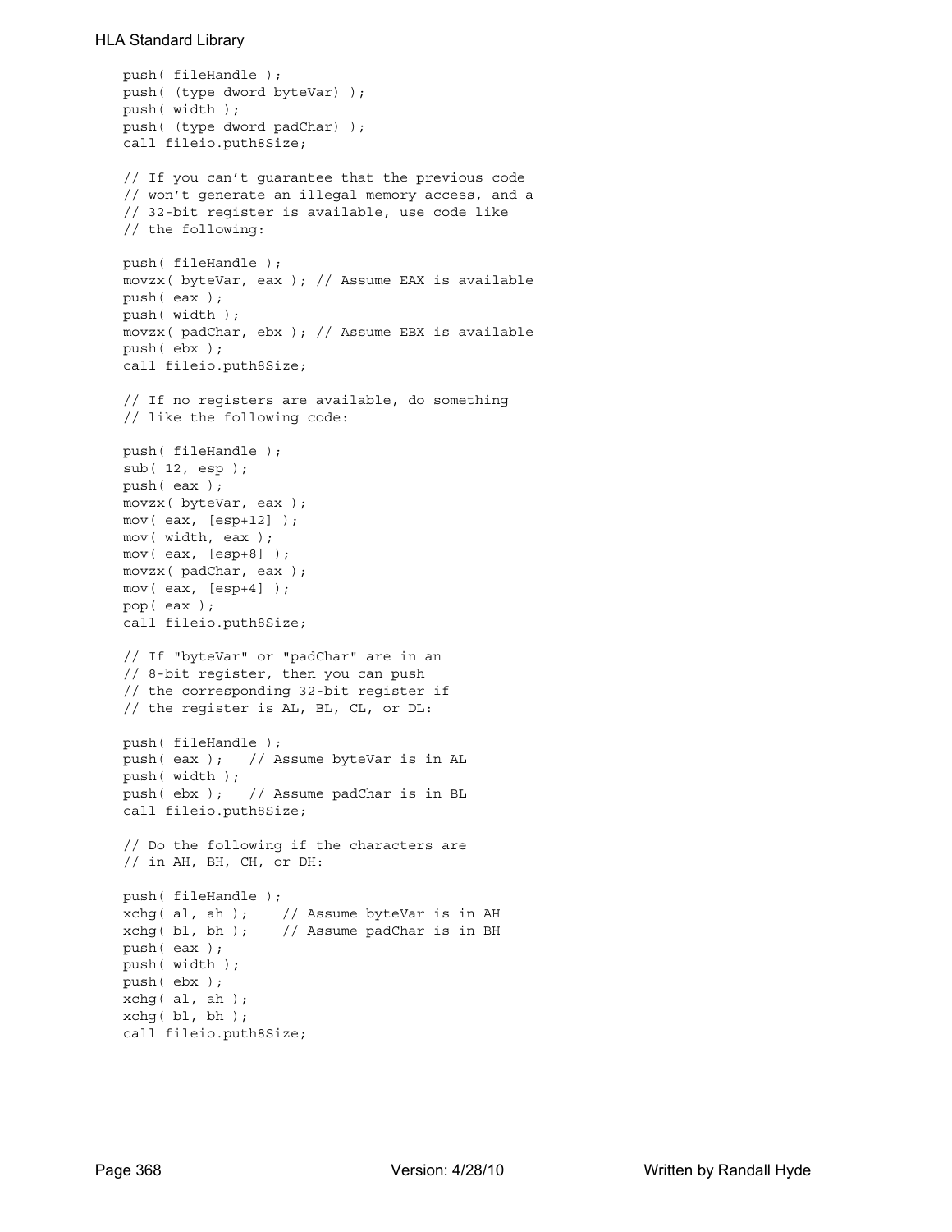```
push( fileHandle );
push( (type dword byteVar) );
push( width );
push( (type dword padChar) );
call fileio.puth8Size;

// If you can't guarantee that the previous code
// won't generate an illegal memory access, and a
// 32-bit register is available, use code like
// the following:

push( fileHandle );
movzx( byteVar, eax ); // Assume EAX is available
push( eax );
push( width );
movzx( padChar, ebx ); // Assume EBX is available
push( ebx );
call fileio.puth8Size;

// If no registers are available, do something
// like the following code:

push( fileHandle );
sub( 12, esp );
push( eax );
movzx( byteVar, eax );
mov( eax, [esp+12] );
mov( width, eax );
mov( eax, [esp+8] );
movzx( padChar, eax );
mov( eax, [esp+4] );
pop( eax );
call fileio.puth8Size;

// If "byteVar" or "padChar" are in an
// 8-bit register, then you can push
// the corresponding 32-bit register if
// the register is AL, BL, CL, or DL:

push( fileHandle );
push( eax );   // Assume byteVar is in AL
push( width );
push( ebx );   // Assume padChar is in BL
call fileio.puth8Size;

// Do the following if the characters are
// in AH, BH, CH, or DH:

push( fileHandle );
xchg( al, ah );    // Assume byteVar is in AH
xchg( bl, bh );    // Assume padChar is in BH
push( eax );
push( width );
push( ebx );
xchg( al, ah );
xchg( bl, bh );
call fileio.puth8Size;
```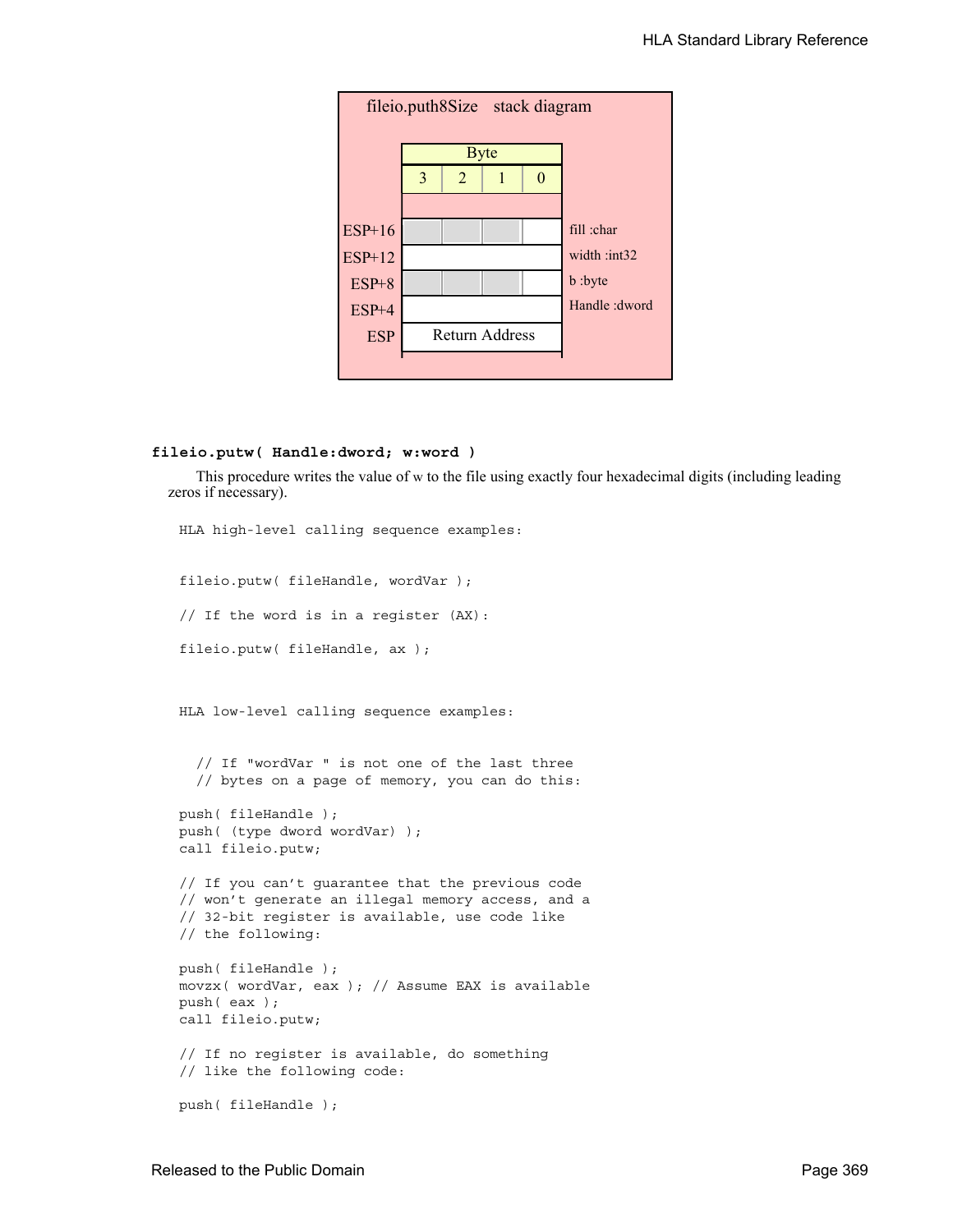**fileio.puth8Size stack diagram**

| Offset | Byte 3 | Byte 2 | Byte 1 | Byte 0 | Parameter |
|---|---|---|---|---|---|
| ESP+16 | | | | | fill :char |
| ESP+12 | | | | | width :int32 |
| ESP+8 | | | | | b :byte |
| ESP+4 | | | | | Handle :dword |
| ESP | Return Address | | | | |

**fileio.putw( Handle:dword; w:word )**

This procedure writes the value of w to the file using exactly four hexadecimal digits (including leading zeros if necessary).

```
HLA high-level calling sequence examples:


fileio.putw( fileHandle, wordVar );

// If the word is in a register (AX):

fileio.putw( fileHandle, ax );



HLA low-level calling sequence examples:


  // If "wordVar " is not one of the last three
  // bytes on a page of memory, you can do this:

push( fileHandle );
push( (type dword wordVar) );
call fileio.putw;

// If you can't guarantee that the previous code
// won't generate an illegal memory access, and a
// 32-bit register is available, use code like
// the following:

push( fileHandle );
movzx( wordVar, eax ); // Assume EAX is available
push( eax );
call fileio.putw;

// If no register is available, do something
// like the following code:

push( fileHandle );
```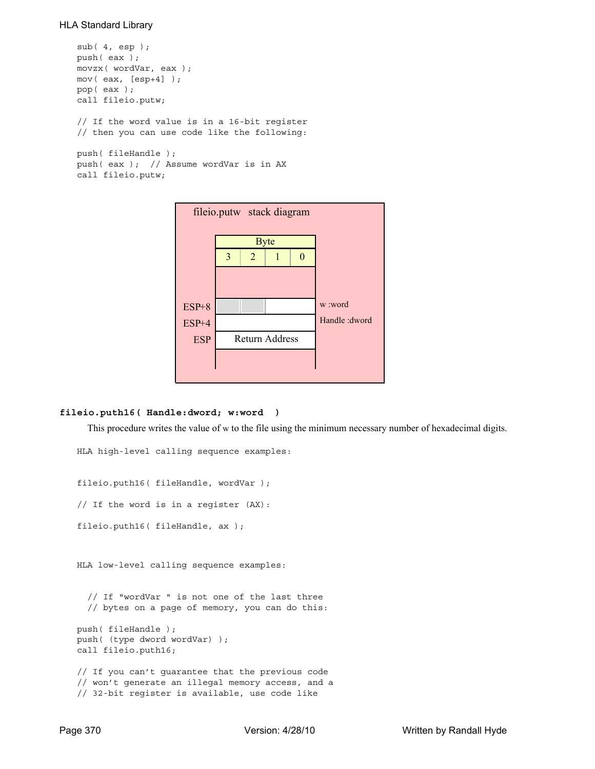```
sub( 4, esp );
push( eax );
movzx( wordVar, eax );
mov( eax, [esp+4] );
pop( eax );
call fileio.putw;

// If the word value is in a 16-bit register
// then you can use code like the following:

push( fileHandle );
push( eax );  // Assume wordVar is in AX
call fileio.putw;
```

fileio.putw stack diagram

| | Byte 3 | Byte 2 | Byte 1 | Byte 0 | |
|---|---|---|---|---|---|
| ESP+8 | | | | | w :word |
| ESP+4 | | | | | Handle :dword |
| ESP | Return Address | | | | |

**fileio.puth16( Handle:dword; w:word )**

This procedure writes the value of w to the file using the minimum necessary number of hexadecimal digits.

```
HLA high-level calling sequence examples:


fileio.puth16( fileHandle, wordVar );

// If the word is in a register (AX):

fileio.puth16( fileHandle, ax );



HLA low-level calling sequence examples:


  // If "wordVar " is not one of the last three
  // bytes on a page of memory, you can do this:

push( fileHandle );
push( (type dword wordVar) );
call fileio.puth16;

// If you can't guarantee that the previous code
// won't generate an illegal memory access, and a
// 32-bit register is available, use code like
```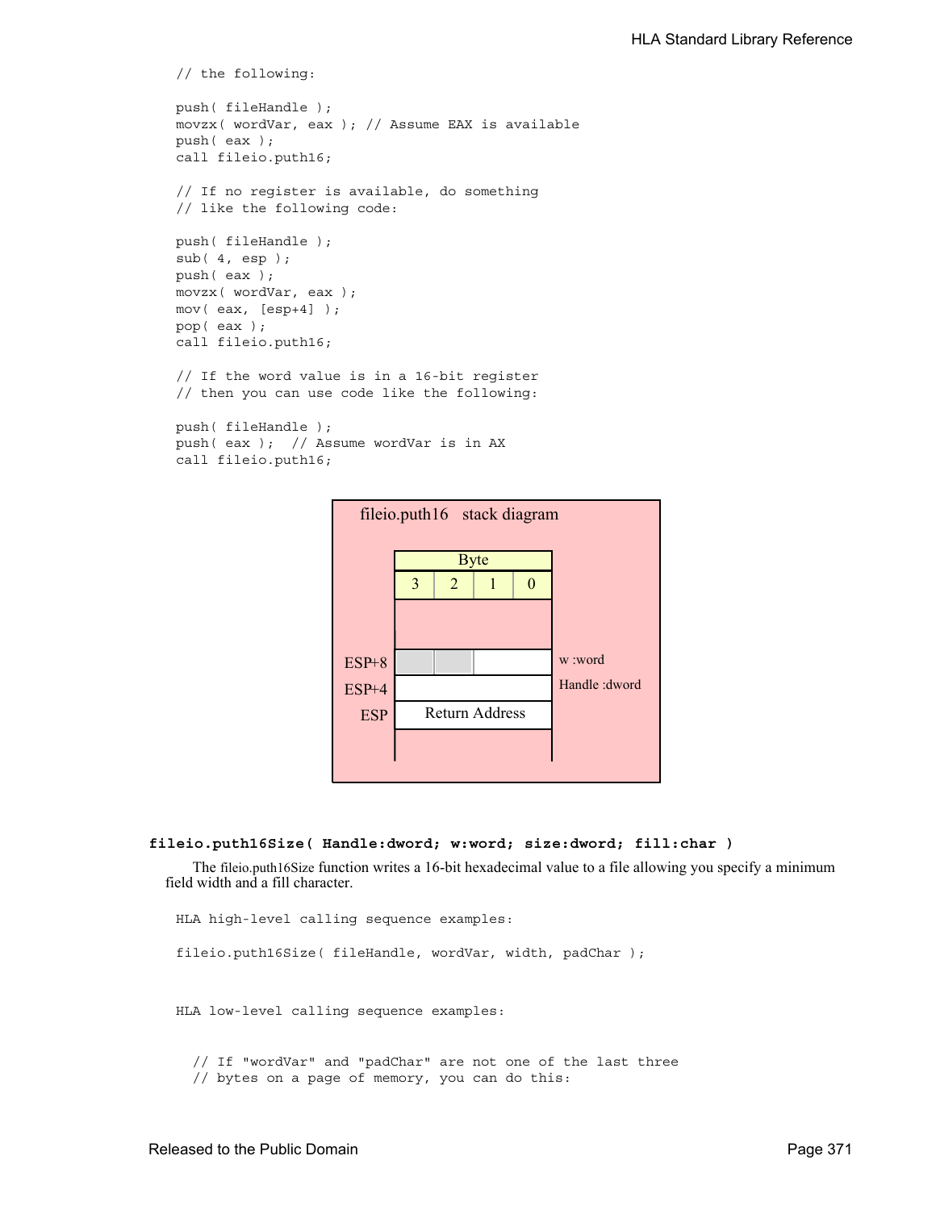```
// the following:

push( fileHandle );
movzx( wordVar, eax ); // Assume EAX is available
push( eax );
call fileio.puth16;

// If no register is available, do something
// like the following code:

push( fileHandle );
sub( 4, esp );
push( eax );
movzx( wordVar, eax );
mov( eax, [esp+4] );
pop( eax );
call fileio.puth16;

// If the word value is in a 16-bit register
// then you can use code like the following:

push( fileHandle );
push( eax );  // Assume wordVar is in AX
call fileio.puth16;
```

fileio.puth16 stack diagram

| | Byte 3 | Byte 2 | Byte 1 | Byte 0 | |
|---|---|---|---|---|---|
| ESP+8 | | | | | w :word |
| ESP+4 | | | | | Handle :dword |
| ESP | Return Address | | | | |

**fileio.puth16Size( Handle:dword; w:word; size:dword; fill:char )**

The fileio.puth16Size function writes a 16-bit hexadecimal value to a file allowing you specify a minimum field width and a fill character.

```
HLA high-level calling sequence examples:

fileio.puth16Size( fileHandle, wordVar, width, padChar );



HLA low-level calling sequence examples:


  // If "wordVar" and "padChar" are not one of the last three
  // bytes on a page of memory, you can do this:
```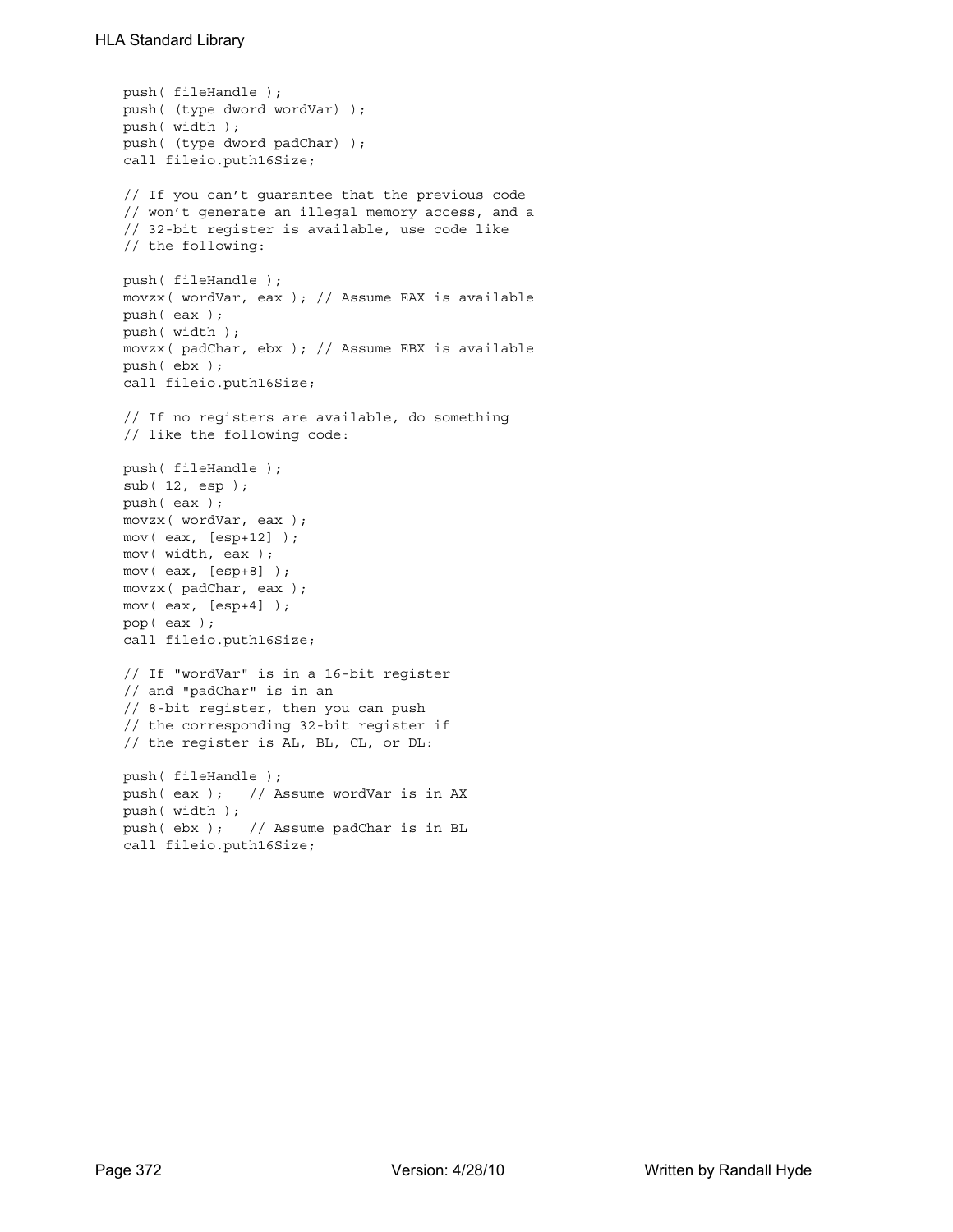```
push( fileHandle );
push( (type dword wordVar) );
push( width );
push( (type dword padChar) );
call fileio.puth16Size;

// If you can't guarantee that the previous code
// won't generate an illegal memory access, and a
// 32-bit register is available, use code like
// the following:

push( fileHandle );
movzx( wordVar, eax ); // Assume EAX is available
push( eax );
push( width );
movzx( padChar, ebx ); // Assume EBX is available
push( ebx );
call fileio.puth16Size;

// If no registers are available, do something
// like the following code:

push( fileHandle );
sub( 12, esp );
push( eax );
movzx( wordVar, eax );
mov( eax, [esp+12] );
mov( width, eax );
mov( eax, [esp+8] );
movzx( padChar, eax );
mov( eax, [esp+4] );
pop( eax );
call fileio.puth16Size;

// If "wordVar" is in a 16-bit register
// and "padChar" is in an
// 8-bit register, then you can push
// the corresponding 32-bit register if
// the register is AL, BL, CL, or DL:

push( fileHandle );
push( eax );   // Assume wordVar is in AX
push( width );
push( ebx );   // Assume padChar is in BL
call fileio.puth16Size;
```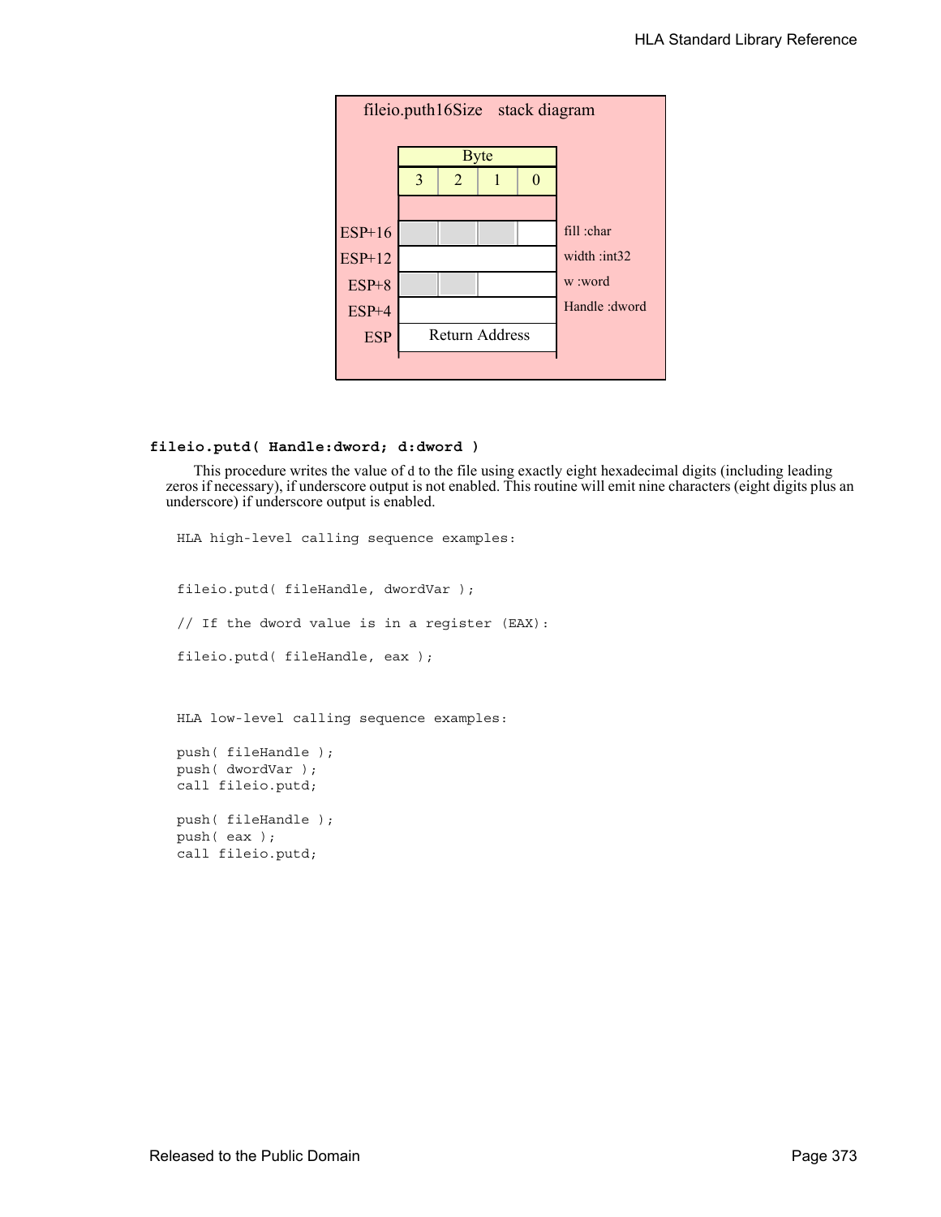fileio.puth16Size stack diagram

| Offset | Byte 3 | Byte 2 | Byte 1 | Byte 0 | |
|---|---|---|---|---|---|
| ESP+16 | | | | | fill :char |
| ESP+12 | | | | | width :int32 |
| ESP+8 | | | | | w :word |
| ESP+4 | | | | | Handle :dword |
| ESP | Return Address | | | | |

**fileio.putd( Handle:dword; d:dword )**

This procedure writes the value of d to the file using exactly eight hexadecimal digits (including leading zeros if necessary), if underscore output is not enabled. This routine will emit nine characters (eight digits plus an underscore) if underscore output is enabled.

```
HLA high-level calling sequence examples:


fileio.putd( fileHandle, dwordVar );

// If the dword value is in a register (EAX):

fileio.putd( fileHandle, eax );



HLA low-level calling sequence examples:

push( fileHandle );
push( dwordVar );
call fileio.putd;

push( fileHandle );
push( eax );
call fileio.putd;
```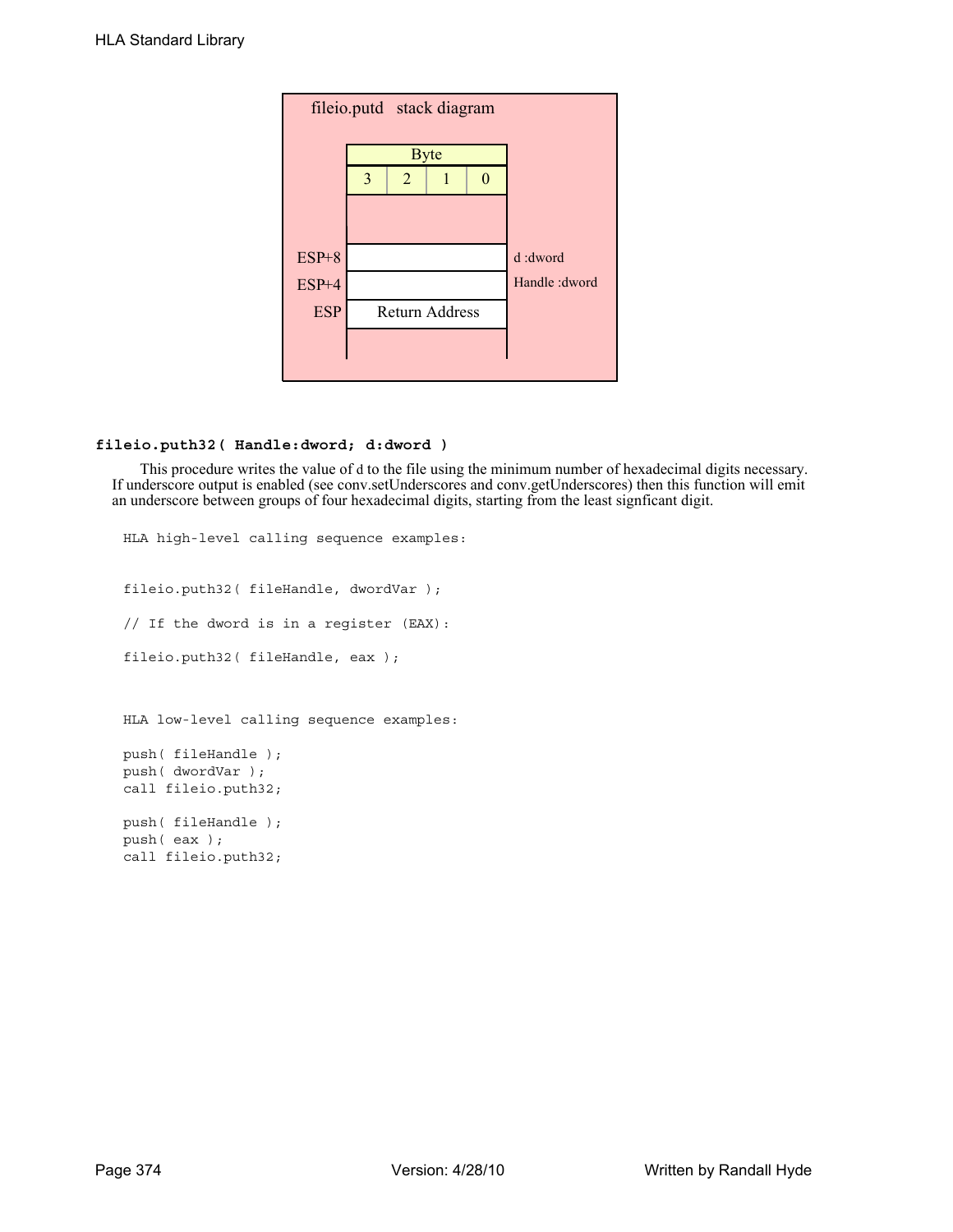fileio.putd stack diagram

| | Byte | | | | |
|---|---|---|---|---|---|
| | 3 | 2 | 1 | 0 | |
| ESP+8 | | | | | d :dword |
| ESP+4 | | | | | Handle :dword |
| ESP | Return Address | | | | |

### fileio.puth32( Handle:dword; d:dword )

This procedure writes the value of d to the file using the minimum number of hexadecimal digits necessary. If underscore output is enabled (see conv.setUnderscores and conv.getUnderscores) then this function will emit an underscore between groups of four hexadecimal digits, starting from the least signficant digit.

```
HLA high-level calling sequence examples:


fileio.puth32( fileHandle, dwordVar );

// If the dword is in a register (EAX):

fileio.puth32( fileHandle, eax );



HLA low-level calling sequence examples:

push( fileHandle );
push( dwordVar );
call fileio.puth32;

push( fileHandle );
push( eax );
call fileio.puth32;
```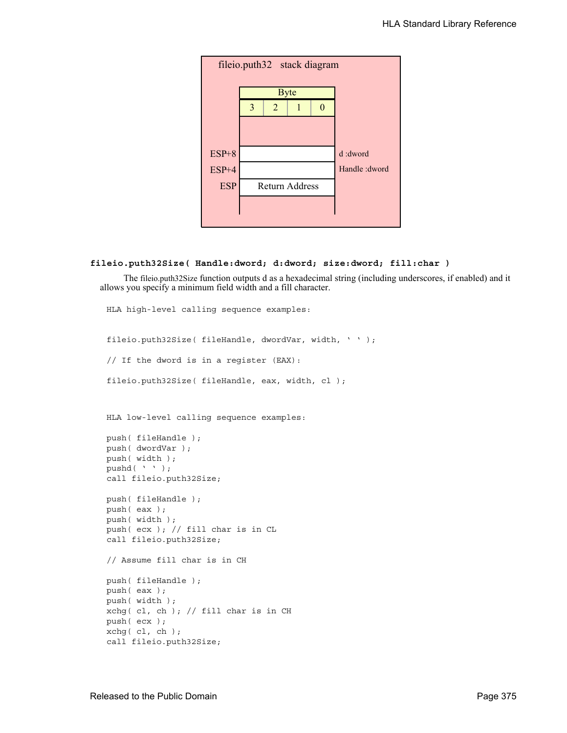fileio.puth32 stack diagram

| Byte | | | |
|---|---|---|---|
| 3 | 2 | 1 | 0 |

| Offset | Stack | Parameter |
|---|---|---|
| ESP+8 | | d :dword |
| ESP+4 | | Handle :dword |
| ESP | Return Address | |

**fileio.puth32Size( Handle:dword; d:dword; size:dword; fill:char )**

The fileio.puth32Size function outputs d as a hexadecimal string (including underscores, if enabled) and it allows you specify a minimum field width and a fill character.

```
HLA high-level calling sequence examples:


fileio.puth32Size( fileHandle, dwordVar, width, ' ' );

// If the dword is in a register (EAX):

fileio.puth32Size( fileHandle, eax, width, cl );



HLA low-level calling sequence examples:

push( fileHandle );
push( dwordVar );
push( width );
pushd( ' ' );
call fileio.puth32Size;

push( fileHandle );
push( eax );
push( width );
push( ecx ); // fill char is in CL
call fileio.puth32Size;

// Assume fill char is in CH

push( fileHandle );
push( eax );
push( width );
xchg( cl, ch ); // fill char is in CH
push( ecx );
xchg( cl, ch );
call fileio.puth32Size;
```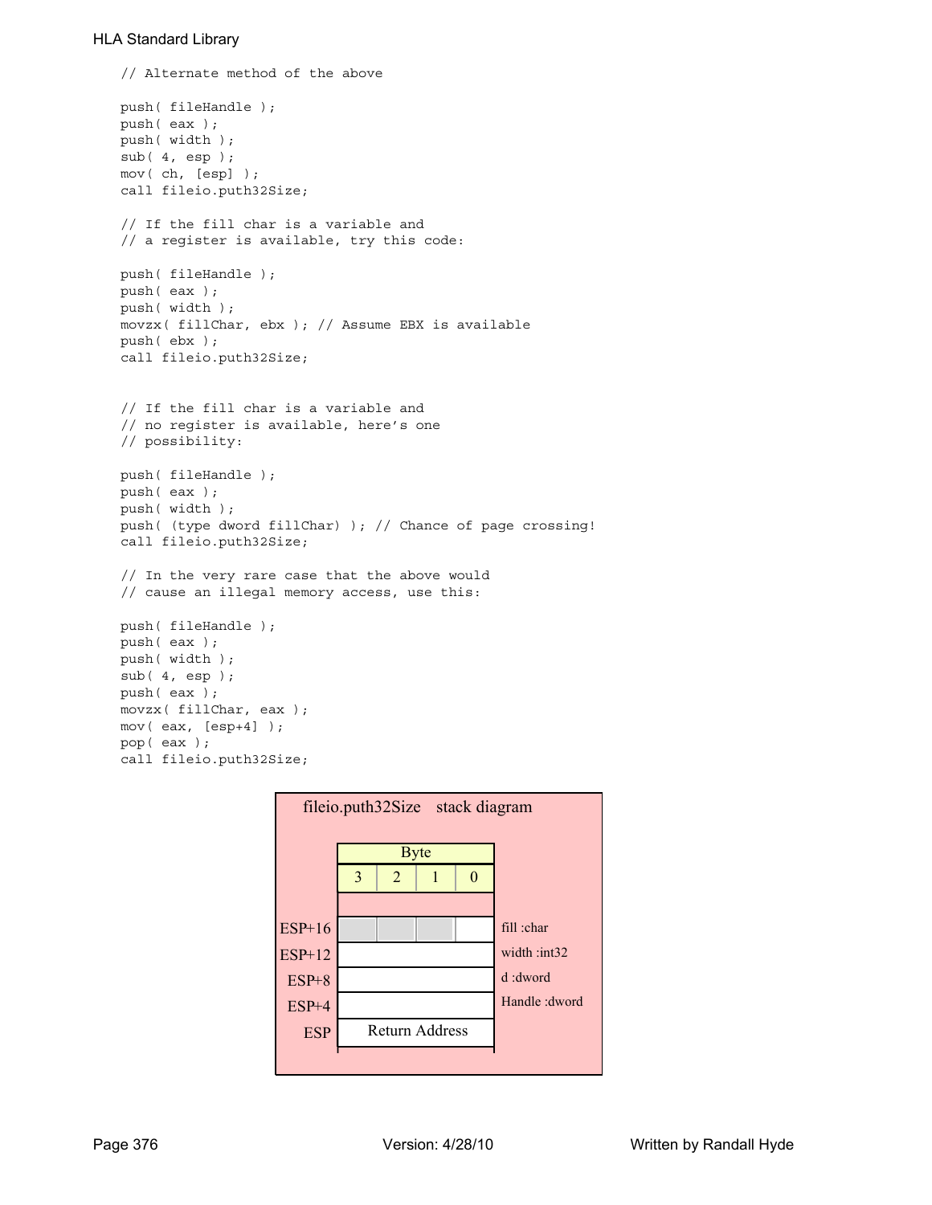```
// Alternate method of the above

push( fileHandle );
push( eax );
push( width );
sub( 4, esp );
mov( ch, [esp] );
call fileio.puth32Size;

// If the fill char is a variable and
// a register is available, try this code:

push( fileHandle );
push( eax );
push( width );
movzx( fillChar, ebx ); // Assume EBX is available
push( ebx );
call fileio.puth32Size;


// If the fill char is a variable and
// no register is available, here's one
// possibility:

push( fileHandle );
push( eax );
push( width );
push( (type dword fillChar) ); // Chance of page crossing!
call fileio.puth32Size;

// In the very rare case that the above would
// cause an illegal memory access, use this:

push( fileHandle );
push( eax );
push( width );
sub( 4, esp );
push( eax );
movzx( fillChar, eax );
mov( eax, [esp+4] );
pop( eax );
call fileio.puth32Size;
```

**fileio.puth32Size stack diagram**

| | Byte 3 | Byte 2 | Byte 1 | Byte 0 | |
|---|---|---|---|---|---|
| ESP+16 | | | | | fill :char |
| ESP+12 | | | | | width :int32 |
| ESP+8 | | | | | d :dword |
| ESP+4 | | | | | Handle :dword |
| ESP | Return Address | | | | |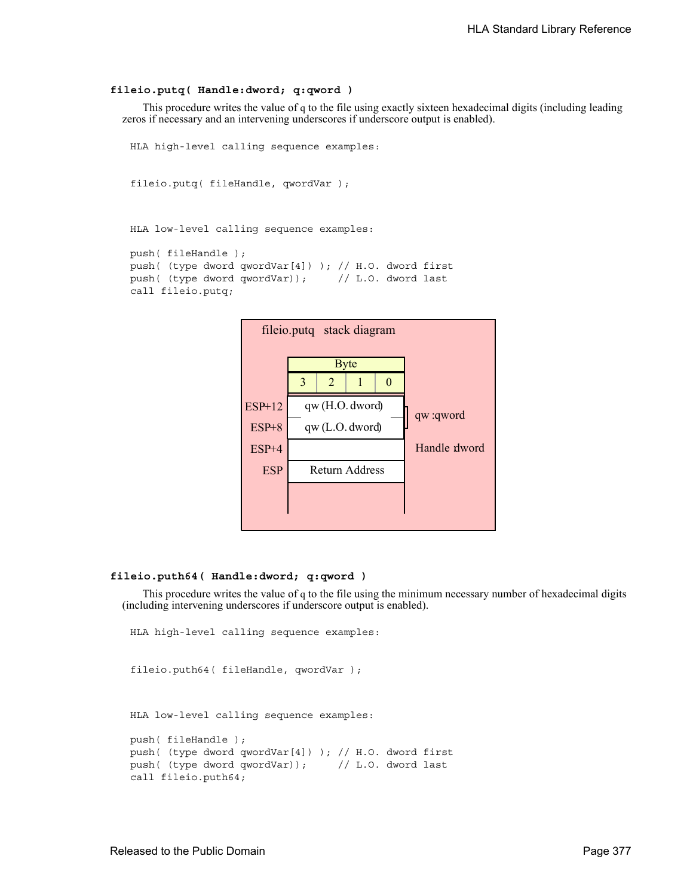#### fileio.putq( Handle:dword; q:qword )

This procedure writes the value of q to the file using exactly sixteen hexadecimal digits (including leading zeros if necessary and an intervening underscores if underscore output is enabled).

```
HLA high-level calling sequence examples:


fileio.putq( fileHandle, qwordVar );



HLA low-level calling sequence examples:

push( fileHandle );
push( (type dword qwordVar[4]) ); // H.O. dword first
push( (type dword qwordVar));     // L.O. dword last
call fileio.putq;
```

fileio.putq stack diagram

| | Byte 3 | Byte 2 | Byte 1 | Byte 0 | |
|---|---|---|---|---|---|
| ESP+12 | qw (H.O. dword) | | | | qw :qword |
| ESP+8 | qw (L.O. dword) | | | | |
| ESP+4 | | | | | Handle :dword |
| ESP | Return Address | | | | |

#### fileio.puth64( Handle:dword; q:qword )

This procedure writes the value of q to the file using the minimum necessary number of hexadecimal digits (including intervening underscores if underscore output is enabled).

```
HLA high-level calling sequence examples:


fileio.puth64( fileHandle, qwordVar );



HLA low-level calling sequence examples:

push( fileHandle );
push( (type dword qwordVar[4]) ); // H.O. dword first
push( (type dword qwordVar));     // L.O. dword last
call fileio.puth64;
```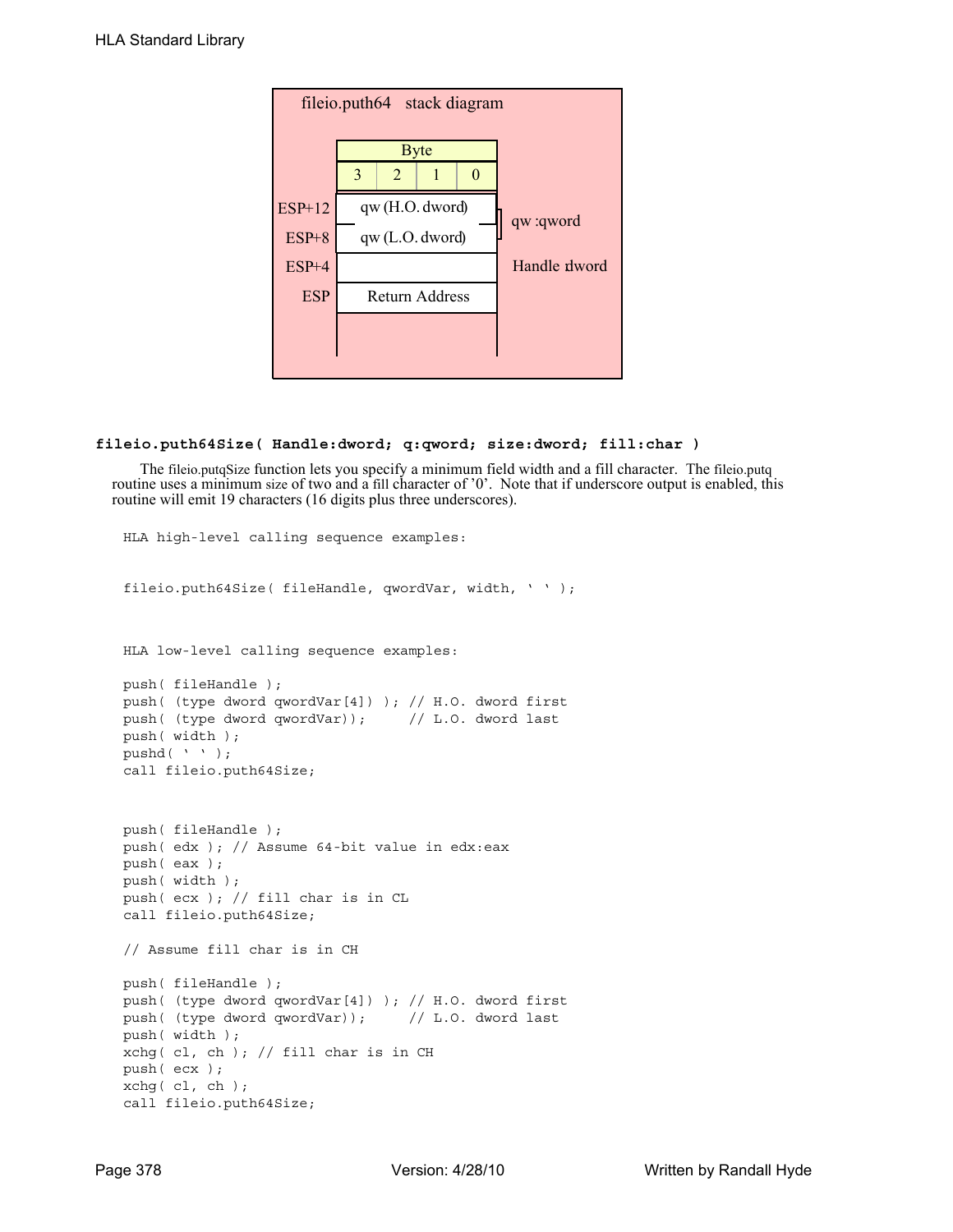fileio.puth64 stack diagram

| Byte | | | | | |
|---|---|---|---|---|---|
| | 3 | 2 | 1 | 0 | |
| ESP+12 | qw (H.O. dword) | | | | qw :qword |
| ESP+8 | qw (L.O. dword) | | | | |
| ESP+4 | | | | | Handle :dword |
| ESP | Return Address | | | | |

### `fileio.puth64Size( Handle:dword; q:qword; size:dword; fill:char )`

The fileio.putqSize function lets you specify a minimum field width and a fill character. The fileio.putq routine uses a minimum size of two and a fill character of '0'. Note that if underscore output is enabled, this routine will emit 19 characters (16 digits plus three underscores).

```
HLA high-level calling sequence examples:


fileio.puth64Size( fileHandle, qwordVar, width, ' ' );



HLA low-level calling sequence examples:

push( fileHandle );
push( (type dword qwordVar[4]) ); // H.O. dword first
push( (type dword qwordVar));     // L.O. dword last
push( width );
pushd( ' ' );
call fileio.puth64Size;



push( fileHandle );
push( edx ); // Assume 64-bit value in edx:eax
push( eax );
push( width );
push( ecx ); // fill char is in CL
call fileio.puth64Size;

// Assume fill char is in CH

push( fileHandle );
push( (type dword qwordVar[4]) ); // H.O. dword first
push( (type dword qwordVar));     // L.O. dword last
push( width );
xchg( cl, ch ); // fill char is in CH
push( ecx );
xchg( cl, ch );
call fileio.puth64Size;
```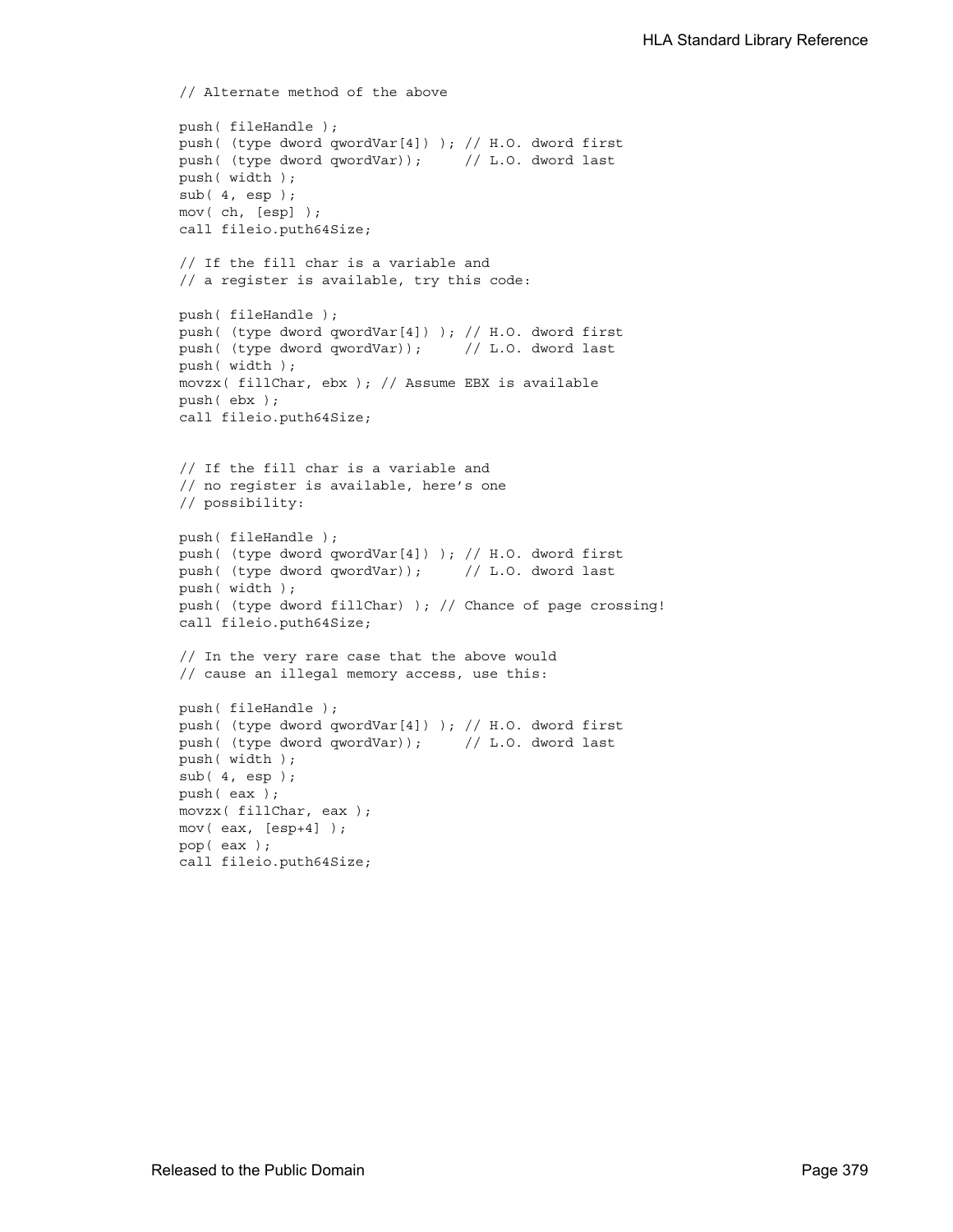```
// Alternate method of the above

push( fileHandle );
push( (type dword qwordVar[4]) ); // H.O. dword first
push( (type dword qwordVar));     // L.O. dword last
push( width );
sub( 4, esp );
mov( ch, [esp] );
call fileio.puth64Size;

// If the fill char is a variable and
// a register is available, try this code:

push( fileHandle );
push( (type dword qwordVar[4]) ); // H.O. dword first
push( (type dword qwordVar));     // L.O. dword last
push( width );
movzx( fillChar, ebx ); // Assume EBX is available
push( ebx );
call fileio.puth64Size;


// If the fill char is a variable and
// no register is available, here's one
// possibility:

push( fileHandle );
push( (type dword qwordVar[4]) ); // H.O. dword first
push( (type dword qwordVar));     // L.O. dword last
push( width );
push( (type dword fillChar) ); // Chance of page crossing!
call fileio.puth64Size;

// In the very rare case that the above would
// cause an illegal memory access, use this:

push( fileHandle );
push( (type dword qwordVar[4]) ); // H.O. dword first
push( (type dword qwordVar));     // L.O. dword last
push( width );
sub( 4, esp );
push( eax );
movzx( fillChar, eax );
mov( eax, [esp+4] );
pop( eax );
call fileio.puth64Size;
```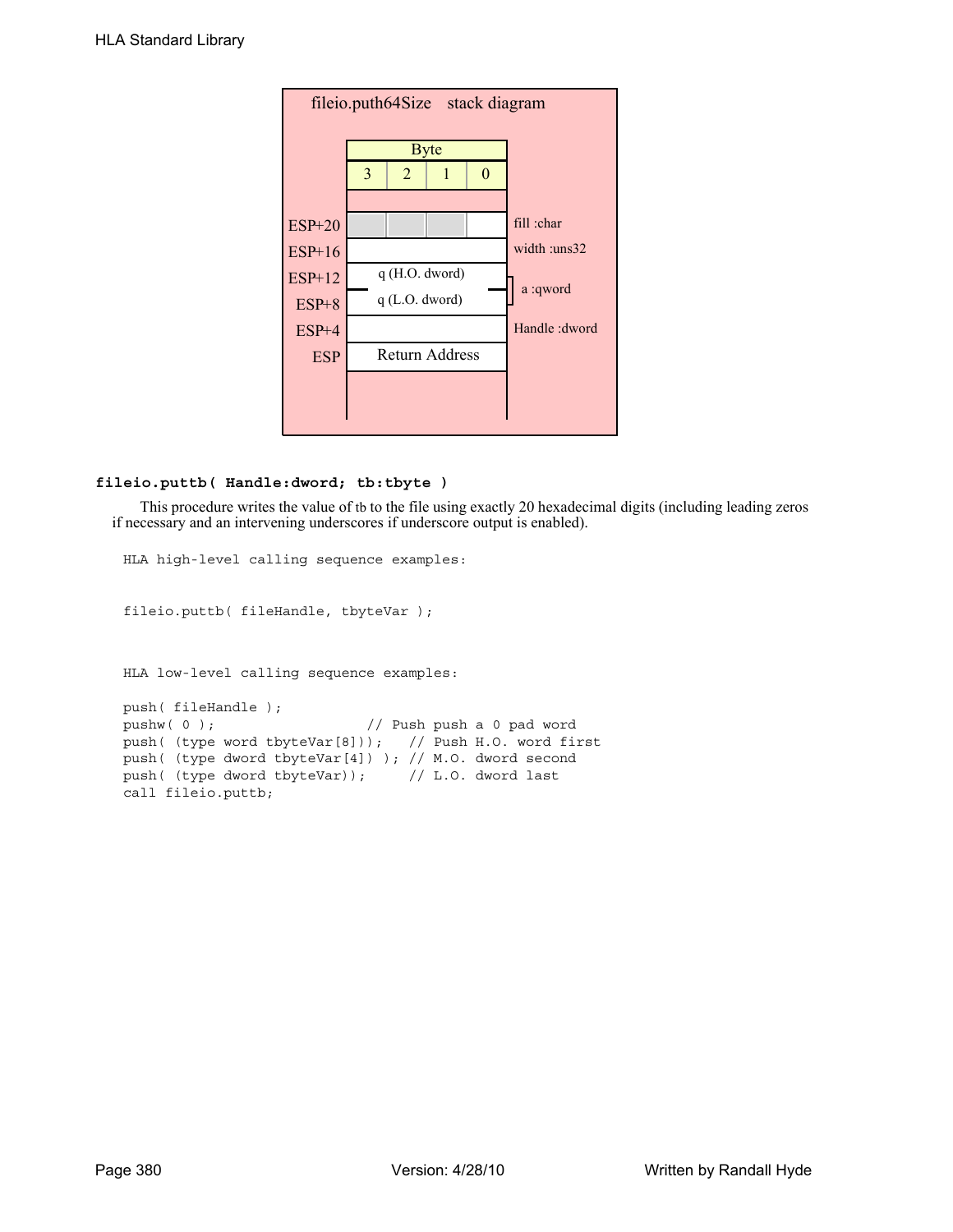fileio.puth64Size stack diagram

| | Byte 3 | Byte 2 | Byte 1 | Byte 0 | |
|---|---|---|---|---|---|
| ESP+20 | | | | | fill :char |
| ESP+16 | | | | | width :uns32 |
| ESP+12 | q (H.O. dword) | | | | a :qword |
| ESP+8 | q (L.O. dword) | | | | |
| ESP+4 | | | | | Handle :dword |
| ESP | Return Address | | | | |

### fileio.puttb( Handle:dword; tb:tbyte )

This procedure writes the value of tb to the file using exactly 20 hexadecimal digits (including leading zeros if necessary and an intervening underscores if underscore output is enabled).

```
HLA high-level calling sequence examples:


fileio.puttb( fileHandle, tbyteVar );



HLA low-level calling sequence examples:

push( fileHandle );
pushw( 0 );                    // Push push a 0 pad word
push( (type word tbyteVar[8]));   // Push H.O. word first
push( (type dword tbyteVar[4]) ); // M.O. dword second
push( (type dword tbyteVar));     // L.O. dword last
call fileio.puttb;
```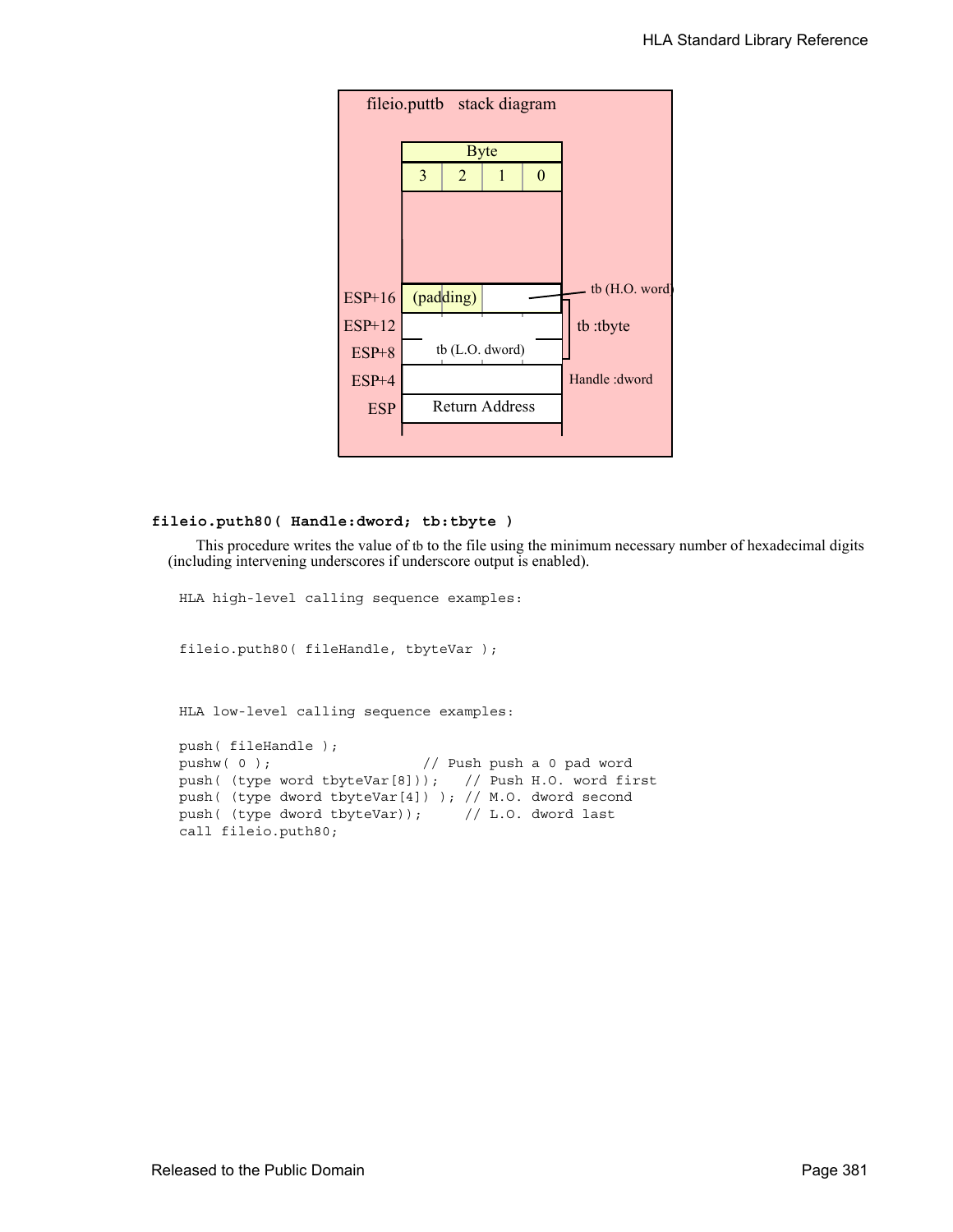fileio.puttb stack diagram

| | Byte | | | | |
|---|---|---|---|---|---|
| | 3 | 2 | 1 | 0 | |
| ESP+16 | (padding) | | tb (H.O. word) | | tb :tbyte |
| ESP+12 | | | | | |
| ESP+8 | tb (L.O. dword) | | | | |
| ESP+4 | | | | | Handle :dword |
| ESP | Return Address | | | | |

**fileio.puth80( Handle:dword; tb:tbyte )**

This procedure writes the value of tb to the file using the minimum necessary number of hexadecimal digits (including intervening underscores if underscore output is enabled).

```
HLA high-level calling sequence examples:


fileio.puth80( fileHandle, tbyteVar );



HLA low-level calling sequence examples:

push( fileHandle );
pushw( 0 );                  // Push push a 0 pad word
push( (type word tbyteVar[8]));   // Push H.O. word first
push( (type dword tbyteVar[4]) ); // M.O. dword second
push( (type dword tbyteVar));     // L.O. dword last
call fileio.puth80;
```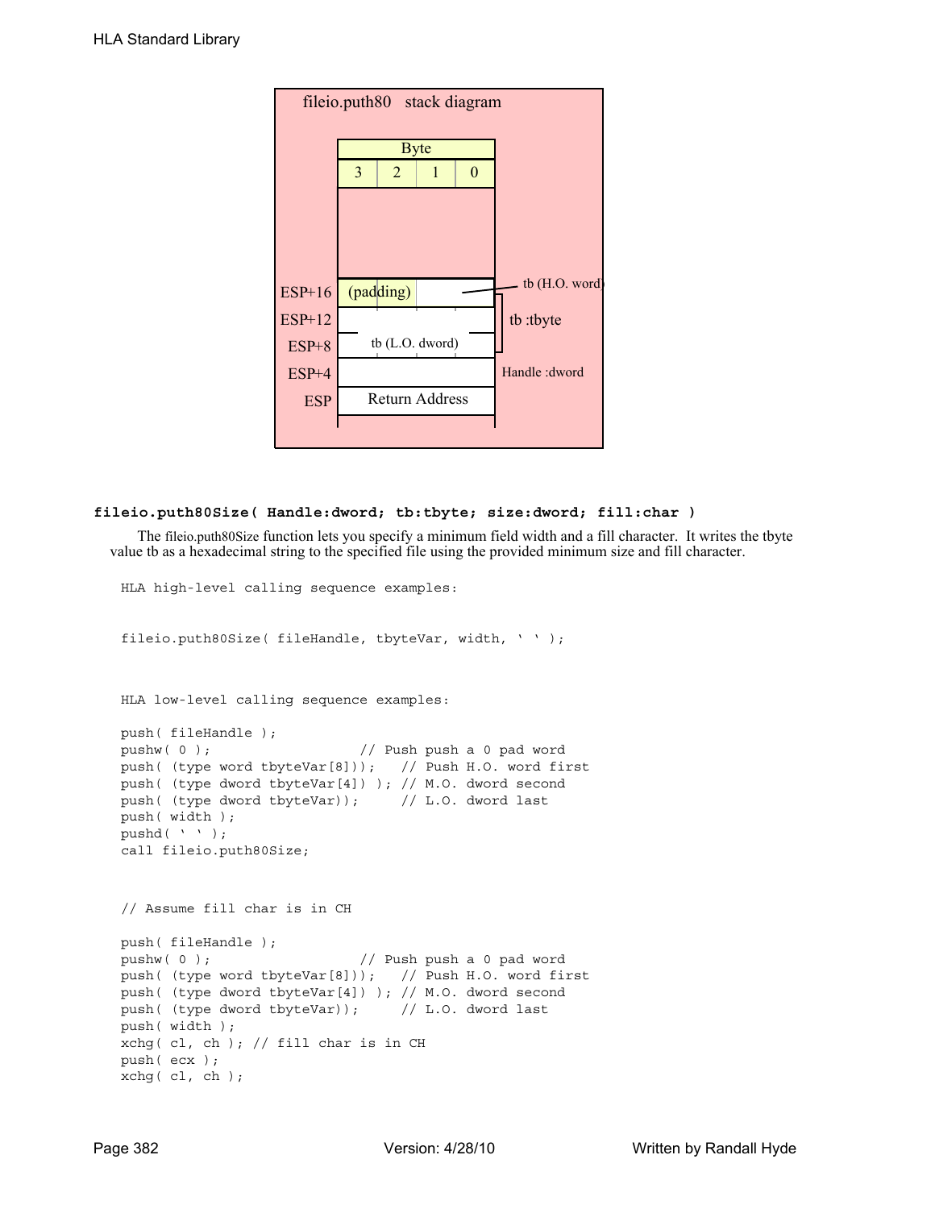fileio.puth80 stack diagram

| | Byte | | | |
|---|---|---|---|---|
| | 3 | 2 | 1 | 0 |
| ESP+16 | (padding) | | tb (H.O. word) | |
| ESP+12 | tb :tbyte | | | |
| ESP+8 | tb (L.O. dword) | | | |
| ESP+4 | Handle :dword | | | |
| ESP | Return Address | | | |

**fileio.puth80Size( Handle:dword; tb:tbyte; size:dword; fill:char )**

The fileio.puth80Size function lets you specify a minimum field width and a fill character. It writes the tbyte value tb as a hexadecimal string to the specified file using the provided minimum size and fill character.

```
HLA high-level calling sequence examples:


fileio.puth80Size( fileHandle, tbyteVar, width, ' ' );



HLA low-level calling sequence examples:

push( fileHandle );
pushw( 0 );                   // Push push a 0 pad word
push( (type word tbyteVar[8]));   // Push H.O. word first
push( (type dword tbyteVar[4]) ); // M.O. dword second
push( (type dword tbyteVar));     // L.O. dword last
push( width );
pushd( ' ' );
call fileio.puth80Size;


// Assume fill char is in CH

push( fileHandle );
pushw( 0 );                   // Push push a 0 pad word
push( (type word tbyteVar[8]));   // Push H.O. word first
push( (type dword tbyteVar[4]) ); // M.O. dword second
push( (type dword tbyteVar));     // L.O. dword last
push( width );
xchg( cl, ch ); // fill char is in CH
push( ecx );
xchg( cl, ch );
```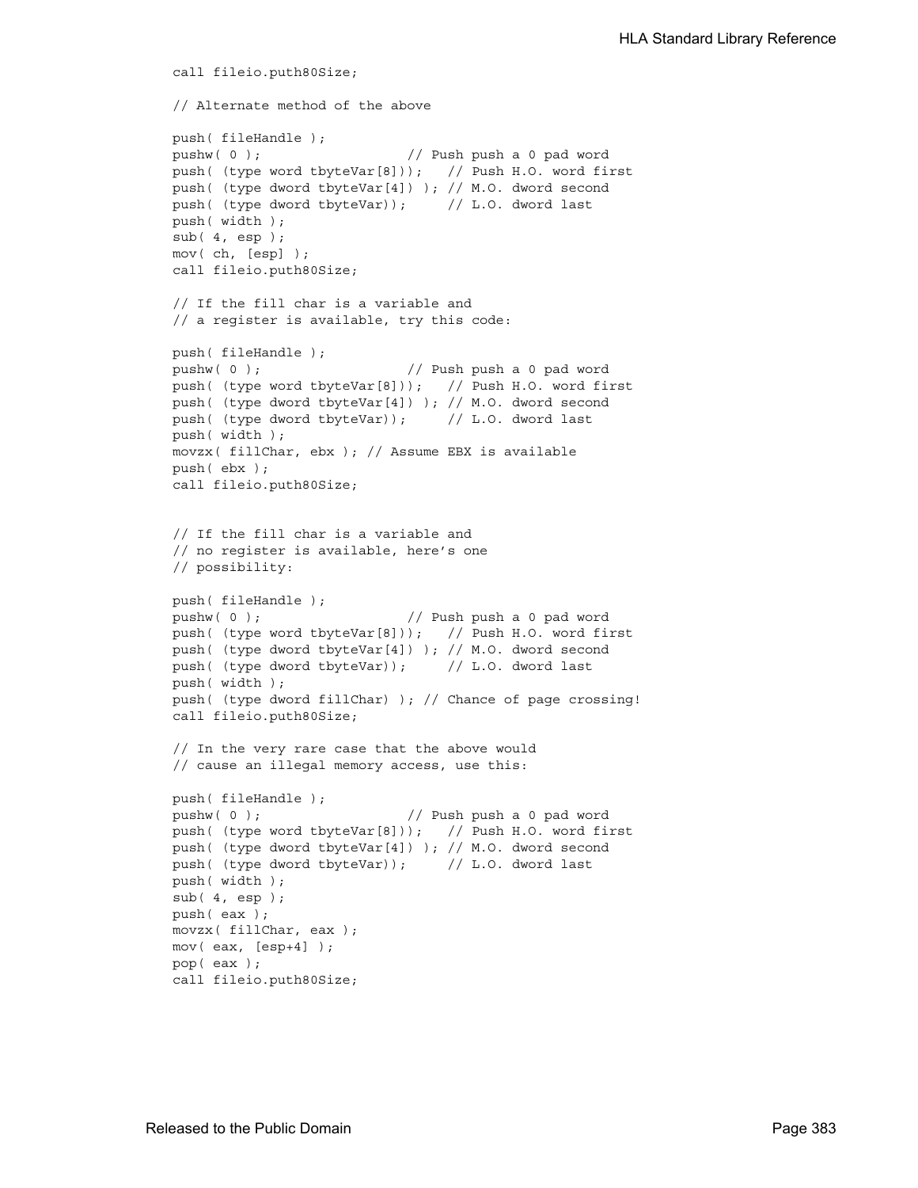```
call fileio.puth80Size;

// Alternate method of the above

push( fileHandle );
pushw( 0 );                  // Push push a 0 pad word
push( (type word tbyteVar[8]));   // Push H.O. word first
push( (type dword tbyteVar[4]) ); // M.O. dword second
push( (type dword tbyteVar));     // L.O. dword last
push( width );
sub( 4, esp );
mov( ch, [esp] );
call fileio.puth80Size;

// If the fill char is a variable and
// a register is available, try this code:

push( fileHandle );
pushw( 0 );                  // Push push a 0 pad word
push( (type word tbyteVar[8]));   // Push H.O. word first
push( (type dword tbyteVar[4]) ); // M.O. dword second
push( (type dword tbyteVar));     // L.O. dword last
push( width );
movzx( fillChar, ebx ); // Assume EBX is available
push( ebx );
call fileio.puth80Size;


// If the fill char is a variable and
// no register is available, here's one
// possibility:

push( fileHandle );
pushw( 0 );                  // Push push a 0 pad word
push( (type word tbyteVar[8]));   // Push H.O. word first
push( (type dword tbyteVar[4]) ); // M.O. dword second
push( (type dword tbyteVar));     // L.O. dword last
push( width );
push( (type dword fillChar) ); // Chance of page crossing!
call fileio.puth80Size;

// In the very rare case that the above would
// cause an illegal memory access, use this:

push( fileHandle );
pushw( 0 );                  // Push push a 0 pad word
push( (type word tbyteVar[8]));   // Push H.O. word first
push( (type dword tbyteVar[4]) ); // M.O. dword second
push( (type dword tbyteVar));     // L.O. dword last
push( width );
sub( 4, esp );
push( eax );
movzx( fillChar, eax );
mov( eax, [esp+4] );
pop( eax );
call fileio.puth80Size;
```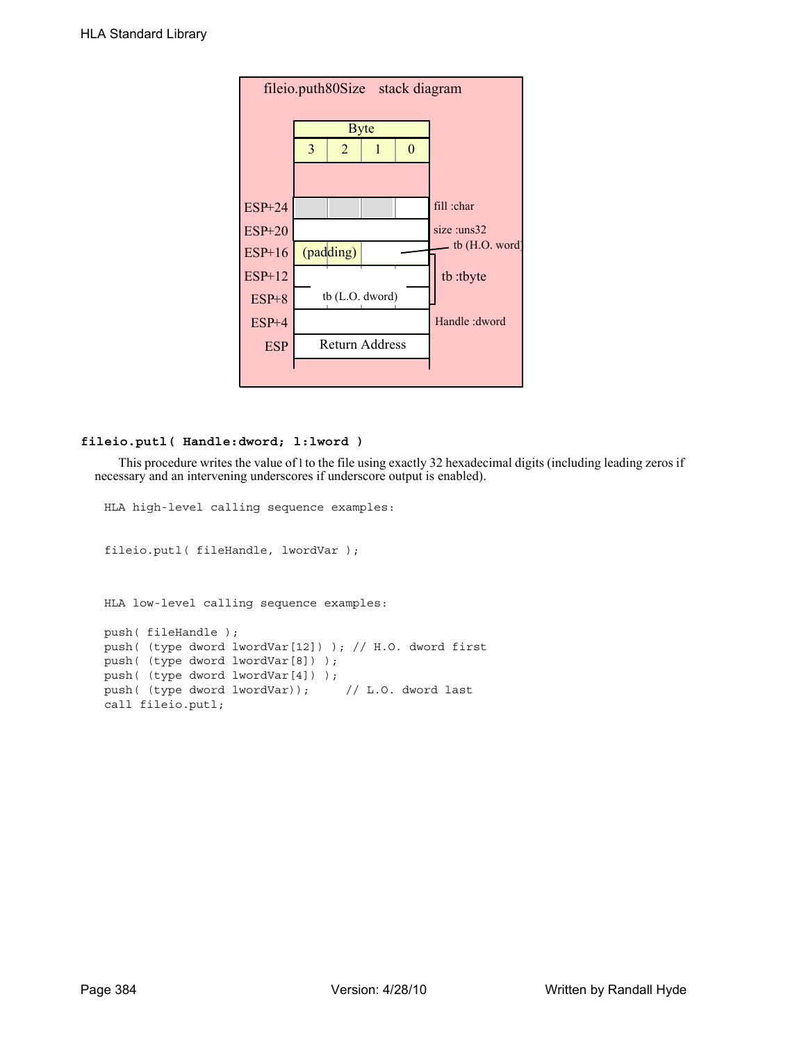fileio.puth80Size stack diagram

| | Byte 3 | 2 | 1 | 0 | |
|---|---|---|---|---|---|
| ESP+24 | | | | | fill :char |
| ESP+20 | | | | | size :uns32 |
| ESP+16 | (padding) | | | | tb (H.O. word) |
| ESP+12 | | | | | tb :tbyte |
| ESP+8 | tb (L.O. dword) | | | | |
| ESP+4 | | | | | Handle :dword |
| ESP | Return Address | | | | |

### fileio.putl( Handle:dword; l:lword )

This procedure writes the value of l to the file using exactly 32 hexadecimal digits (including leading zeros if necessary and an intervening underscores if underscore output is enabled).

```
HLA high-level calling sequence examples:


fileio.putl( fileHandle, lwordVar );



HLA low-level calling sequence examples:

push( fileHandle );
push( (type dword lwordVar[12]) ); // H.O. dword first
push( (type dword lwordVar[8]) );
push( (type dword lwordVar[4]) );
push( (type dword lwordVar));     // L.O. dword last
call fileio.putl;
```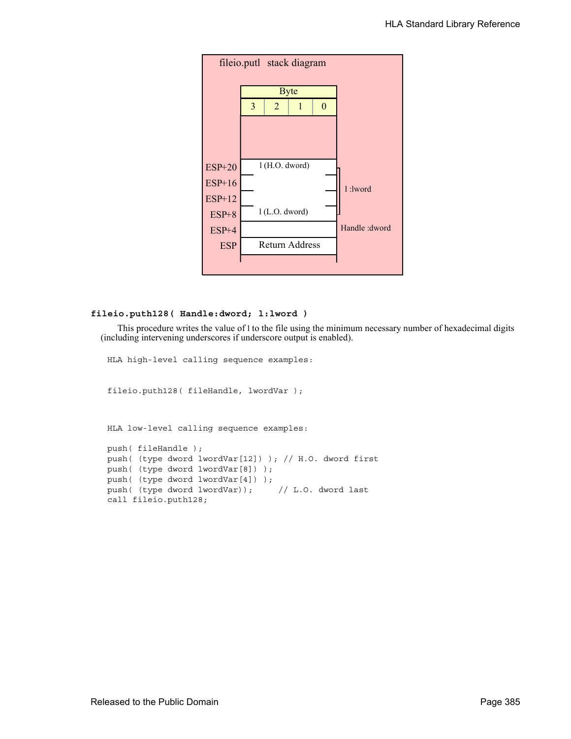fileio.putl stack diagram

| | Byte 3 | Byte 2 | Byte 1 | Byte 0 | |
|---|---|---|---|---|---|
| ESP+20 | l (H.O. dword) | | | | l :lword |
| ESP+16 | | | | | |
| ESP+12 | | | | | |
| ESP+8 | l (L.O. dword) | | | | |
| ESP+4 | | | | | Handle :dword |
| ESP | Return Address | | | | |

**fileio.puth128( Handle:dword; l:lword )**

This procedure writes the value of l to the file using the minimum necessary number of hexadecimal digits (including intervening underscores if underscore output is enabled).

```
HLA high-level calling sequence examples:


fileio.puth128( fileHandle, lwordVar );



HLA low-level calling sequence examples:

push( fileHandle );
push( (type dword lwordVar[12]) ); // H.O. dword first
push( (type dword lwordVar[8]) );
push( (type dword lwordVar[4]) );
push( (type dword lwordVar));     // L.O. dword last
call fileio.puth128;
```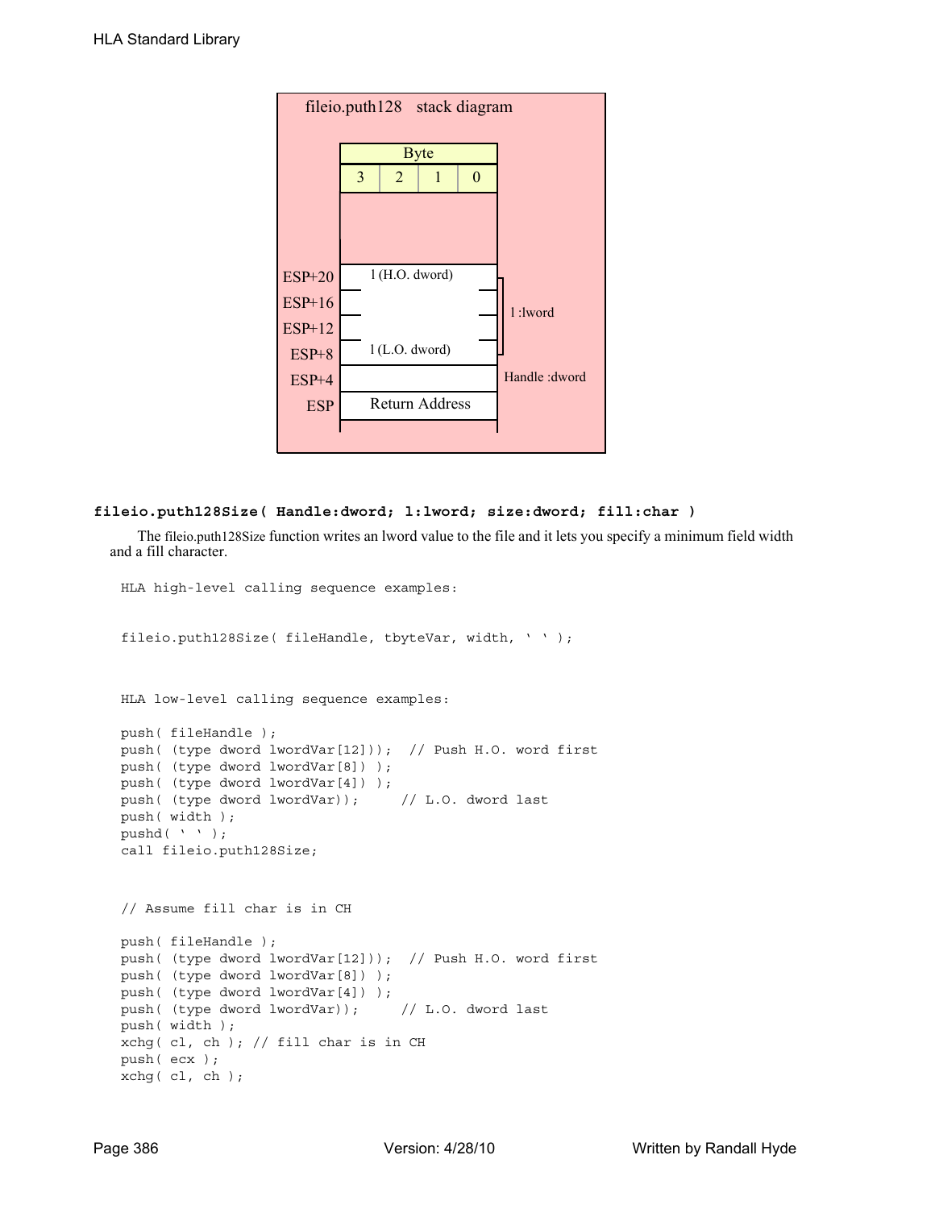fileio.puth128 stack diagram

| Offset | Byte 3 | Byte 2 | Byte 1 | Byte 0 | |
|---|---|---|---|---|---|
| ESP+20 | l (H.O. dword) | | | | l :lword |
| ESP+16 | | | | | |
| ESP+12 | | | | | |
| ESP+8 | l (L.O. dword) | | | | |
| ESP+4 | | | | | Handle :dword |
| ESP | Return Address | | | | |

**fileio.puth128Size( Handle:dword; l:lword; size:dword; fill:char )**

The fileio.puth128Size function writes an lword value to the file and it lets you specify a minimum field width and a fill character.

```
HLA high-level calling sequence examples:


fileio.puth128Size( fileHandle, tbyteVar, width, ' ' );



HLA low-level calling sequence examples:

push( fileHandle );
push( (type dword lwordVar[12]));  // Push H.O. word first
push( (type dword lwordVar[8]) );
push( (type dword lwordVar[4]) );
push( (type dword lwordVar));     // L.O. dword last
push( width );
pushd( ' ' );
call fileio.puth128Size;


// Assume fill char is in CH

push( fileHandle );
push( (type dword lwordVar[12]));  // Push H.O. word first
push( (type dword lwordVar[8]) );
push( (type dword lwordVar[4]) );
push( (type dword lwordVar));     // L.O. dword last
push( width );
xchg( cl, ch ); // fill char is in CH
push( ecx );
xchg( cl, ch );
```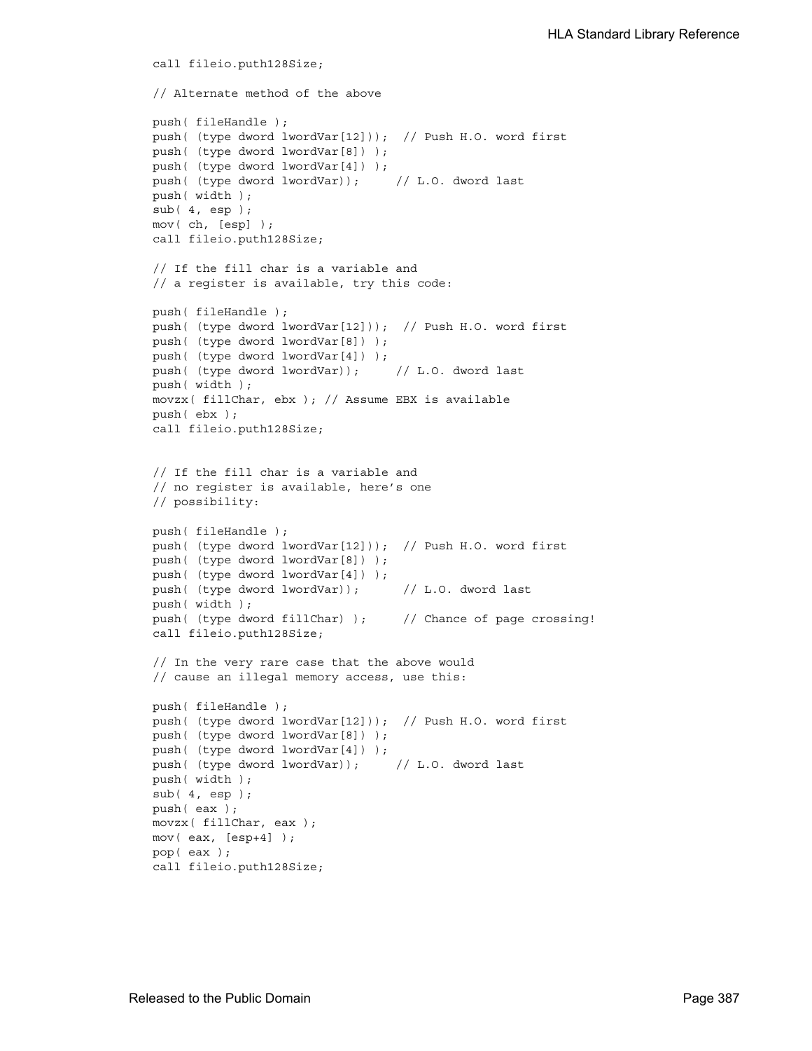```
call fileio.puth128Size;

// Alternate method of the above

push( fileHandle );
push( (type dword lwordVar[12])); // Push H.O. word first
push( (type dword lwordVar[8]) );
push( (type dword lwordVar[4]) );
push( (type dword lwordVar));     // L.O. dword last
push( width );
sub( 4, esp );
mov( ch, [esp] );
call fileio.puth128Size;

// If the fill char is a variable and
// a register is available, try this code:

push( fileHandle );
push( (type dword lwordVar[12])); // Push H.O. word first
push( (type dword lwordVar[8]) );
push( (type dword lwordVar[4]) );
push( (type dword lwordVar));     // L.O. dword last
push( width );
movzx( fillChar, ebx ); // Assume EBX is available
push( ebx );
call fileio.puth128Size;


// If the fill char is a variable and
// no register is available, here's one
// possibility:

push( fileHandle );
push( (type dword lwordVar[12])); // Push H.O. word first
push( (type dword lwordVar[8]) );
push( (type dword lwordVar[4]) );
push( (type dword lwordVar));      // L.O. dword last
push( width );
push( (type dword fillChar) );     // Chance of page crossing!
call fileio.puth128Size;

// In the very rare case that the above would
// cause an illegal memory access, use this:

push( fileHandle );
push( (type dword lwordVar[12])); // Push H.O. word first
push( (type dword lwordVar[8]) );
push( (type dword lwordVar[4]) );
push( (type dword lwordVar));     // L.O. dword last
push( width );
sub( 4, esp );
push( eax );
movzx( fillChar, eax );
mov( eax, [esp+4] );
pop( eax );
call fileio.puth128Size;
```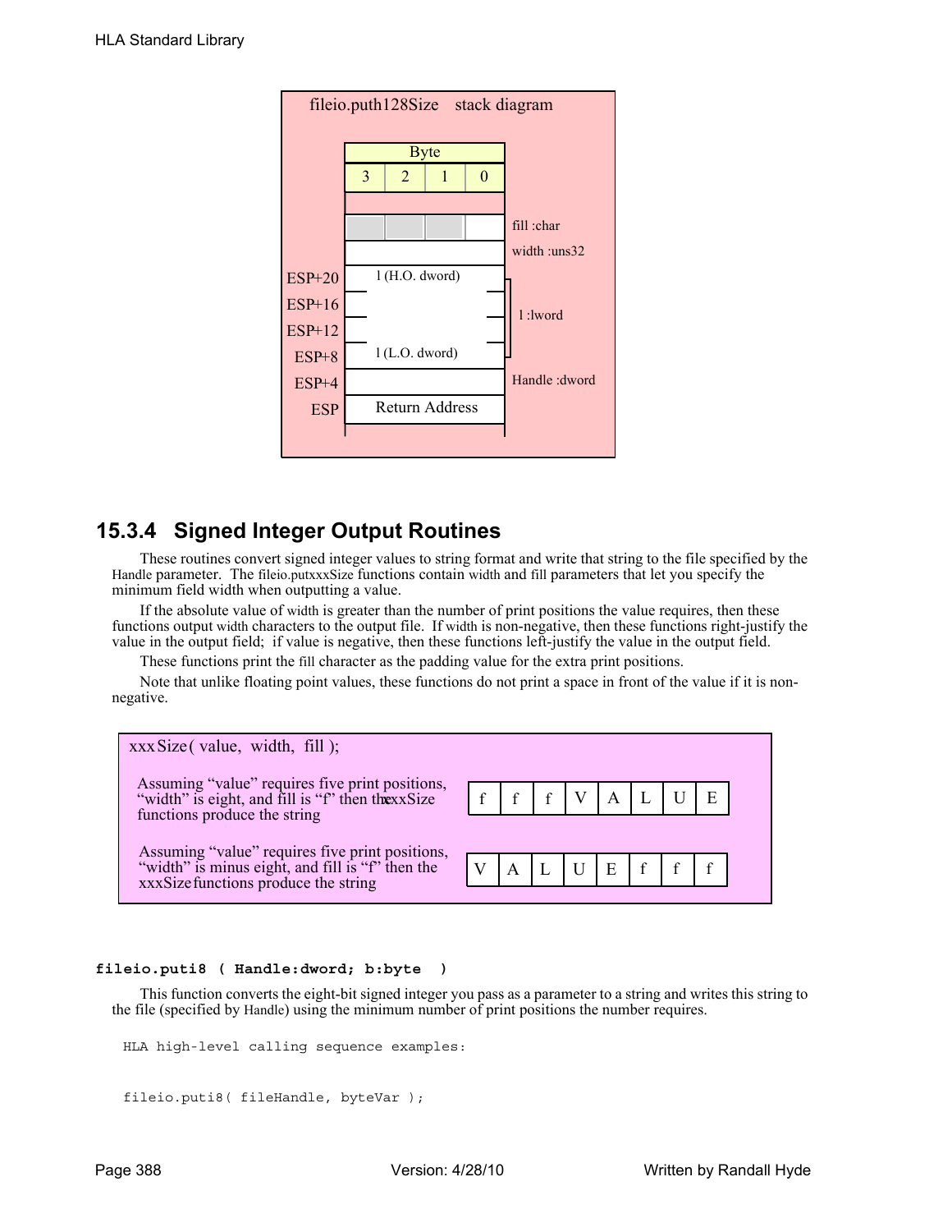fileio.puth128Size stack diagram

| Byte | | | | |
|---|---|---|---|---|
| | 3 | 2 | 1 | 0 |
| | | | | fill :char |
| | | | | width :uns32 |
| ESP+20 | l (H.O. dword) | | | l :lword |
| ESP+16 | | | | |
| ESP+12 | | | | |
| ESP+8 | l (L.O. dword) | | | |
| ESP+4 | | | | Handle :dword |
| ESP | Return Address | | | |

## 15.3.4 Signed Integer Output Routines

These routines convert signed integer values to string format and write that string to the file specified by the Handle parameter. The fileio.putxxxSize functions contain width and fill parameters that let you specify the minimum field width when outputting a value.

If the absolute value of width is greater than the number of print positions the value requires, then these functions output width characters to the output file. If width is non-negative, then these functions right-justify the value in the output field; if value is negative, then these functions left-justify the value in the output field.

These functions print the fill character as the padding value for the extra print positions.

Note that unlike floating point values, these functions do not print a space in front of the value if it is non-negative.

xxxSize( value, width, fill );

Assuming "value" requires five print positions, "width" is eight, and fill is "f" then the xxxSize functions produce the string

| f | f | f | V | A | L | U | E |
|---|---|---|---|---|---|---|---|

Assuming "value" requires five print positions, "width" is minus eight, and fill is "f" then the xxxSize functions produce the string

| V | A | L | U | E | f | f | f |
|---|---|---|---|---|---|---|---|

**fileio.puti8 ( Handle:dword; b:byte )**

This function converts the eight-bit signed integer you pass as a parameter to a string and writes this string to the file (specified by Handle) using the minimum number of print positions the number requires.

```
HLA high-level calling sequence examples:

fileio.puti8( fileHandle, byteVar );
```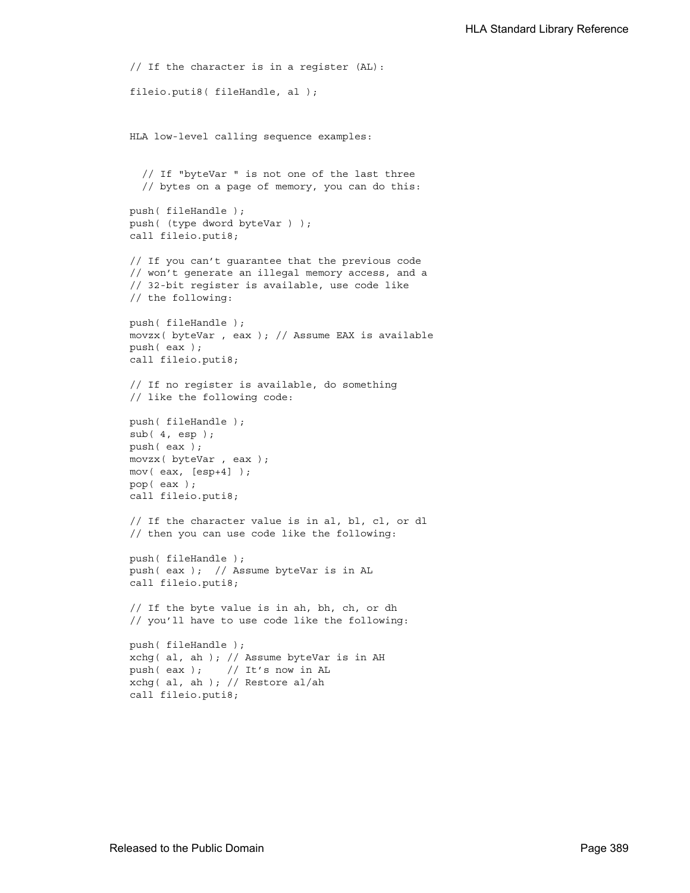```
// If the character is in a register (AL):

fileio.puti8( fileHandle, al );
```

```
HLA low-level calling sequence examples:

  // If "byteVar " is not one of the last three
  // bytes on a page of memory, you can do this:

push( fileHandle );
push( (type dword byteVar ) );
call fileio.puti8;

// If you can't guarantee that the previous code
// won't generate an illegal memory access, and a
// 32-bit register is available, use code like
// the following:

push( fileHandle );
movzx( byteVar , eax ); // Assume EAX is available
push( eax );
call fileio.puti8;

// If no register is available, do something
// like the following code:

push( fileHandle );
sub( 4, esp );
push( eax );
movzx( byteVar , eax );
mov( eax, [esp+4] );
pop( eax );
call fileio.puti8;

// If the character value is in al, bl, cl, or dl
// then you can use code like the following:

push( fileHandle );
push( eax );  // Assume byteVar is in AL
call fileio.puti8;

// If the byte value is in ah, bh, ch, or dh
// you'll have to use code like the following:

push( fileHandle );
xchg( al, ah ); // Assume byteVar is in AH
push( eax );    // It's now in AL
xchg( al, ah ); // Restore al/ah
call fileio.puti8;
```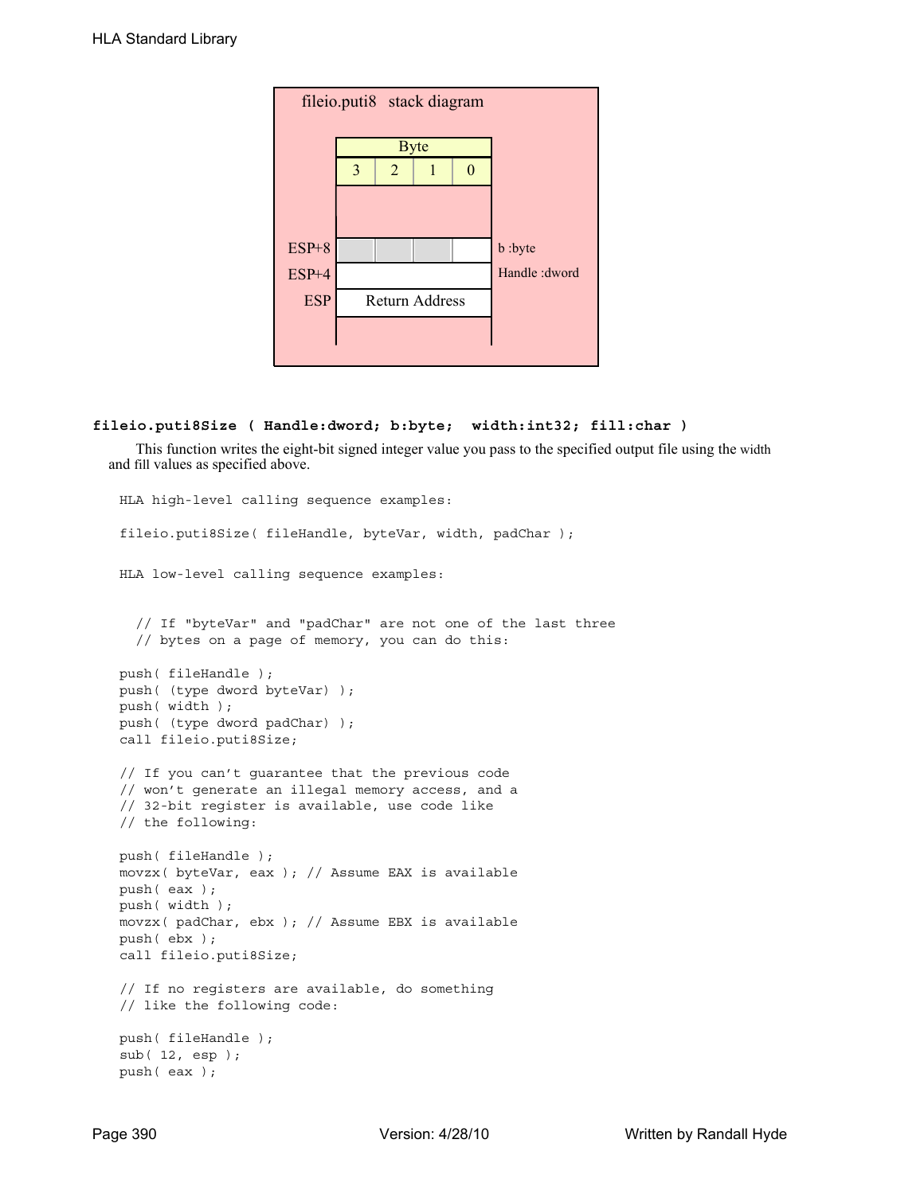fileio.puti8 stack diagram

| | Byte | | | | |
|---|---|---|---|---|---|
| | 3 | 2 | 1 | 0 | |
| ESP+8 | | | | | b :byte |
| ESP+4 | | | | | Handle :dword |
| ESP | Return Address | | | | |

### fileio.puti8Size ( Handle:dword; b:byte;  width:int32; fill:char )

This function writes the eight-bit signed integer value you pass to the specified output file using the width and fill values as specified above.

```
HLA high-level calling sequence examples:

fileio.puti8Size( fileHandle, byteVar, width, padChar );


HLA low-level calling sequence examples:


  // If "byteVar" and "padChar" are not one of the last three
  // bytes on a page of memory, you can do this:

push( fileHandle );
push( (type dword byteVar) );
push( width );
push( (type dword padChar) );
call fileio.puti8Size;

// If you can't guarantee that the previous code
// won't generate an illegal memory access, and a
// 32-bit register is available, use code like
// the following:

push( fileHandle );
movzx( byteVar, eax ); // Assume EAX is available
push( eax );
push( width );
movzx( padChar, ebx ); // Assume EBX is available
push( ebx );
call fileio.puti8Size;

// If no registers are available, do something
// like the following code:

push( fileHandle );
sub( 12, esp );
push( eax );
```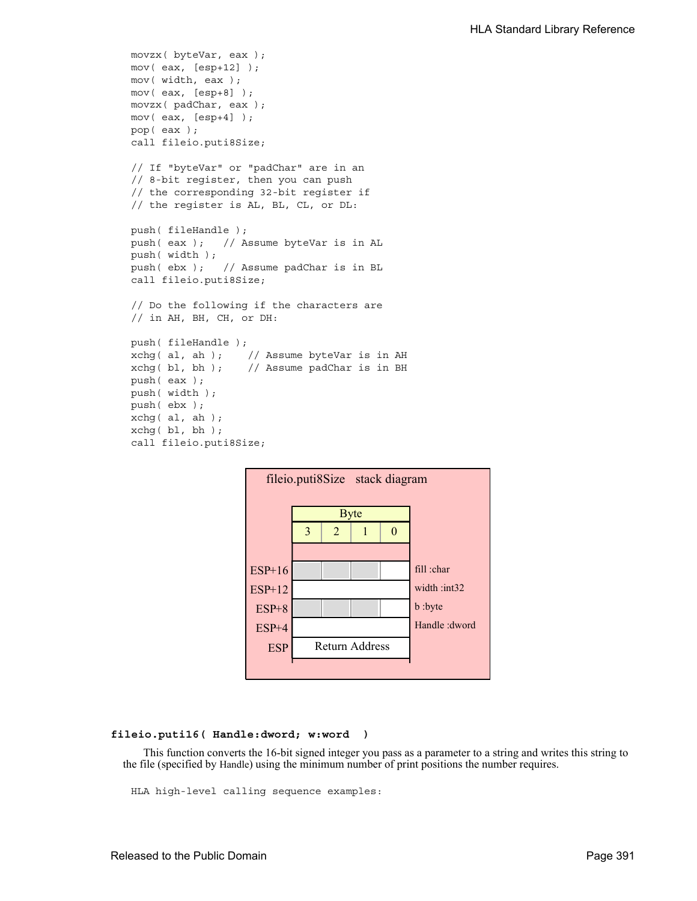```
movzx( byteVar, eax );
mov( eax, [esp+12] );
mov( width, eax );
mov( eax, [esp+8] );
movzx( padChar, eax );
mov( eax, [esp+4] );
pop( eax );
call fileio.puti8Size;

// If "byteVar" or "padChar" are in an
// 8-bit register, then you can push
// the corresponding 32-bit register if
// the register is AL, BL, CL, or DL:

push( fileHandle );
push( eax );   // Assume byteVar is in AL
push( width );
push( ebx );   // Assume padChar is in BL
call fileio.puti8Size;

// Do the following if the characters are
// in AH, BH, CH, or DH:

push( fileHandle );
xchg( al, ah );    // Assume byteVar is in AH
xchg( bl, bh );    // Assume padChar is in BH
push( eax );
push( width );
push( ebx );
xchg( al, ah );
xchg( bl, bh );
call fileio.puti8Size;
```

**fileio.puti8Size stack diagram**

| | Byte 3 | Byte 2 | Byte 1 | Byte 0 | |
|---|---|---|---|---|---|
| ESP+16 | | | | | fill :char |
| ESP+12 | | | | | width :int32 |
| ESP+8 | | | | | b :byte |
| ESP+4 | | | | | Handle :dword |
| ESP | Return Address | | | | |

**fileio.puti16( Handle:dword; w:word )**

This function converts the 16-bit signed integer you pass as a parameter to a string and writes this string to the file (specified by Handle) using the minimum number of print positions the number requires.

```
HLA high-level calling sequence examples:
```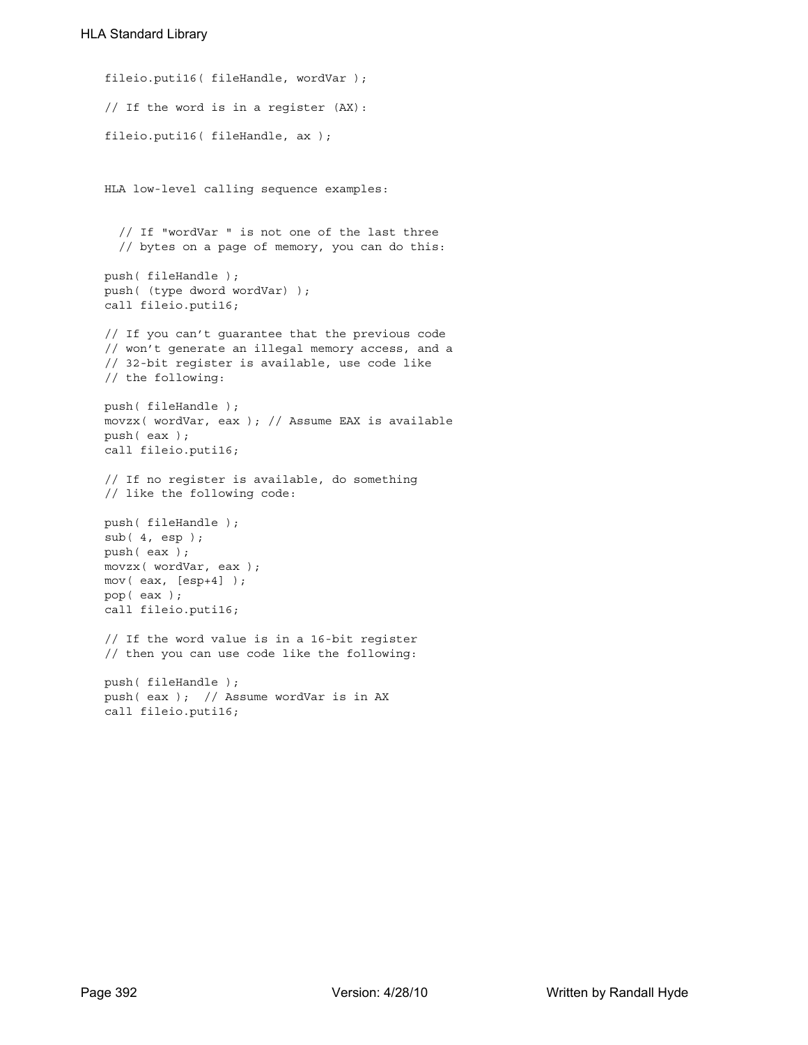```
fileio.puti16( fileHandle, wordVar );

// If the word is in a register (AX):

fileio.puti16( fileHandle, ax );
```

```
HLA low-level calling sequence examples:

  // If "wordVar " is not one of the last three
  // bytes on a page of memory, you can do this:

push( fileHandle );
push( (type dword wordVar) );
call fileio.puti16;

// If you can't guarantee that the previous code
// won't generate an illegal memory access, and a
// 32-bit register is available, use code like
// the following:

push( fileHandle );
movzx( wordVar, eax ); // Assume EAX is available
push( eax );
call fileio.puti16;

// If no register is available, do something
// like the following code:

push( fileHandle );
sub( 4, esp );
push( eax );
movzx( wordVar, eax );
mov( eax, [esp+4] );
pop( eax );
call fileio.puti16;

// If the word value is in a 16-bit register
// then you can use code like the following:

push( fileHandle );
push( eax );  // Assume wordVar is in AX
call fileio.puti16;
```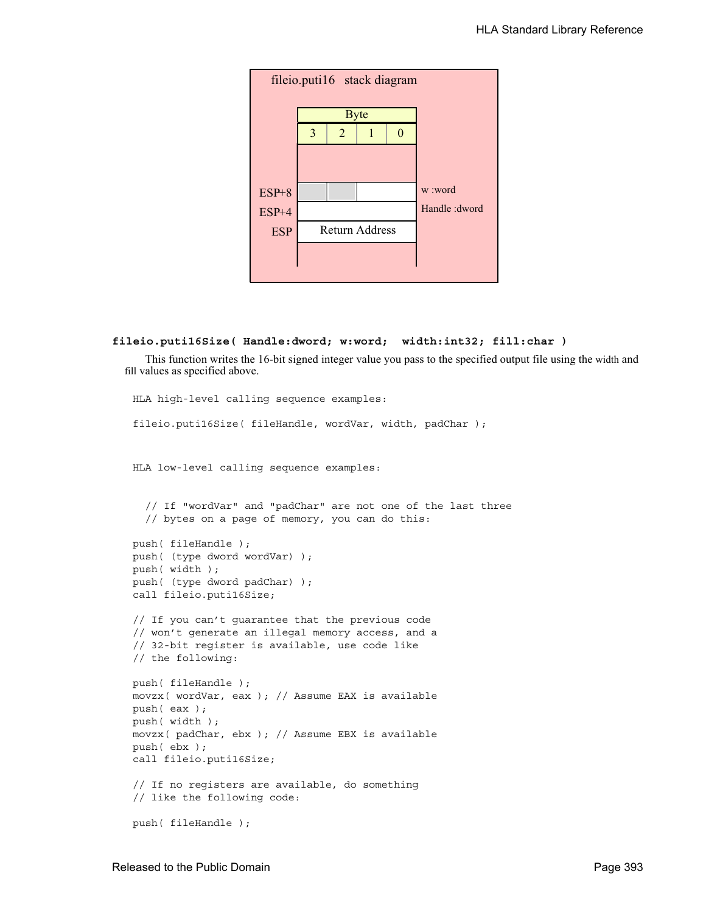fileio.puti16 stack diagram

| | Byte | | | | |
|---|---|---|---|---|---|
| | 3 | 2 | 1 | 0 | |
| ESP+8 | | | | | w :word |
| ESP+4 | | | | | Handle :dword |
| ESP | Return Address | | | | |

**fileio.puti16Size( Handle:dword; w:word; width:int32; fill:char )**

This function writes the 16-bit signed integer value you pass to the specified output file using the width and fill values as specified above.

```
HLA high-level calling sequence examples:

fileio.puti16Size( fileHandle, wordVar, width, padChar );



HLA low-level calling sequence examples:


  // If "wordVar" and "padChar" are not one of the last three
  // bytes on a page of memory, you can do this:

push( fileHandle );
push( (type dword wordVar) );
push( width );
push( (type dword padChar) );
call fileio.puti16Size;

// If you can't guarantee that the previous code
// won't generate an illegal memory access, and a
// 32-bit register is available, use code like
// the following:

push( fileHandle );
movzx( wordVar, eax ); // Assume EAX is available
push( eax );
push( width );
movzx( padChar, ebx ); // Assume EBX is available
push( ebx );
call fileio.puti16Size;

// If no registers are available, do something
// like the following code:

push( fileHandle );
```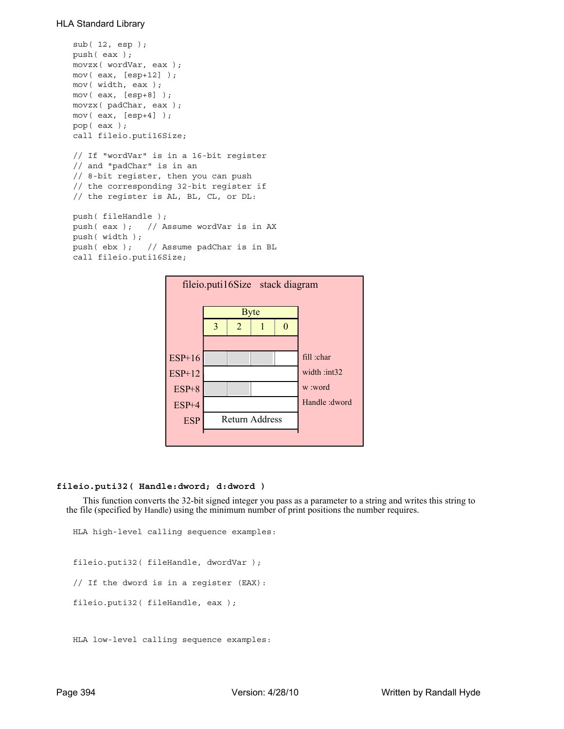```
sub( 12, esp );
push( eax );
movzx( wordVar, eax );
mov( eax, [esp+12] );
mov( width, eax );
mov( eax, [esp+8] );
movzx( padChar, eax );
mov( eax, [esp+4] );
pop( eax );
call fileio.puti16Size;

// If "wordVar" is in a 16-bit register
// and "padChar" is in an
// 8-bit register, then you can push
// the corresponding 32-bit register if
// the register is AL, BL, CL, or DL:

push( fileHandle );
push( eax );   // Assume wordVar is in AX
push( width );
push( ebx );   // Assume padChar is in BL
call fileio.puti16Size;
```

**fileio.puti16Size stack diagram**

| | Byte 3 | Byte 2 | Byte 1 | Byte 0 | |
|---|---|---|---|---|---|
| ESP+16 | | | | | fill :char |
| ESP+12 | | | | | width :int32 |
| ESP+8 | | | | | w :word |
| ESP+4 | | | | | Handle :dword |
| ESP | Return Address | | | | |

**fileio.puti32( Handle:dword; d:dword )**

This function converts the 32-bit signed integer you pass as a parameter to a string and writes this string to the file (specified by Handle) using the minimum number of print positions the number requires.

```
HLA high-level calling sequence examples:


fileio.puti32( fileHandle, dwordVar );

// If the dword is in a register (EAX):

fileio.puti32( fileHandle, eax );


HLA low-level calling sequence examples:
```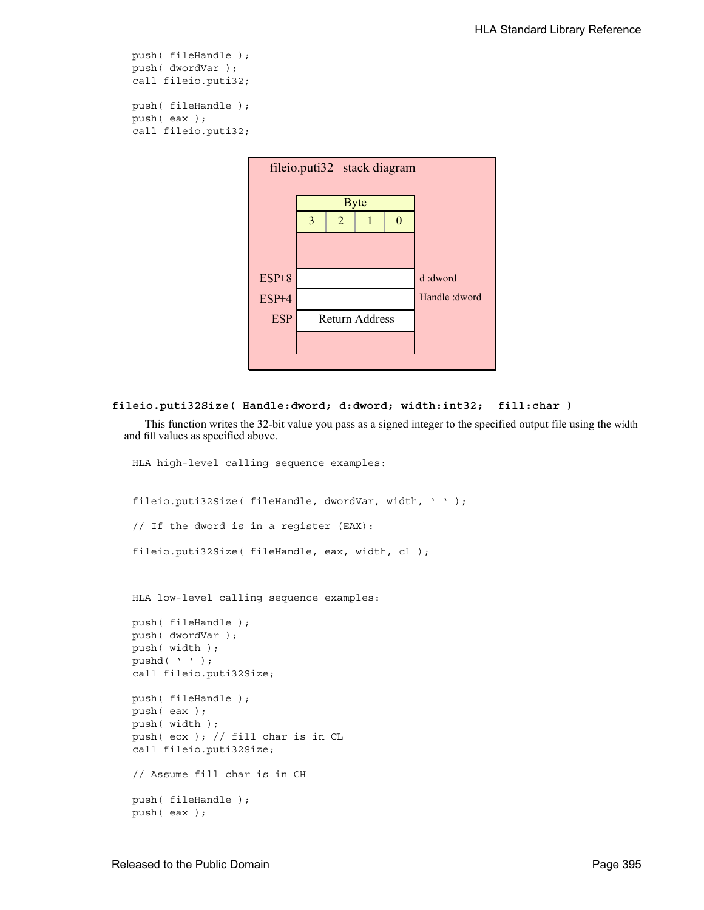```
push( fileHandle );
push( dwordVar );
call fileio.puti32;

push( fileHandle );
push( eax );
call fileio.puti32;
```

fileio.puti32 stack diagram

| | Byte 3 | Byte 2 | Byte 1 | Byte 0 | |
|---|---|---|---|---|---|
| ESP+8 | | | | | d :dword |
| ESP+4 | | | | | Handle :dword |
| ESP | Return Address | | | | |

**fileio.puti32Size( Handle:dword; d:dword; width:int32; fill:char )**

This function writes the 32-bit value you pass as a signed integer to the specified output file using the width and fill values as specified above.

```
HLA high-level calling sequence examples:


fileio.puti32Size( fileHandle, dwordVar, width, ' ' );

// If the dword is in a register (EAX):

fileio.puti32Size( fileHandle, eax, width, cl );



HLA low-level calling sequence examples:

push( fileHandle );
push( dwordVar );
push( width );
pushd( ' ' );
call fileio.puti32Size;

push( fileHandle );
push( eax );
push( width );
push( ecx ); // fill char is in CL
call fileio.puti32Size;

// Assume fill char is in CH

push( fileHandle );
push( eax );
```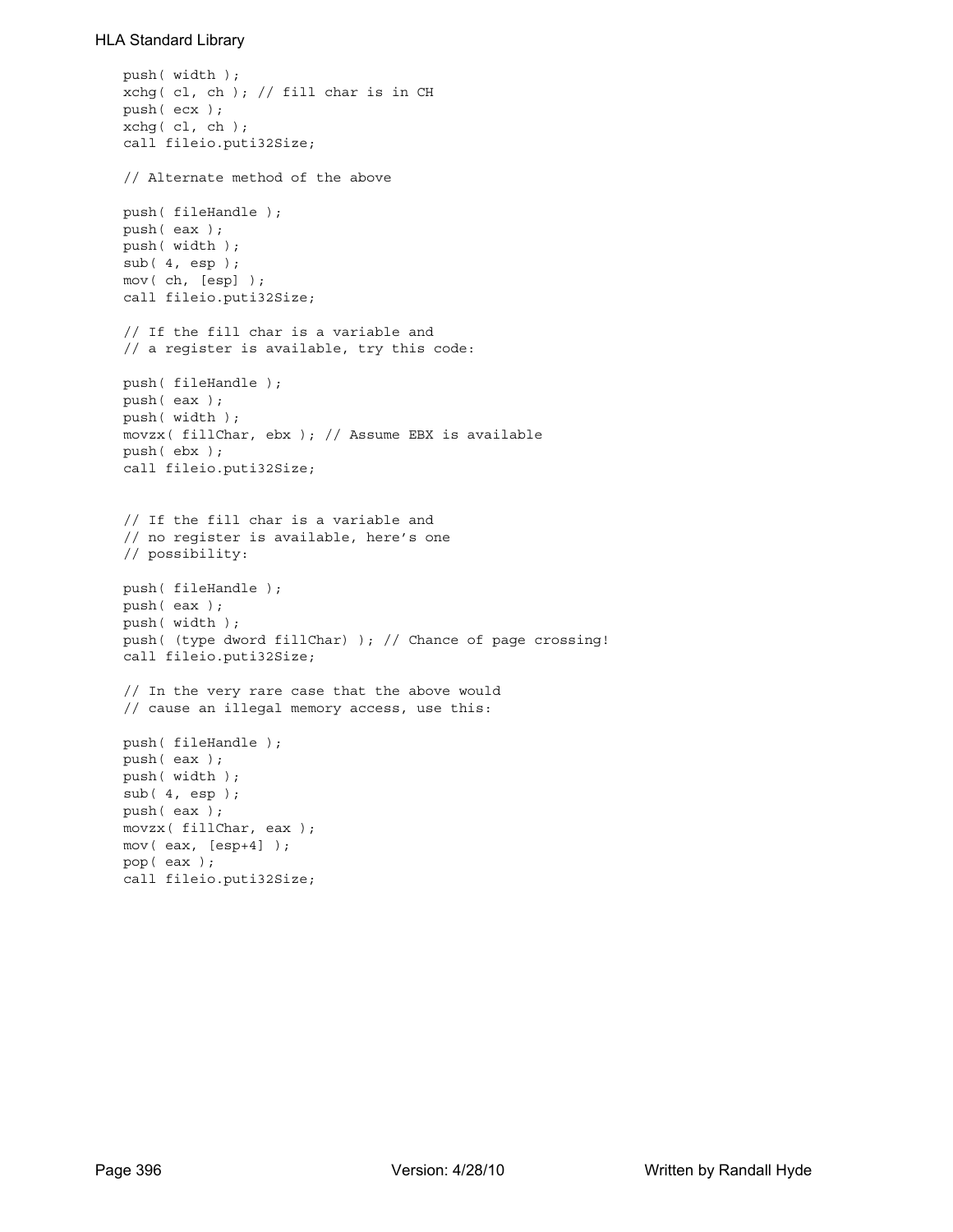```
push( width );
xchg( cl, ch ); // fill char is in CH
push( ecx );
xchg( cl, ch );
call fileio.puti32Size;

// Alternate method of the above

push( fileHandle );
push( eax );
push( width );
sub( 4, esp );
mov( ch, [esp] );
call fileio.puti32Size;

// If the fill char is a variable and
// a register is available, try this code:

push( fileHandle );
push( eax );
push( width );
movzx( fillChar, ebx ); // Assume EBX is available
push( ebx );
call fileio.puti32Size;


// If the fill char is a variable and
// no register is available, here's one
// possibility:

push( fileHandle );
push( eax );
push( width );
push( (type dword fillChar) ); // Chance of page crossing!
call fileio.puti32Size;

// In the very rare case that the above would
// cause an illegal memory access, use this:

push( fileHandle );
push( eax );
push( width );
sub( 4, esp );
push( eax );
movzx( fillChar, eax );
mov( eax, [esp+4] );
pop( eax );
call fileio.puti32Size;
```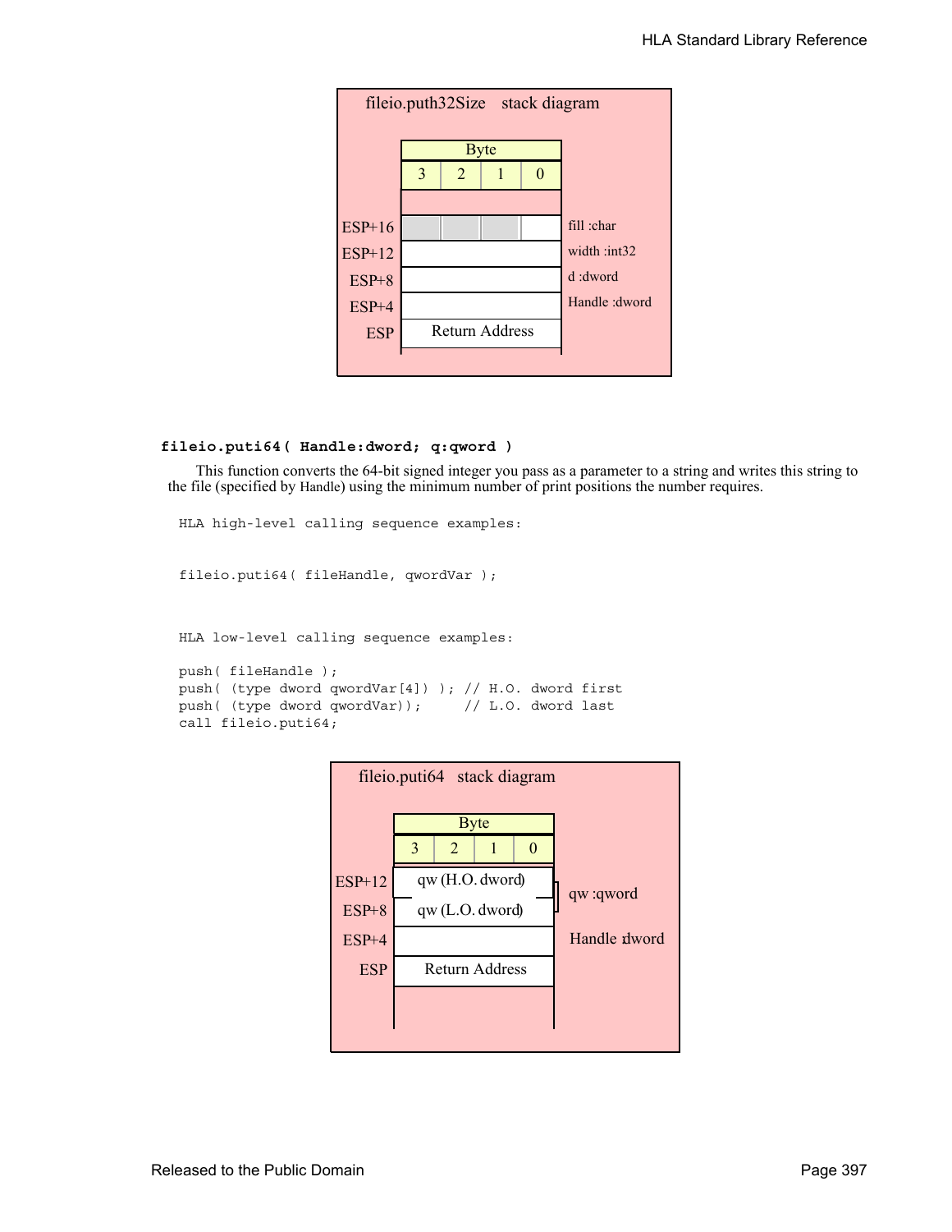**fileio.puth32Size stack diagram**

| | Byte 3 | Byte 2 | Byte 1 | Byte 0 | |
|---|---|---|---|---|---|
| ESP+16 | | | | | fill :char |
| ESP+12 | | | | | width :int32 |
| ESP+8 | | | | | d :dword |
| ESP+4 | | | | | Handle :dword |
| ESP | Return Address | | | | |

### fileio.puti64( Handle:dword; q:qword )

This function converts the 64-bit signed integer you pass as a parameter to a string and writes this string to the file (specified by Handle) using the minimum number of print positions the number requires.

```
HLA high-level calling sequence examples:


fileio.puti64( fileHandle, qwordVar );



HLA low-level calling sequence examples:

push( fileHandle );
push( (type dword qwordVar[4]) ); // H.O. dword first
push( (type dword qwordVar));     // L.O. dword last
call fileio.puti64;
```

**fileio.puti64 stack diagram**

| | Byte 3 | Byte 2 | Byte 1 | Byte 0 | |
|---|---|---|---|---|---|
| ESP+12 | qw (H.O. dword) | | | | qw :qword |
| ESP+8 | qw (L.O. dword) | | | | |
| ESP+4 | | | | | Handle :dword |
| ESP | Return Address | | | | |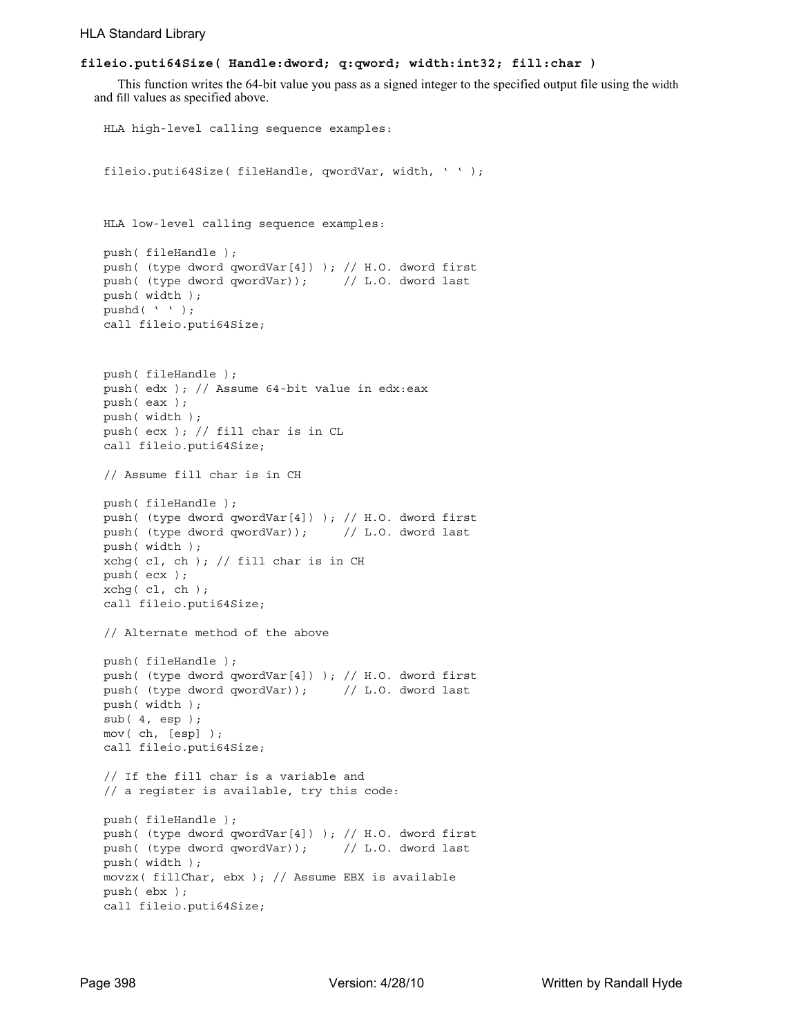**fileio.puti64Size( Handle:dword; q:qword; width:int32; fill:char )**

This function writes the 64-bit value you pass as a signed integer to the specified output file using the width and fill values as specified above.

```
HLA high-level calling sequence examples:


fileio.puti64Size( fileHandle, qwordVar, width, ' ' );



HLA low-level calling sequence examples:

push( fileHandle );
push( (type dword qwordVar[4]) ); // H.O. dword first
push( (type dword qwordVar));     // L.O. dword last
push( width );
pushd( ' ' );
call fileio.puti64Size;


push( fileHandle );
push( edx ); // Assume 64-bit value in edx:eax
push( eax );
push( width );
push( ecx ); // fill char is in CL
call fileio.puti64Size;

// Assume fill char is in CH

push( fileHandle );
push( (type dword qwordVar[4]) ); // H.O. dword first
push( (type dword qwordVar));     // L.O. dword last
push( width );
xchg( cl, ch ); // fill char is in CH
push( ecx );
xchg( cl, ch );
call fileio.puti64Size;

// Alternate method of the above

push( fileHandle );
push( (type dword qwordVar[4]) ); // H.O. dword first
push( (type dword qwordVar));     // L.O. dword last
push( width );
sub( 4, esp );
mov( ch, [esp] );
call fileio.puti64Size;

// If the fill char is a variable and
// a register is available, try this code:

push( fileHandle );
push( (type dword qwordVar[4]) ); // H.O. dword first
push( (type dword qwordVar));     // L.O. dword last
push( width );
movzx( fillChar, ebx ); // Assume EBX is available
push( ebx );
call fileio.puti64Size;
```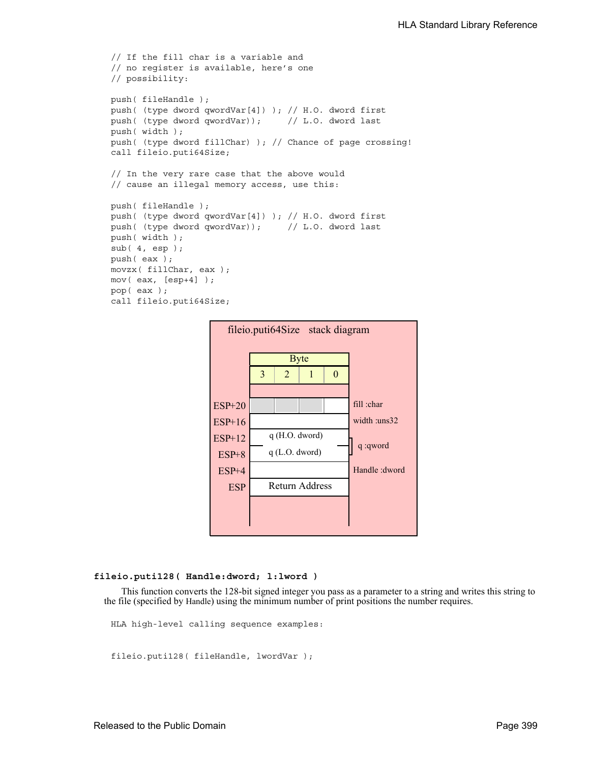```
// If the fill char is a variable and
// no register is available, here's one
// possibility:

push( fileHandle );
push( (type dword qwordVar[4]) ); // H.O. dword first
push( (type dword qwordVar));     // L.O. dword last
push( width );
push( (type dword fillChar) ); // Chance of page crossing!
call fileio.puti64Size;

// In the very rare case that the above would
// cause an illegal memory access, use this:

push( fileHandle );
push( (type dword qwordVar[4]) ); // H.O. dword first
push( (type dword qwordVar));     // L.O. dword last
push( width );
sub( 4, esp );
push( eax );
movzx( fillChar, eax );
mov( eax, [esp+4] );
pop( eax );
call fileio.puti64Size;
```

**fileio.puti64Size stack diagram**

| Offset | Byte 3 | Byte 2 | Byte 1 | Byte 0 | Parameter |
|---|---|---|---|---|---|
| ESP+20 | | | | | fill :char |
| ESP+16 | | | | | width :uns32 |
| ESP+12 | q (H.O. dword) | | | | q :qword |
| ESP+8 | q (L.O. dword) | | | | |
| ESP+4 | | | | | Handle :dword |
| ESP | Return Address | | | | |

**fileio.puti128( Handle:dword; l:lword )**

This function converts the 128-bit signed integer you pass as a parameter to a string and writes this string to the file (specified by Handle) using the minimum number of print positions the number requires.

```
HLA high-level calling sequence examples:


fileio.puti128( fileHandle, lwordVar );
```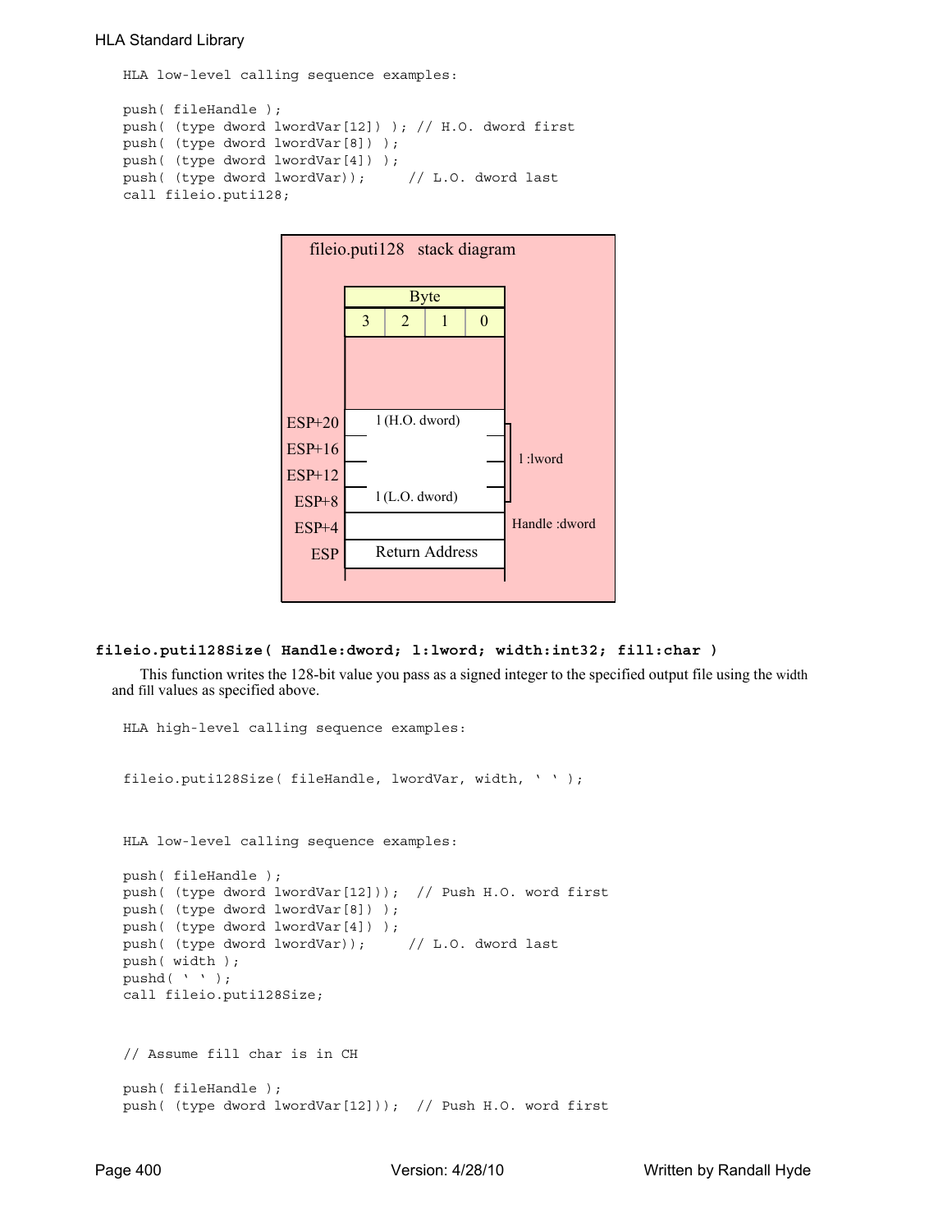```
HLA low-level calling sequence examples:

push( fileHandle );
push( (type dword lwordVar[12]) ); // H.O. dword first
push( (type dword lwordVar[8]) );
push( (type dword lwordVar[4]) );
push( (type dword lwordVar));     // L.O. dword last
call fileio.puti128;
```

fileio.puti128 stack diagram

| | Byte 3 | Byte 2 | Byte 1 | Byte 0 | |
|---|---|---|---|---|---|
| ESP+20 | l (H.O. dword) | | | | l :lword |
| ESP+16 | | | | | |
| ESP+12 | | | | | |
| ESP+8 | l (L.O. dword) | | | | |
| ESP+4 | | | | | Handle :dword |
| ESP | Return Address | | | | |

### fileio.puti128Size( Handle:dword; l:lword; width:int32; fill:char )

This function writes the 128-bit value you pass as a signed integer to the specified output file using the width and fill values as specified above.

```
HLA high-level calling sequence examples:


fileio.puti128Size( fileHandle, lwordVar, width, ' ' );



HLA low-level calling sequence examples:

push( fileHandle );
push( (type dword lwordVar[12]));  // Push H.O. word first
push( (type dword lwordVar[8]) );
push( (type dword lwordVar[4]) );
push( (type dword lwordVar));     // L.O. dword last
push( width );
pushd( ' ' );
call fileio.puti128Size;


// Assume fill char is in CH

push( fileHandle );
push( (type dword lwordVar[12]));  // Push H.O. word first
```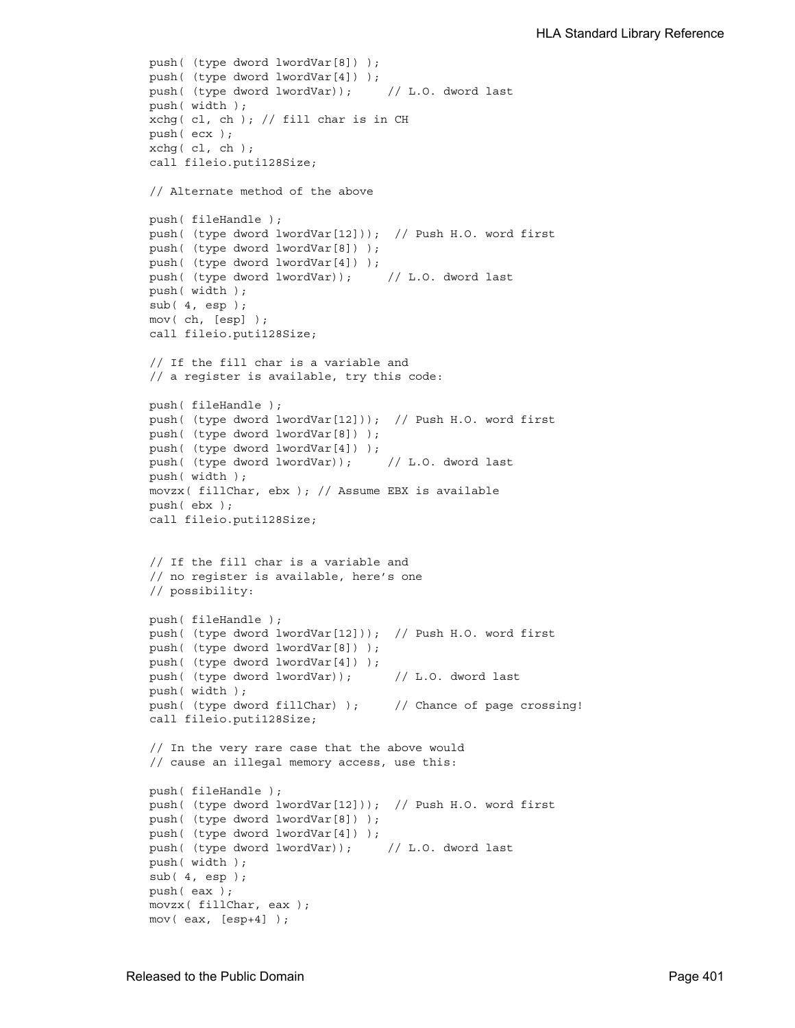```
push( (type dword lwordVar[8]) );
push( (type dword lwordVar[4]) );
push( (type dword lwordVar));     // L.O. dword last
push( width );
xchg( cl, ch ); // fill char is in CH
push( ecx );
xchg( cl, ch );
call fileio.puti128Size;

// Alternate method of the above

push( fileHandle );
push( (type dword lwordVar[12]));  // Push H.O. word first
push( (type dword lwordVar[8]) );
push( (type dword lwordVar[4]) );
push( (type dword lwordVar));     // L.O. dword last
push( width );
sub( 4, esp );
mov( ch, [esp] );
call fileio.puti128Size;

// If the fill char is a variable and
// a register is available, try this code:

push( fileHandle );
push( (type dword lwordVar[12]));  // Push H.O. word first
push( (type dword lwordVar[8]) );
push( (type dword lwordVar[4]) );
push( (type dword lwordVar));     // L.O. dword last
push( width );
movzx( fillChar, ebx ); // Assume EBX is available
push( ebx );
call fileio.puti128Size;


// If the fill char is a variable and
// no register is available, here's one
// possibility:

push( fileHandle );
push( (type dword lwordVar[12]));  // Push H.O. word first
push( (type dword lwordVar[8]) );
push( (type dword lwordVar[4]) );
push( (type dword lwordVar));      // L.O. dword last
push( width );
push( (type dword fillChar) );     // Chance of page crossing!
call fileio.puti128Size;

// In the very rare case that the above would
// cause an illegal memory access, use this:

push( fileHandle );
push( (type dword lwordVar[12]));  // Push H.O. word first
push( (type dword lwordVar[8]) );
push( (type dword lwordVar[4]) );
push( (type dword lwordVar));     // L.O. dword last
push( width );
sub( 4, esp );
push( eax );
movzx( fillChar, eax );
mov( eax, [esp+4] );
```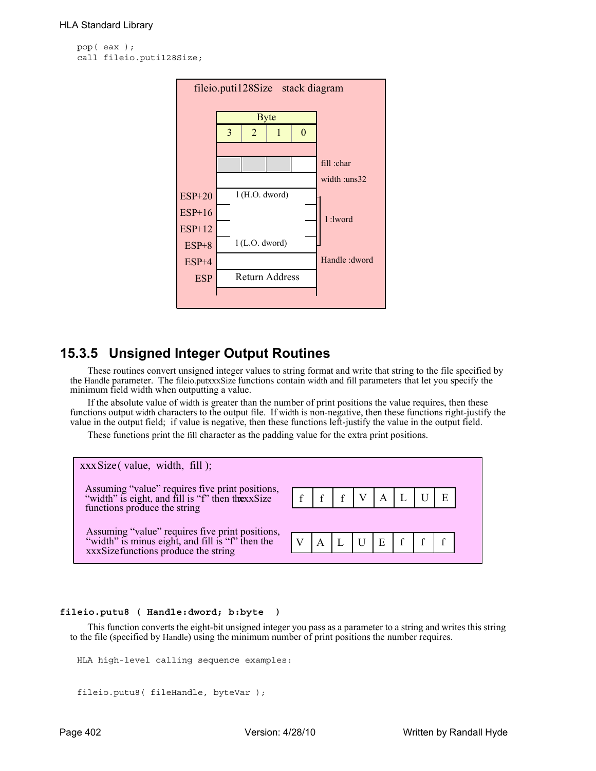```
pop( eax );
call fileio.puti128Size;
```

fileio.puti128Size stack diagram

| | Byte 3 | Byte 2 | Byte 1 | Byte 0 | |
|---|---|---|---|---|---|
| | | | | | |
| | | | | | fill :char |
| | | | | | width :uns32 |
| ESP+20 | l (H.O. dword) | | | | l :lword |
| ESP+16 | | | | | |
| ESP+12 | | | | | |
| ESP+8 | l (L.O. dword) | | | | |
| ESP+4 | | | | | Handle :dword |
| ESP | Return Address | | | | |

## 15.3.5 Unsigned Integer Output Routines

These routines convert unsigned integer values to string format and write that string to the file specified by the Handle parameter. The fileio.putxxxSize functions contain width and fill parameters that let you specify the minimum field width when outputting a value.

If the absolute value of width is greater than the number of print positions the value requires, then these functions output width characters to the output file. If width is non-negative, then these functions right-justify the value in the output field; if value is negative, then these functions left-justify the value in the output field.

These functions print the fill character as the padding value for the extra print positions.

xxxSize( value, width, fill );

Assuming "value" requires five print positions, "width" is eight, and fill is "f" then the xxxSize functions produce the string

| f | f | f | V | A | L | U | E |
|---|---|---|---|---|---|---|---|

Assuming "value" requires five print positions, "width" is minus eight, and fill is "f" then the xxxSize functions produce the string

| V | A | L | U | E | f | f | f |
|---|---|---|---|---|---|---|---|

**fileio.putu8 ( Handle:dword; b:byte )**

This function converts the eight-bit unsigned integer you pass as a parameter to a string and writes this string to the file (specified by Handle) using the minimum number of print positions the number requires.

```
HLA high-level calling sequence examples:


fileio.putu8( fileHandle, byteVar );
```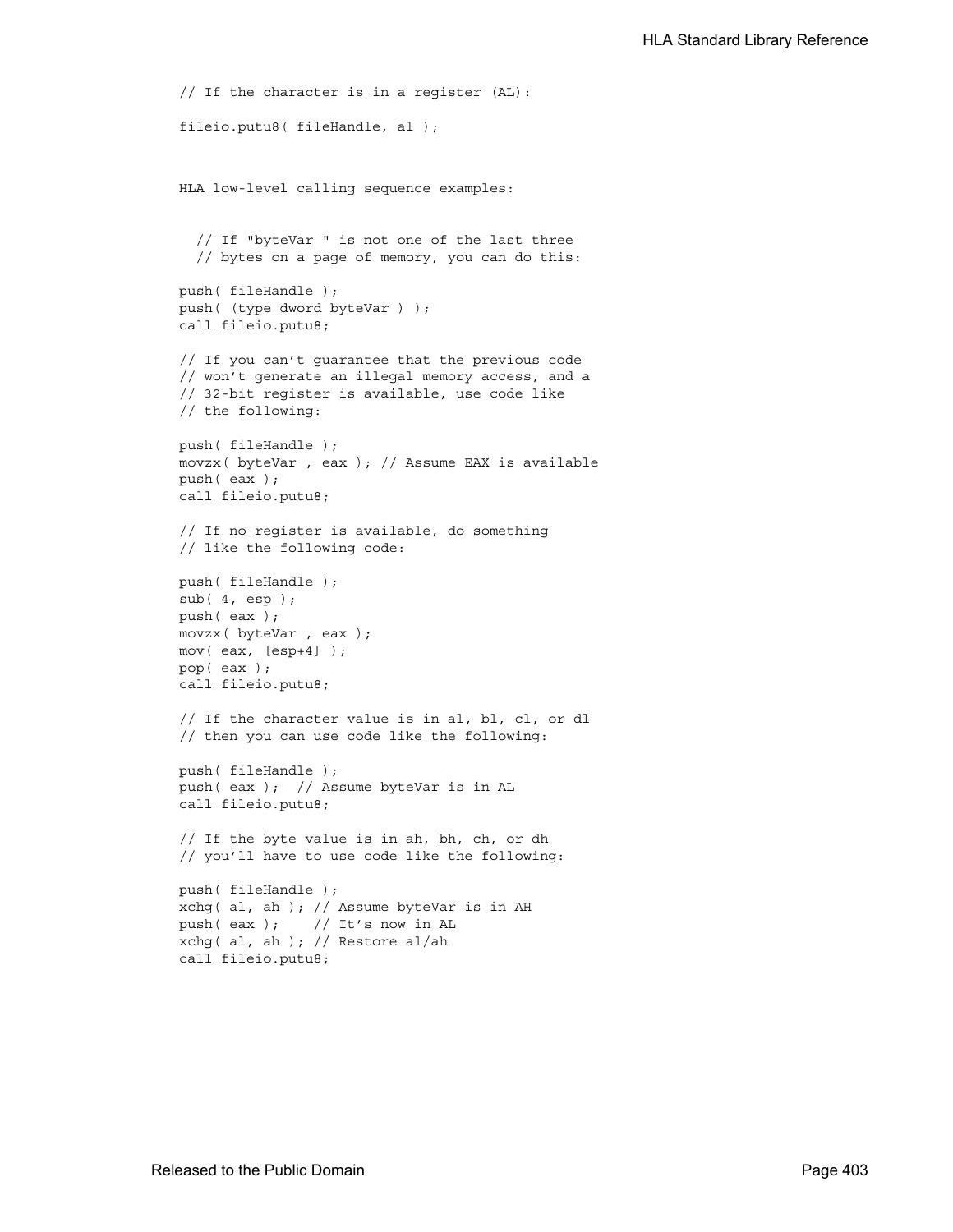```
// If the character is in a register (AL):

fileio.putu8( fileHandle, al );
```

HLA low-level calling sequence examples:

```
  // If "byteVar " is not one of the last three
  // bytes on a page of memory, you can do this:

push( fileHandle );
push( (type dword byteVar ) );
call fileio.putu8;

// If you can't guarantee that the previous code
// won't generate an illegal memory access, and a
// 32-bit register is available, use code like
// the following:

push( fileHandle );
movzx( byteVar , eax ); // Assume EAX is available
push( eax );
call fileio.putu8;

// If no register is available, do something
// like the following code:

push( fileHandle );
sub( 4, esp );
push( eax );
movzx( byteVar , eax );
mov( eax, [esp+4] );
pop( eax );
call fileio.putu8;

// If the character value is in al, bl, cl, or dl
// then you can use code like the following:

push( fileHandle );
push( eax );  // Assume byteVar is in AL
call fileio.putu8;

// If the byte value is in ah, bh, ch, or dh
// you'll have to use code like the following:

push( fileHandle );
xchg( al, ah ); // Assume byteVar is in AH
push( eax );    // It's now in AL
xchg( al, ah ); // Restore al/ah
call fileio.putu8;
```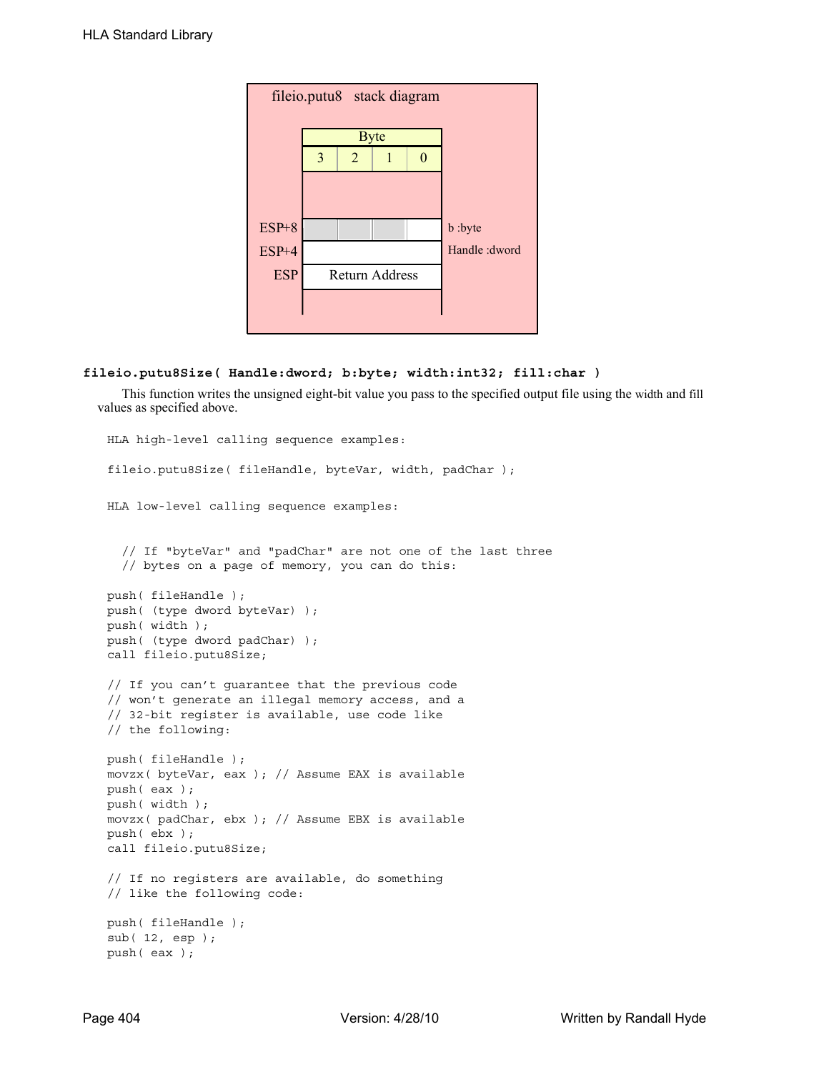fileio.putu8 stack diagram

| | Byte | | | | |
|---|---|---|---|---|---|
| | 3 | 2 | 1 | 0 | |
| ESP+8 | | | | | b :byte |
| ESP+4 | | | | | Handle :dword |
| ESP | Return Address | | | | |

**fileio.putu8Size( Handle:dword; b:byte; width:int32; fill:char )**

This function writes the unsigned eight-bit value you pass to the specified output file using the width and fill values as specified above.

```
HLA high-level calling sequence examples:

fileio.putu8Size( fileHandle, byteVar, width, padChar );


HLA low-level calling sequence examples:


  // If "byteVar" and "padChar" are not one of the last three
  // bytes on a page of memory, you can do this:

push( fileHandle );
push( (type dword byteVar) );
push( width );
push( (type dword padChar) );
call fileio.putu8Size;

// If you can't guarantee that the previous code
// won't generate an illegal memory access, and a
// 32-bit register is available, use code like
// the following:

push( fileHandle );
movzx( byteVar, eax ); // Assume EAX is available
push( eax );
push( width );
movzx( padChar, ebx ); // Assume EBX is available
push( ebx );
call fileio.putu8Size;

// If no registers are available, do something
// like the following code:

push( fileHandle );
sub( 12, esp );
push( eax );
```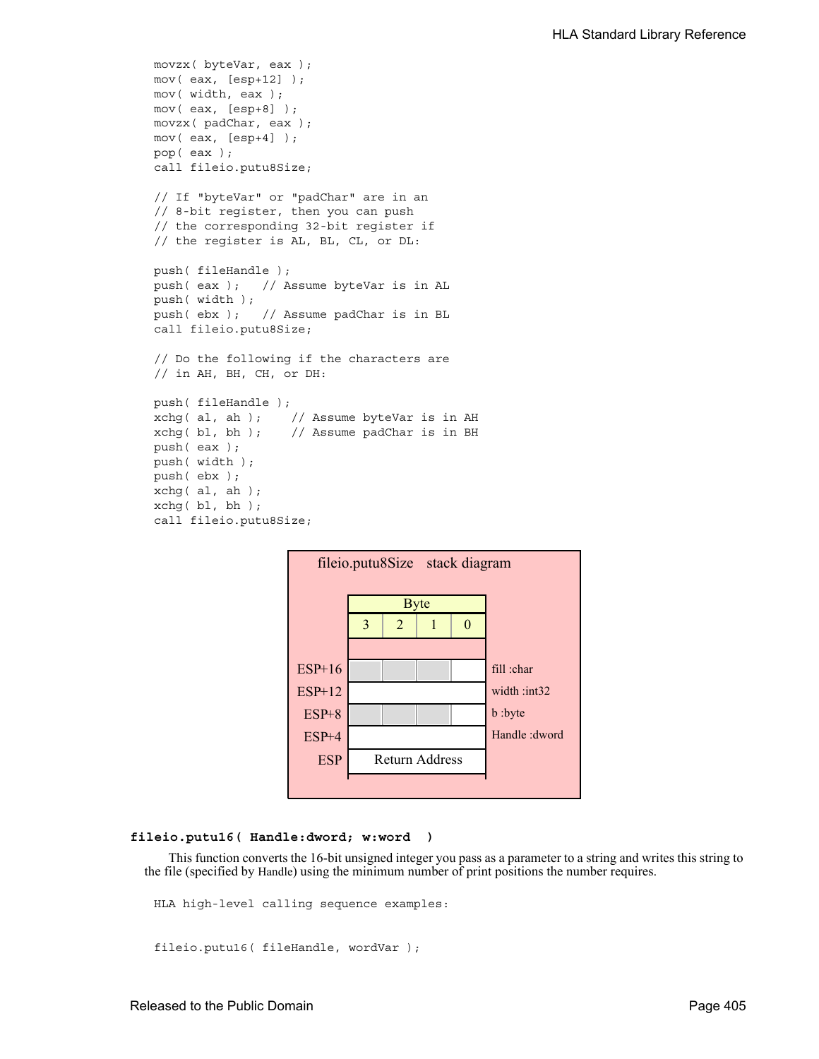```
movzx( byteVar, eax );
mov( eax, [esp+12] );
mov( width, eax );
mov( eax, [esp+8] );
movzx( padChar, eax );
mov( eax, [esp+4] );
pop( eax );
call fileio.putu8Size;

// If "byteVar" or "padChar" are in an
// 8-bit register, then you can push
// the corresponding 32-bit register if
// the register is AL, BL, CL, or DL:

push( fileHandle );
push( eax );   // Assume byteVar is in AL
push( width );
push( ebx );   // Assume padChar is in BL
call fileio.putu8Size;

// Do the following if the characters are
// in AH, BH, CH, or DH:

push( fileHandle );
xchg( al, ah );    // Assume byteVar is in AH
xchg( bl, bh );    // Assume padChar is in BH
push( eax );
push( width );
push( ebx );
xchg( al, ah );
xchg( bl, bh );
call fileio.putu8Size;
```

**fileio.putu8Size stack diagram**

| | Byte 3 | Byte 2 | Byte 1 | Byte 0 | |
|---|---|---|---|---|---|
| ESP+16 | | | | | fill :char |
| ESP+12 | | | | | width :int32 |
| ESP+8 | | | | | b :byte |
| ESP+4 | | | | | Handle :dword |
| ESP | Return Address | | | | |

### fileio.putu16( Handle:dword; w:word )

This function converts the 16-bit unsigned integer you pass as a parameter to a string and writes this string to the file (specified by Handle) using the minimum number of print positions the number requires.

```
HLA high-level calling sequence examples:


fileio.putu16( fileHandle, wordVar );
```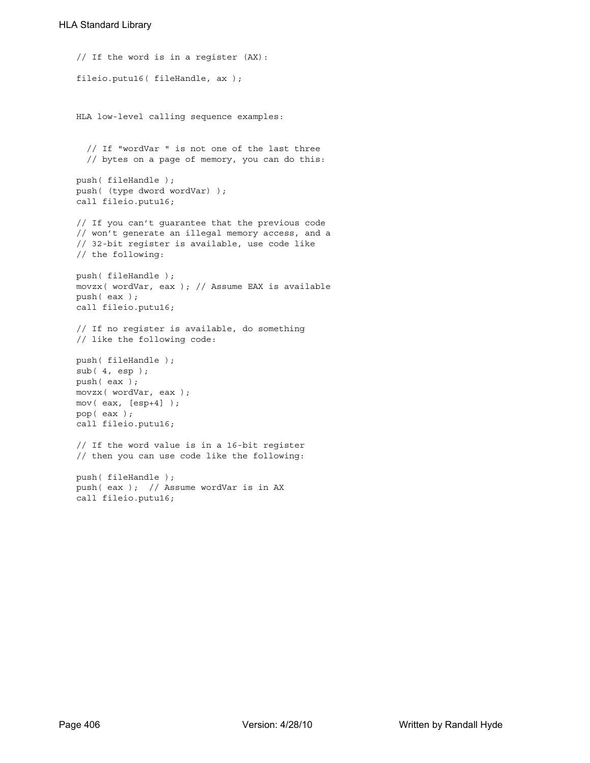```
// If the word is in a register (AX):

fileio.putu16( fileHandle, ax );
```

HLA low-level calling sequence examples:

```
  // If "wordVar " is not one of the last three
  // bytes on a page of memory, you can do this:

push( fileHandle );
push( (type dword wordVar) );
call fileio.putu16;

// If you can't guarantee that the previous code
// won't generate an illegal memory access, and a
// 32-bit register is available, use code like
// the following:

push( fileHandle );
movzx( wordVar, eax ); // Assume EAX is available
push( eax );
call fileio.putu16;

// If no register is available, do something
// like the following code:

push( fileHandle );
sub( 4, esp );
push( eax );
movzx( wordVar, eax );
mov( eax, [esp+4] );
pop( eax );
call fileio.putu16;

// If the word value is in a 16-bit register
// then you can use code like the following:

push( fileHandle );
push( eax );  // Assume wordVar is in AX
call fileio.putu16;
```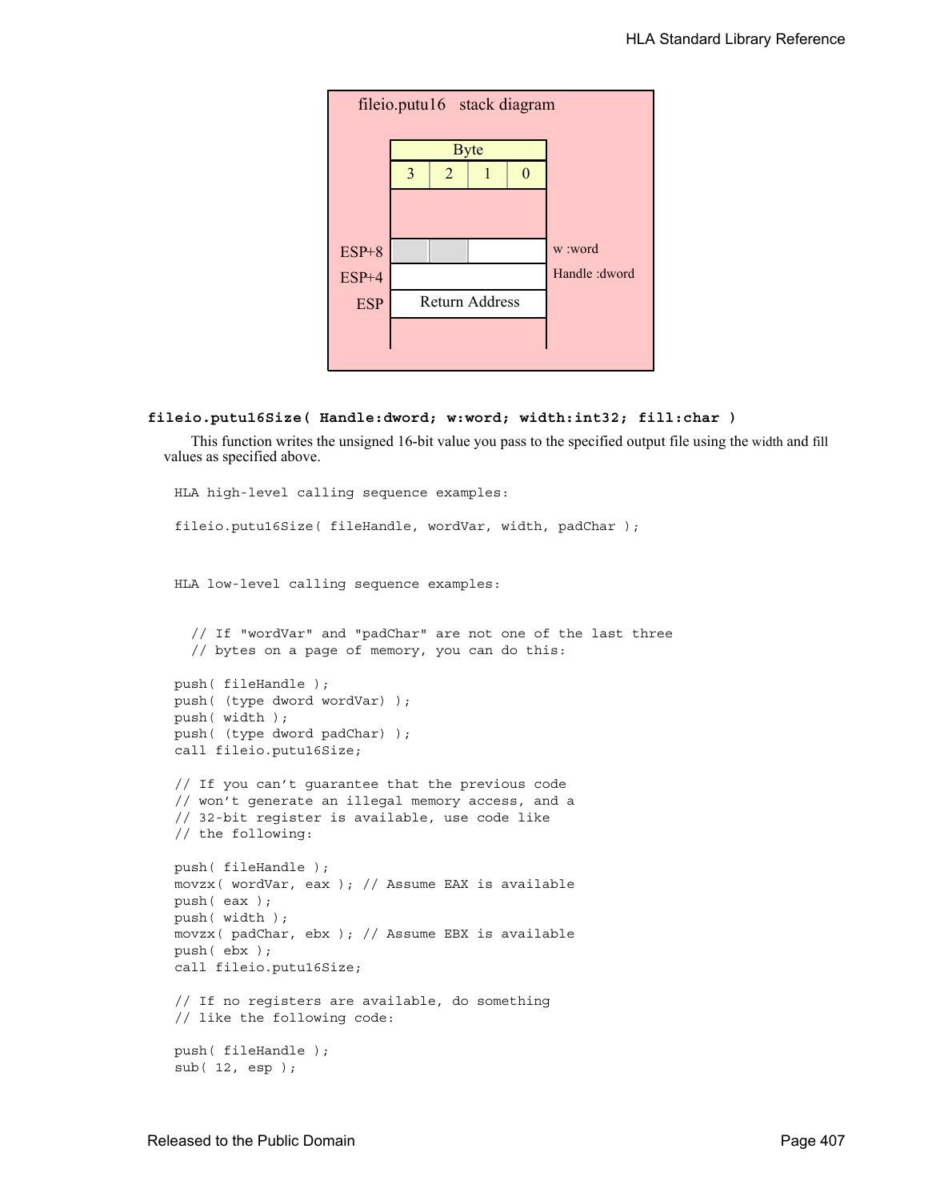fileio.putu16 stack diagram

| Byte | | | | |
|---|---|---|---|---|
| | 3 | 2 | 1 | 0 |
| ESP+8 | | | | w :word |
| ESP+4 | | | | Handle :dword |
| ESP | Return Address | | | |

**fileio.putu16Size( Handle:dword; w:word; width:int32; fill:char )**

This function writes the unsigned 16-bit value you pass to the specified output file using the width and fill values as specified above.

```
HLA high-level calling sequence examples:

fileio.putu16Size( fileHandle, wordVar, width, padChar );



HLA low-level calling sequence examples:


  // If "wordVar" and "padChar" are not one of the last three
  // bytes on a page of memory, you can do this:

push( fileHandle );
push( (type dword wordVar) );
push( width );
push( (type dword padChar) );
call fileio.putu16Size;

// If you can't guarantee that the previous code
// won't generate an illegal memory access, and a
// 32-bit register is available, use code like
// the following:

push( fileHandle );
movzx( wordVar, eax ); // Assume EAX is available
push( eax );
push( width );
movzx( padChar, ebx ); // Assume EBX is available
push( ebx );
call fileio.putu16Size;

// If no registers are available, do something
// like the following code:

push( fileHandle );
sub( 12, esp );
```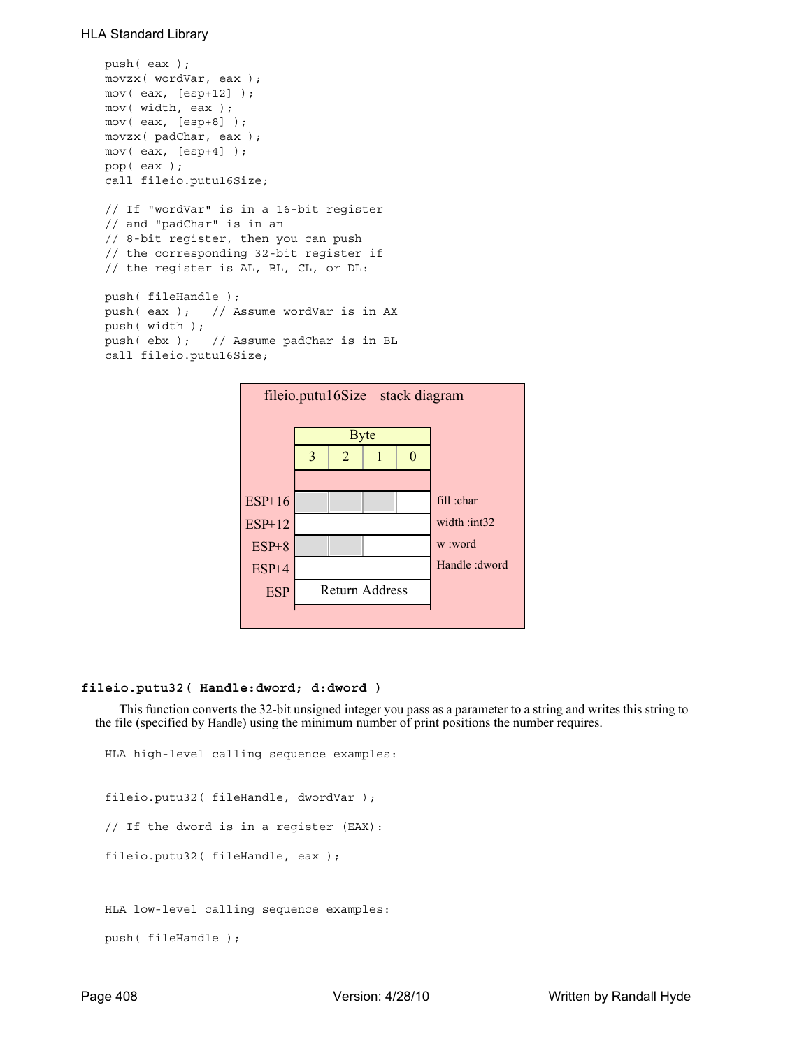```
push( eax );
movzx( wordVar, eax );
mov( eax, [esp+12] );
mov( width, eax );
mov( eax, [esp+8] );
movzx( padChar, eax );
mov( eax, [esp+4] );
pop( eax );
call fileio.putu16Size;

// If "wordVar" is in a 16-bit register
// and "padChar" is in an
// 8-bit register, then you can push
// the corresponding 32-bit register if
// the register is AL, BL, CL, or DL:

push( fileHandle );
push( eax );   // Assume wordVar is in AX
push( width );
push( ebx );   // Assume padChar is in BL
call fileio.putu16Size;
```

fileio.putu16Size stack diagram

| | Byte 3 | Byte 2 | Byte 1 | Byte 0 | |
|---|---|---|---|---|---|
| ESP+16 | | | | | fill :char |
| ESP+12 | | | | | width :int32 |
| ESP+8 | | | | | w :word |
| ESP+4 | | | | | Handle :dword |
| ESP | Return Address | | | | |

### fileio.putu32( Handle:dword; d:dword )

This function converts the 32-bit unsigned integer you pass as a parameter to a string and writes this string to the file (specified by Handle) using the minimum number of print positions the number requires.

```
HLA high-level calling sequence examples:


fileio.putu32( fileHandle, dwordVar );

// If the dword is in a register (EAX):

fileio.putu32( fileHandle, eax );



HLA low-level calling sequence examples:

push( fileHandle );
```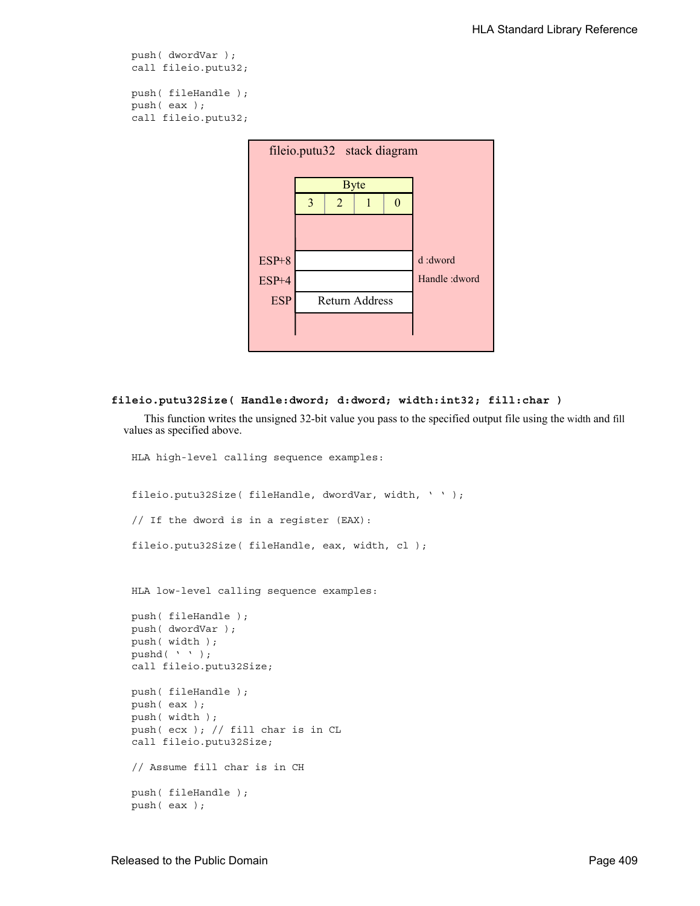```
push( dwordVar );
call fileio.putu32;

push( fileHandle );
push( eax );
call fileio.putu32;
```

fileio.putu32 stack diagram

| | Byte | | | |
|---|---|---|---|---|
| | 3 | 2 | 1 | 0 |
| ESP+8 | | | | d :dword |
| ESP+4 | | | | Handle :dword |
| ESP | Return Address | | | |

**fileio.putu32Size( Handle:dword; d:dword; width:int32; fill:char )**

This function writes the unsigned 32-bit value you pass to the specified output file using the width and fill values as specified above.

```
HLA high-level calling sequence examples:


fileio.putu32Size( fileHandle, dwordVar, width, ' ' );

// If the dword is in a register (EAX):

fileio.putu32Size( fileHandle, eax, width, cl );



HLA low-level calling sequence examples:

push( fileHandle );
push( dwordVar );
push( width );
pushd( ' ' );
call fileio.putu32Size;

push( fileHandle );
push( eax );
push( width );
push( ecx ); // fill char is in CL
call fileio.putu32Size;

// Assume fill char is in CH

push( fileHandle );
push( eax );
```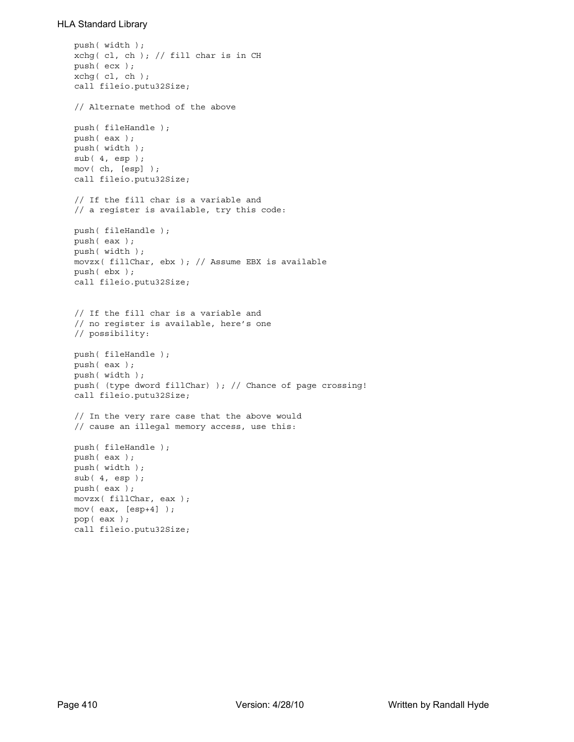```
push( width );
xchg( cl, ch ); // fill char is in CH
push( ecx );
xchg( cl, ch );
call fileio.putu32Size;

// Alternate method of the above

push( fileHandle );
push( eax );
push( width );
sub( 4, esp );
mov( ch, [esp] );
call fileio.putu32Size;

// If the fill char is a variable and
// a register is available, try this code:

push( fileHandle );
push( eax );
push( width );
movzx( fillChar, ebx ); // Assume EBX is available
push( ebx );
call fileio.putu32Size;


// If the fill char is a variable and
// no register is available, here's one
// possibility:

push( fileHandle );
push( eax );
push( width );
push( (type dword fillChar) ); // Chance of page crossing!
call fileio.putu32Size;

// In the very rare case that the above would
// cause an illegal memory access, use this:

push( fileHandle );
push( eax );
push( width );
sub( 4, esp );
push( eax );
movzx( fillChar, eax );
mov( eax, [esp+4] );
pop( eax );
call fileio.putu32Size;
```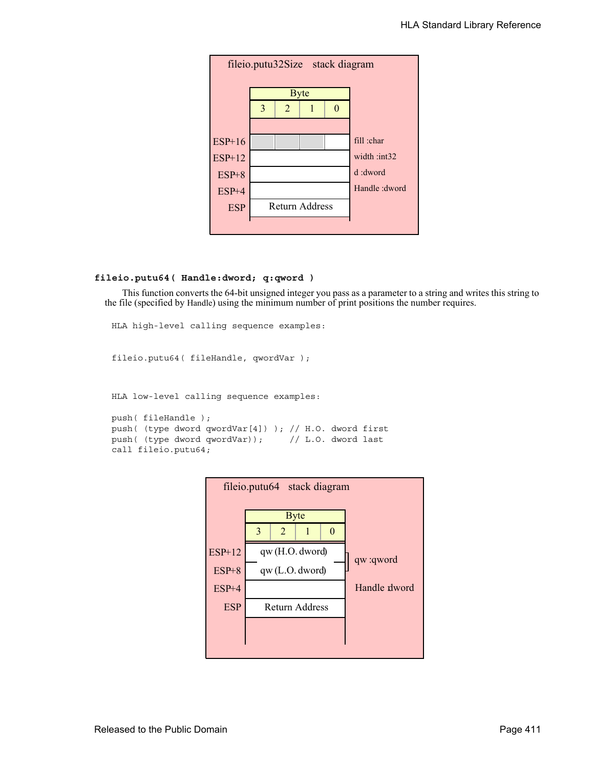**fileio.putu32Size stack diagram**

| | Byte 3 | Byte 2 | Byte 1 | Byte 0 | |
|---|---|---|---|---|---|
| ESP+16 | | | | | fill :char |
| ESP+12 | | | | | width :int32 |
| ESP+8 | | | | | d :dword |
| ESP+4 | | | | | Handle :dword |
| ESP | Return Address | | | | |

**fileio.putu64( Handle:dword; q:qword )**

This function converts the 64-bit unsigned integer you pass as a parameter to a string and writes this string to the file (specified by Handle) using the minimum number of print positions the number requires.

```
HLA high-level calling sequence examples:


fileio.putu64( fileHandle, qwordVar );



HLA low-level calling sequence examples:

push( fileHandle );
push( (type dword qwordVar[4]) ); // H.O. dword first
push( (type dword qwordVar));     // L.O. dword last
call fileio.putu64;
```

**fileio.putu64 stack diagram**

| | Byte 3 | Byte 2 | Byte 1 | Byte 0 | |
|---|---|---|---|---|---|
| ESP+12 | qw (H.O. dword) | | | | qw :qword |
| ESP+8 | qw (L.O. dword) | | | | |
| ESP+4 | | | | | Handle :dword |
| ESP | Return Address | | | | |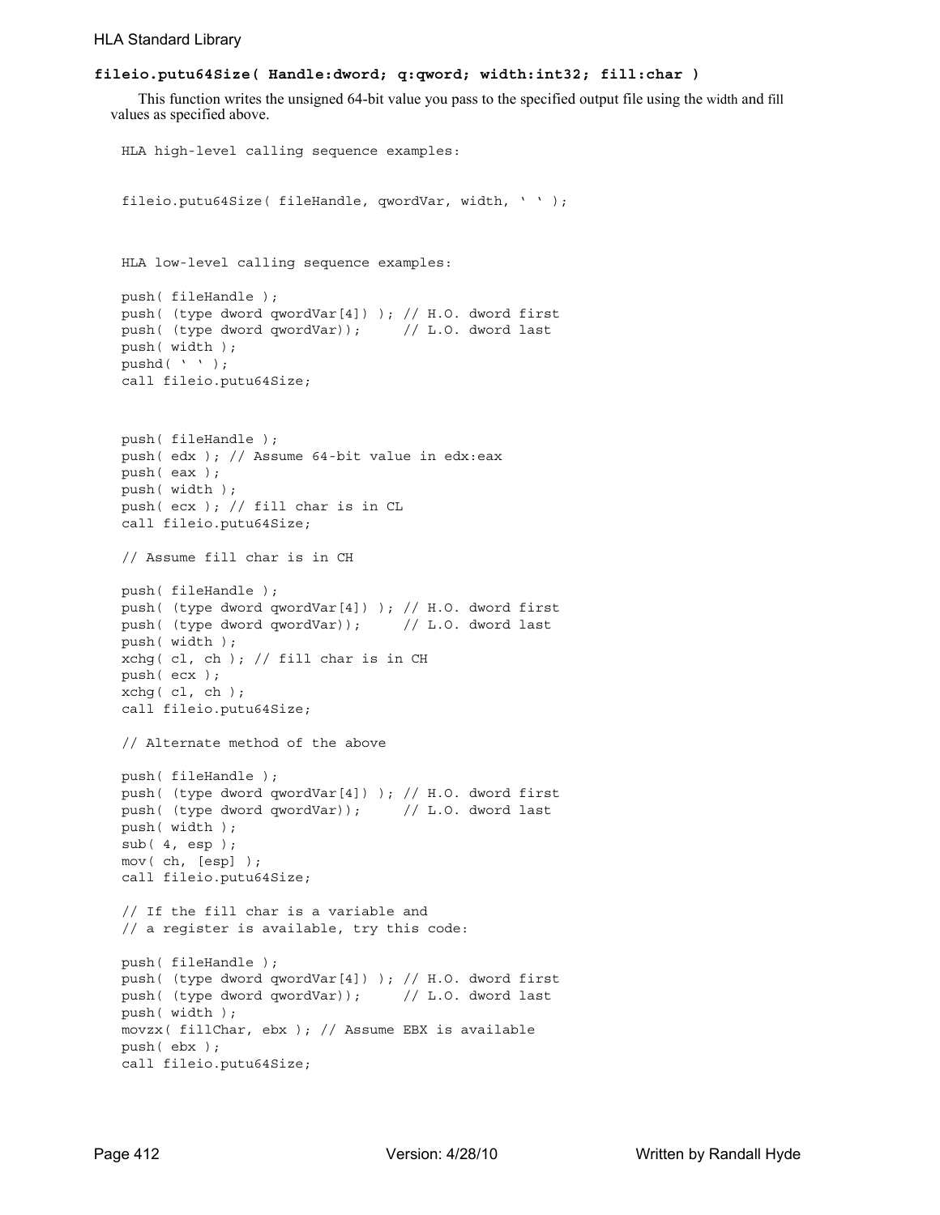**fileio.putu64Size( Handle:dword; q:qword; width:int32; fill:char )**

This function writes the unsigned 64-bit value you pass to the specified output file using the width and fill values as specified above.

```
HLA high-level calling sequence examples:


fileio.putu64Size( fileHandle, qwordVar, width, ' ' );



HLA low-level calling sequence examples:

push( fileHandle );
push( (type dword qwordVar[4]) ); // H.O. dword first
push( (type dword qwordVar));     // L.O. dword last
push( width );
pushd( ' ' );
call fileio.putu64Size;



push( fileHandle );
push( edx ); // Assume 64-bit value in edx:eax
push( eax );
push( width );
push( ecx ); // fill char is in CL
call fileio.putu64Size;

// Assume fill char is in CH

push( fileHandle );
push( (type dword qwordVar[4]) ); // H.O. dword first
push( (type dword qwordVar));     // L.O. dword last
push( width );
xchg( cl, ch ); // fill char is in CH
push( ecx );
xchg( cl, ch );
call fileio.putu64Size;

// Alternate method of the above

push( fileHandle );
push( (type dword qwordVar[4]) ); // H.O. dword first
push( (type dword qwordVar));     // L.O. dword last
push( width );
sub( 4, esp );
mov( ch, [esp] );
call fileio.putu64Size;

// If the fill char is a variable and
// a register is available, try this code:

push( fileHandle );
push( (type dword qwordVar[4]) ); // H.O. dword first
push( (type dword qwordVar));     // L.O. dword last
push( width );
movzx( fillChar, ebx ); // Assume EBX is available
push( ebx );
call fileio.putu64Size;
```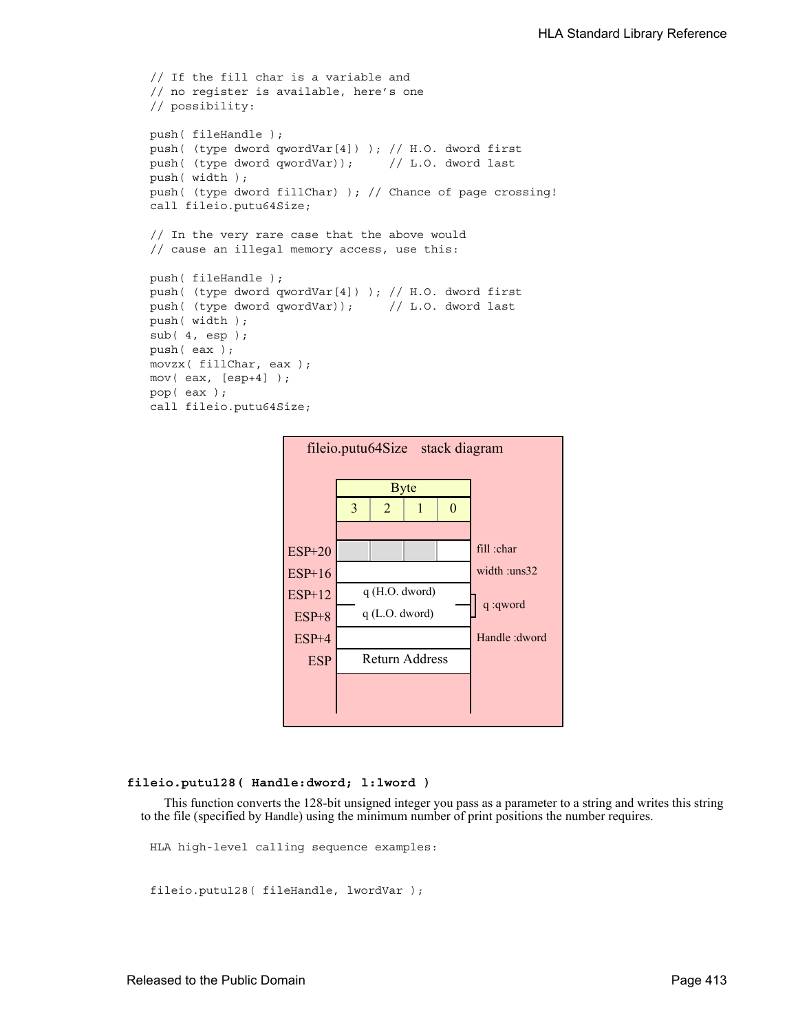```
// If the fill char is a variable and
// no register is available, here's one
// possibility:

push( fileHandle );
push( (type dword qwordVar[4]) ); // H.O. dword first
push( (type dword qwordVar));     // L.O. dword last
push( width );
push( (type dword fillChar) ); // Chance of page crossing!
call fileio.putu64Size;

// In the very rare case that the above would
// cause an illegal memory access, use this:

push( fileHandle );
push( (type dword qwordVar[4]) ); // H.O. dword first
push( (type dword qwordVar));     // L.O. dword last
push( width );
sub( 4, esp );
push( eax );
movzx( fillChar, eax );
mov( eax, [esp+4] );
pop( eax );
call fileio.putu64Size;
```

**fileio.putu64Size stack diagram**

| Offset | Byte 3 | Byte 2 | Byte 1 | Byte 0 | Parameter |
|---|---|---|---|---|---|
| ESP+20 | | | | | fill :char |
| ESP+16 | | | | | width :uns32 |
| ESP+12 | q (H.O. dword) | | | | q :qword |
| ESP+8 | q (L.O. dword) | | | | |
| ESP+4 | | | | | Handle :dword |
| ESP | Return Address | | | | |

### fileio.putu128( Handle:dword; l:lword )

This function converts the 128-bit unsigned integer you pass as a parameter to a string and writes this string to the file (specified by Handle) using the minimum number of print positions the number requires.

```
HLA high-level calling sequence examples:


fileio.putu128( fileHandle, lwordVar );
```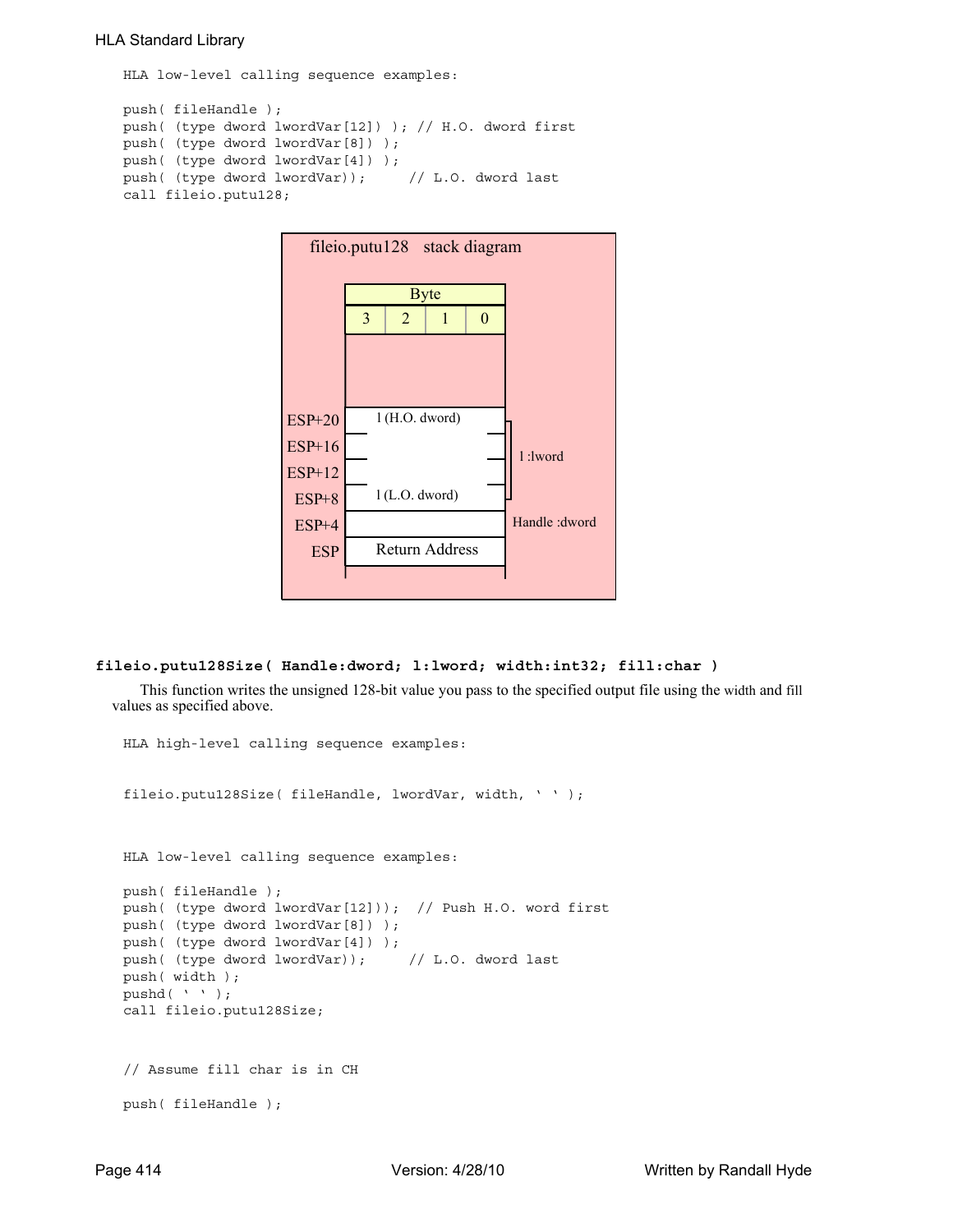```
HLA low-level calling sequence examples:

push( fileHandle );
push( (type dword lwordVar[12]) ); // H.O. dword first
push( (type dword lwordVar[8]) );
push( (type dword lwordVar[4]) );
push( (type dword lwordVar));     // L.O. dword last
call fileio.putu128;
```

fileio.putu128 stack diagram

| | Byte 3 | Byte 2 | Byte 1 | Byte 0 | |
|---|---|---|---|---|---|
| ESP+20 | l (H.O. dword) | | | | l :lword |
| ESP+16 | | | | | |
| ESP+12 | | | | | |
| ESP+8 | l (L.O. dword) | | | | |
| ESP+4 | | | | | Handle :dword |
| ESP | Return Address | | | | |

**fileio.putu128Size( Handle:dword; l:lword; width:int32; fill:char )**

This function writes the unsigned 128-bit value you pass to the specified output file using the width and fill values as specified above.

```
HLA high-level calling sequence examples:


fileio.putu128Size( fileHandle, lwordVar, width, ' ' );



HLA low-level calling sequence examples:

push( fileHandle );
push( (type dword lwordVar[12]));  // Push H.O. word first
push( (type dword lwordVar[8]) );
push( (type dword lwordVar[4]) );
push( (type dword lwordVar));     // L.O. dword last
push( width );
pushd( ' ' );
call fileio.putu128Size;


// Assume fill char is in CH

push( fileHandle );
```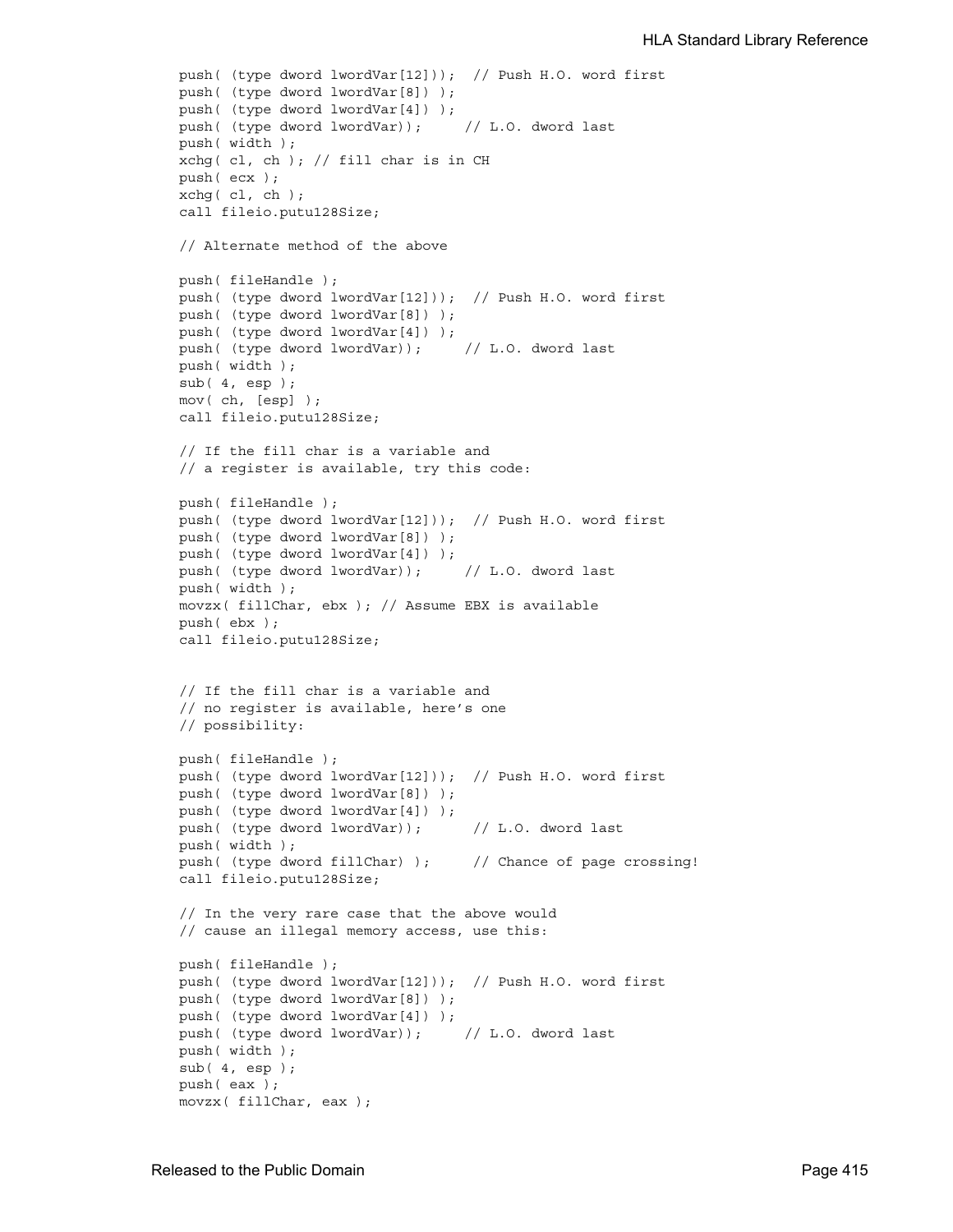```
push( (type dword lwordVar[12])); // Push H.O. word first
push( (type dword lwordVar[8]) );
push( (type dword lwordVar[4]) );
push( (type dword lwordVar));     // L.O. dword last
push( width );
xchg( cl, ch ); // fill char is in CH
push( ecx );
xchg( cl, ch );
call fileio.putu128Size;

// Alternate method of the above

push( fileHandle );
push( (type dword lwordVar[12])); // Push H.O. word first
push( (type dword lwordVar[8]) );
push( (type dword lwordVar[4]) );
push( (type dword lwordVar));     // L.O. dword last
push( width );
sub( 4, esp );
mov( ch, [esp] );
call fileio.putu128Size;

// If the fill char is a variable and
// a register is available, try this code:

push( fileHandle );
push( (type dword lwordVar[12])); // Push H.O. word first
push( (type dword lwordVar[8]) );
push( (type dword lwordVar[4]) );
push( (type dword lwordVar));     // L.O. dword last
push( width );
movzx( fillChar, ebx ); // Assume EBX is available
push( ebx );
call fileio.putu128Size;


// If the fill char is a variable and
// no register is available, here's one
// possibility:

push( fileHandle );
push( (type dword lwordVar[12])); // Push H.O. word first
push( (type dword lwordVar[8]) );
push( (type dword lwordVar[4]) );
push( (type dword lwordVar));      // L.O. dword last
push( width );
push( (type dword fillChar) );     // Chance of page crossing!
call fileio.putu128Size;

// In the very rare case that the above would
// cause an illegal memory access, use this:

push( fileHandle );
push( (type dword lwordVar[12])); // Push H.O. word first
push( (type dword lwordVar[8]) );
push( (type dword lwordVar[4]) );
push( (type dword lwordVar));     // L.O. dword last
push( width );
sub( 4, esp );
push( eax );
movzx( fillChar, eax );
```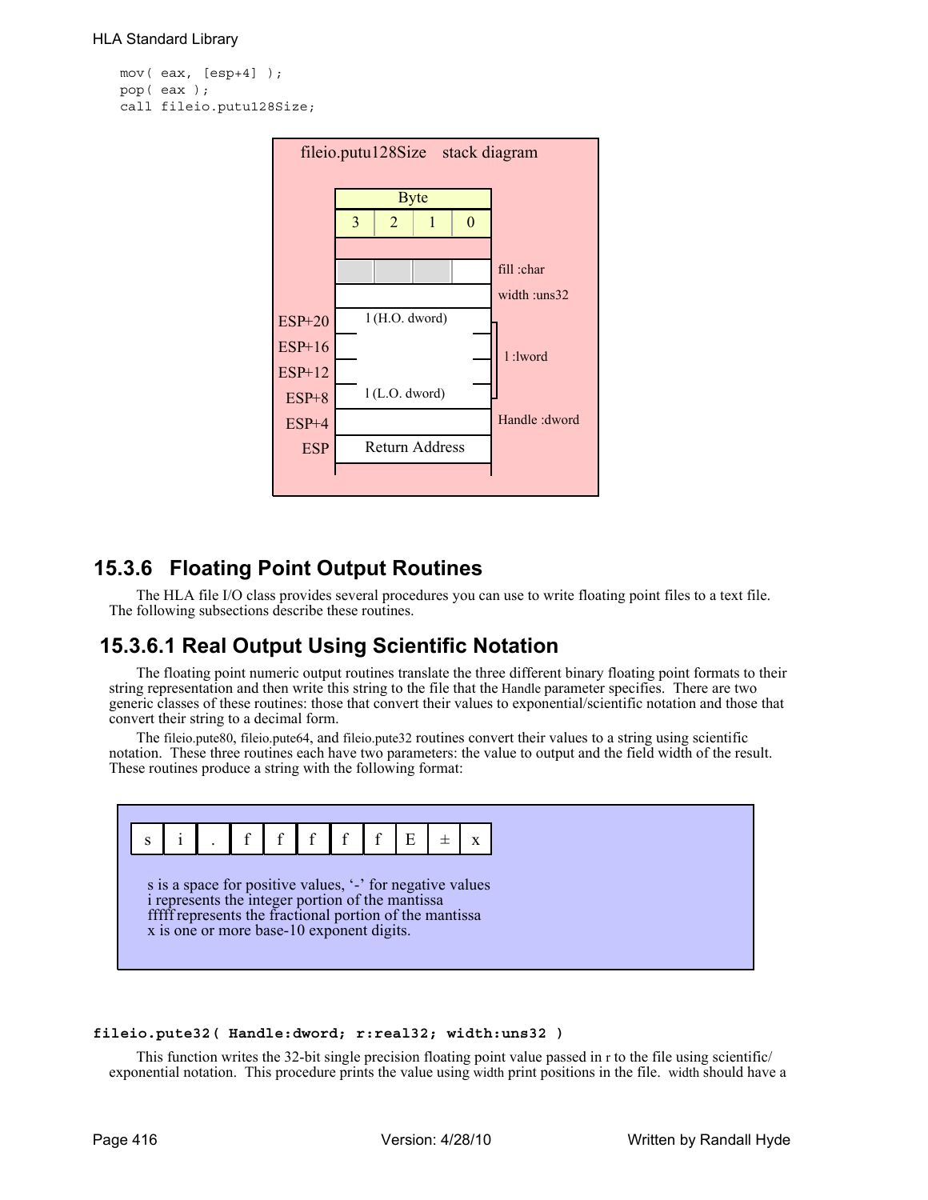```
mov( eax, [esp+4] );
pop( eax );
call fileio.putu128Size;
```

**fileio.putu128Size stack diagram**

| | Byte 3 | Byte 2 | Byte 1 | Byte 0 | |
|---|---|---|---|---|---|
| | | | | | |
| | | | | | fill :char |
| | | | | | width :uns32 |
| ESP+20 | l (H.O. dword) | | | | l :lword |
| ESP+16 | | | | | |
| ESP+12 | | | | | |
| ESP+8 | l (L.O. dword) | | | | |
| ESP+4 | | | | | Handle :dword |
| ESP | Return Address | | | | |

### 15.3.6 Floating Point Output Routines

The HLA file I/O class provides several procedures you can use to write floating point files to a text file. The following subsections describe these routines.

#### 15.3.6.1 Real Output Using Scientific Notation

The floating point numeric output routines translate the three different binary floating point formats to their string representation and then write this string to the file that the Handle parameter specifies. There are two generic classes of these routines: those that convert their values to exponential/scientific notation and those that convert their string to a decimal form.

The fileio.pute80, fileio.pute64, and fileio.pute32 routines convert their values to a string using scientific notation. These three routines each have two parameters: the value to output and the field width of the result. These routines produce a string with the following format:

| s | i | . | f | f | f | f | f | E | ± | x |
|---|---|---|---|---|---|---|---|---|---|---|

s is a space for positive values, '-' for negative values
i represents the integer portion of the mantissa
fffff represents the fractional portion of the mantissa
x is one or more base-10 exponent digits.

**fileio.pute32( Handle:dword; r:real32; width:uns32 )**

This function writes the 32-bit single precision floating point value passed in r to the file using scientific/exponential notation. This procedure prints the value using width print positions in the file. width should have a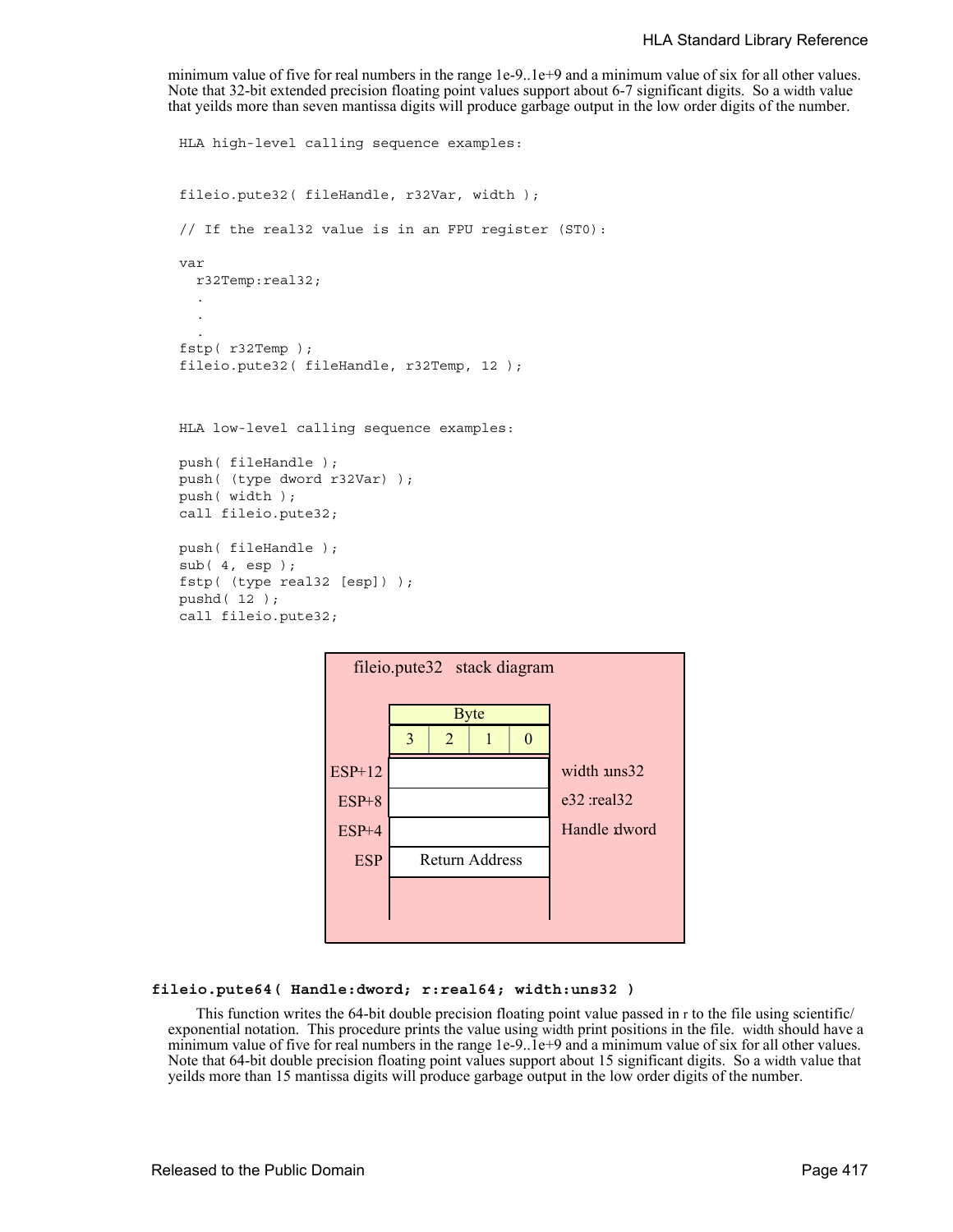minimum value of five for real numbers in the range 1e-9..1e+9 and a minimum value of six for all other values. Note that 32-bit extended precision floating point values support about 6-7 significant digits. So a width value that yeilds more than seven mantissa digits will produce garbage output in the low order digits of the number.

```
HLA high-level calling sequence examples:


fileio.pute32( fileHandle, r32Var, width );

// If the real32 value is in an FPU register (ST0):

var
  r32Temp:real32;
  .
  .
  .
fstp( r32Temp );
fileio.pute32( fileHandle, r32Temp, 12 );



HLA low-level calling sequence examples:

push( fileHandle );
push( (type dword r32Var) );
push( width );
call fileio.pute32;

push( fileHandle );
sub( 4, esp );
fstp( (type real32 [esp]) );
pushd( 12 );
call fileio.pute32;
```

fileio.pute32 stack diagram

| | Byte 3 | Byte 2 | Byte 1 | Byte 0 | |
|---|---|---|---|---|---|
| ESP+12 | | | | | width :uns32 |
| ESP+8 | | | | | e32 :real32 |
| ESP+4 | | | | | Handle :dword |
| ESP | Return Address | | | | |

**fileio.pute64( Handle:dword; r:real64; width:uns32 )**

This function writes the 64-bit double precision floating point value passed in r to the file using scientific/exponential notation. This procedure prints the value using width print positions in the file. width should have a minimum value of five for real numbers in the range 1e-9..1e+9 and a minimum value of six for all other values. Note that 64-bit double precision floating point values support about 15 significant digits. So a width value that yeilds more than 15 mantissa digits will produce garbage output in the low order digits of the number.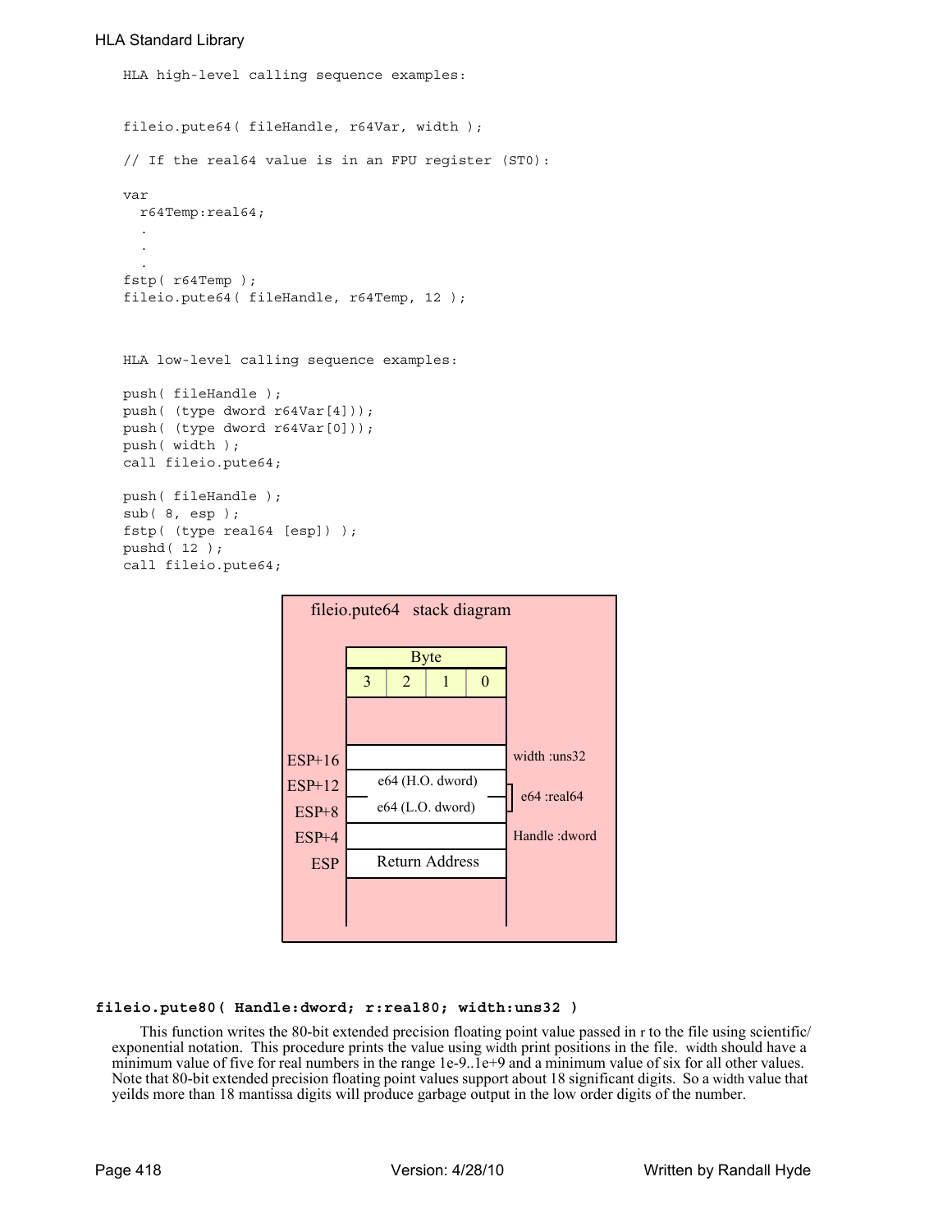```
HLA high-level calling sequence examples:


fileio.pute64( fileHandle, r64Var, width );

// If the real64 value is in an FPU register (ST0):

var
  r64Temp:real64;
  .
  .
  .
fstp( r64Temp );
fileio.pute64( fileHandle, r64Temp, 12 );



HLA low-level calling sequence examples:

push( fileHandle );
push( (type dword r64Var[4]));
push( (type dword r64Var[0]));
push( width );
call fileio.pute64;

push( fileHandle );
sub( 8, esp );
fstp( (type real64 [esp]) );
pushd( 12 );
call fileio.pute64;
```

**fileio.pute64 stack diagram**

| | Byte 3 | Byte 2 | Byte 1 | Byte 0 | |
|---|---|---|---|---|---|
| ESP+16 | | | | | width :uns32 |
| ESP+12 | e64 (H.O. dword) | | | | e64 :real64 |
| ESP+8 | e64 (L.O. dword) | | | | |
| ESP+4 | | | | | Handle :dword |
| ESP | Return Address | | | | |

**fileio.pute80( Handle:dword; r:real80; width:uns32 )**

This function writes the 80-bit extended precision floating point value passed in r to the file using scientific/exponential notation. This procedure prints the value using width print positions in the file. width should have a minimum value of five for real numbers in the range 1e-9..1e+9 and a minimum value of six for all other values. Note that 80-bit extended precision floating point values support about 18 significant digits. So a width value that yeilds more than 18 mantissa digits will produce garbage output in the low order digits of the number.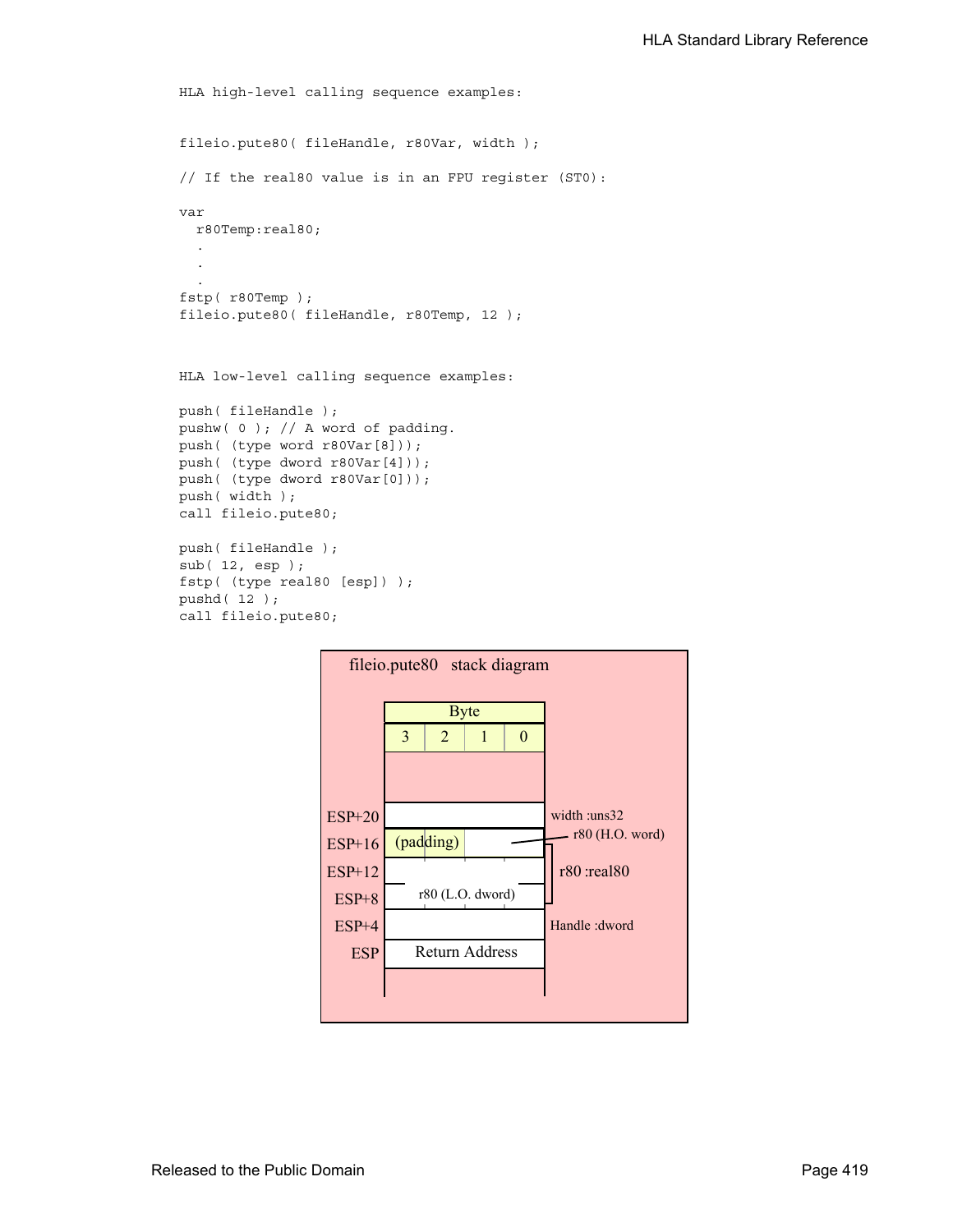HLA high-level calling sequence examples:

```
fileio.pute80( fileHandle, r80Var, width );

// If the real80 value is in an FPU register (ST0):

var
  r80Temp:real80;
  .
  .
  .
fstp( r80Temp );
fileio.pute80( fileHandle, r80Temp, 12 );
```

HLA low-level calling sequence examples:

```
push( fileHandle );
pushw( 0 ); // A word of padding.
push( (type word r80Var[8]));
push( (type dword r80Var[4]));
push( (type dword r80Var[0]));
push( width );
call fileio.pute80;

push( fileHandle );
sub( 12, esp );
fstp( (type real80 [esp]) );
pushd( 12 );
call fileio.pute80;
```

fileio.pute80 stack diagram

| Offset | Byte 3 | Byte 2 | Byte 1 | Byte 0 | Description |
|---|---|---|---|---|---|
| ESP+20 | | | | | width :uns32 |
| ESP+16 | (padding) | | r80 (H.O. word) | | r80 :real80 |
| ESP+12 | | | | | r80 :real80 |
| ESP+8 | r80 (L.O. dword) | | | | r80 :real80 |
| ESP+4 | | | | | Handle :dword |
| ESP | Return Address | | | | |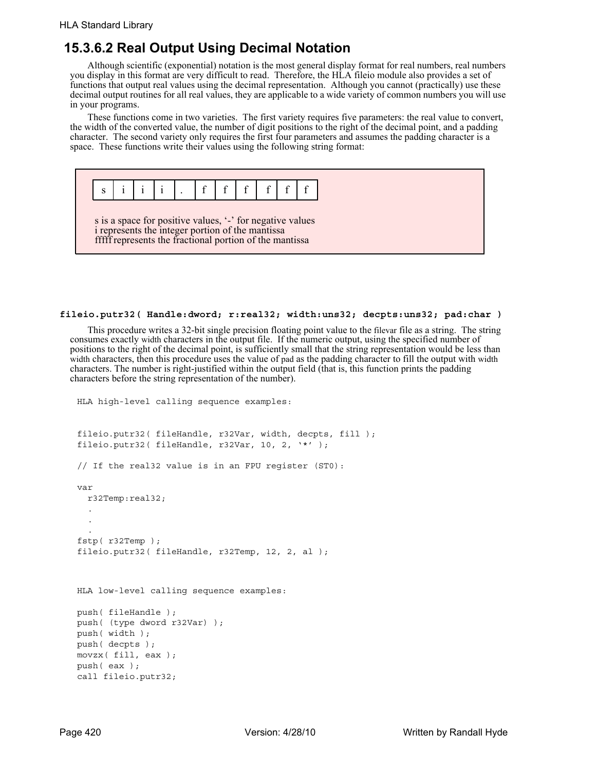## 15.3.6.2 Real Output Using Decimal Notation

Although scientific (exponential) notation is the most general display format for real numbers, real numbers you display in this format are very difficult to read. Therefore, the HLA fileio module also provides a set of functions that output real values using the decimal representation. Although you cannot (practically) use these decimal output routines for all real values, they are applicable to a wide variety of common numbers you will use in your programs.

These functions come in two varieties. The first variety requires five parameters: the real value to convert, the width of the converted value, the number of digit positions to the right of the decimal point, and a padding character. The second variety only requires the first four parameters and assumes the padding character is a space. These functions write their values using the following string format:

| s | i | i | i | . | f | f | f | f | f | f |
|---|---|---|---|---|---|---|---|---|---|---|

s is a space for positive values, '-' for negative values
i represents the integer portion of the mantissa
fffff represents the fractional portion of the mantissa

**fileio.putr32( Handle:dword; r:real32; width:uns32; decpts:uns32; pad:char )**

This procedure writes a 32-bit single precision floating point value to the filevar file as a string. The string consumes exactly width characters in the output file. If the numeric output, using the specified number of positions to the right of the decimal point, is sufficiently small that the string representation would be less than width characters, then this procedure uses the value of pad as the padding character to fill the output with width characters. The number is right-justified within the output field (that is, this function prints the padding characters before the string representation of the number).

```
HLA high-level calling sequence examples:


fileio.putr32( fileHandle, r32Var, width, decpts, fill );
fileio.putr32( fileHandle, r32Var, 10, 2, '*' );

// If the real32 value is in an FPU register (ST0):

var
  r32Temp:real32;
  .
  .
  .
fstp( r32Temp );
fileio.putr32( fileHandle, r32Temp, 12, 2, al );



HLA low-level calling sequence examples:

push( fileHandle );
push( (type dword r32Var) );
push( width );
push( decpts );
movzx( fill, eax );
push( eax );
call fileio.putr32;
```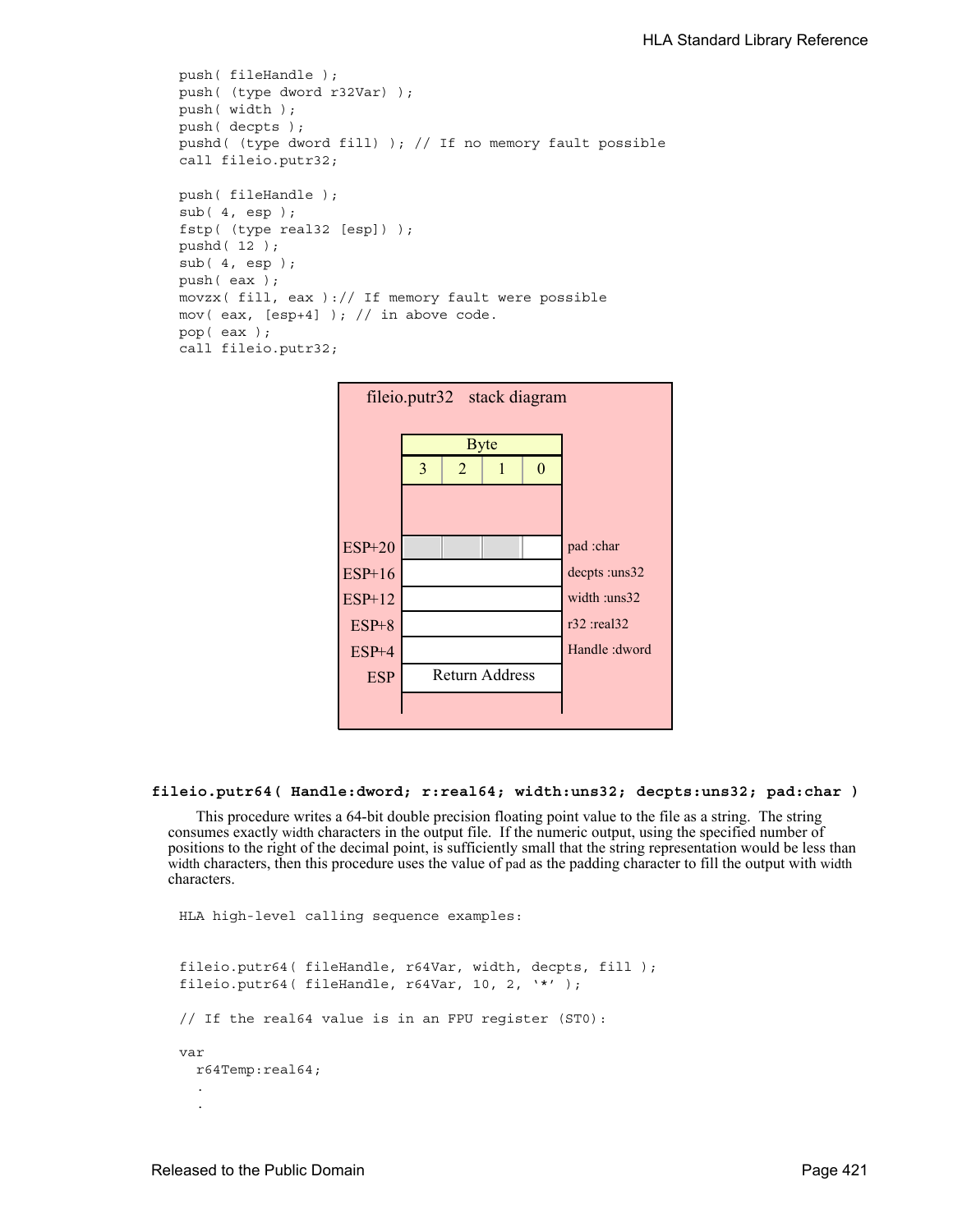```
push( fileHandle );
push( (type dword r32Var) );
push( width );
push( decpts );
pushd( (type dword fill) ); // If no memory fault possible
call fileio.putr32;

push( fileHandle );
sub( 4, esp );
fstp( (type real32 [esp]) );
pushd( 12 );
sub( 4, esp );
push( eax );
movzx( fill, eax ):// If memory fault were possible
mov( eax, [esp+4] ); // in above code.
pop( eax );
call fileio.putr32;
```

**fileio.putr32 stack diagram**

| Offset | Byte 3 | Byte 2 | Byte 1 | Byte 0 | Parameter |
|---|---|---|---|---|---|
| ESP+20 | | | | | pad :char |
| ESP+16 | | | | | decpts :uns32 |
| ESP+12 | | | | | width :uns32 |
| ESP+8 | | | | | r32 :real32 |
| ESP+4 | | | | | Handle :dword |
| ESP | Return Address | | | | |

**fileio.putr64( Handle:dword; r:real64; width:uns32; decpts:uns32; pad:char )**

This procedure writes a 64-bit double precision floating point value to the file as a string. The string consumes exactly width characters in the output file. If the numeric output, using the specified number of positions to the right of the decimal point, is sufficiently small that the string representation would be less than width characters, then this procedure uses the value of pad as the padding character to fill the output with width characters.

```
HLA high-level calling sequence examples:


fileio.putr64( fileHandle, r64Var, width, decpts, fill );
fileio.putr64( fileHandle, r64Var, 10, 2, '*' );

// If the real64 value is in an FPU register (ST0):

var
  r64Temp:real64;
  .
  .
```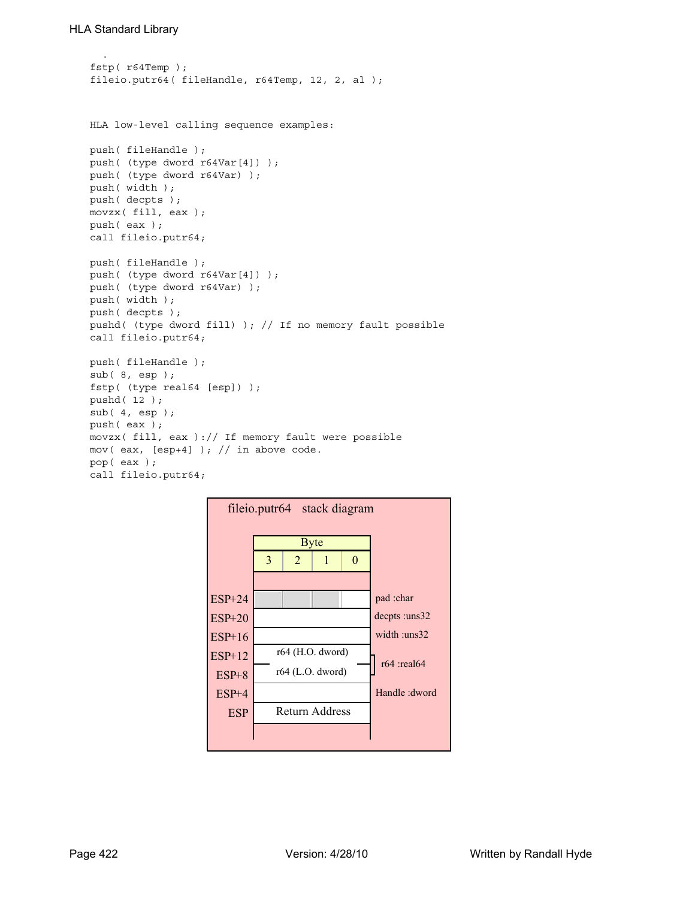```
    .
fstp( r64Temp );
fileio.putr64( fileHandle, r64Temp, 12, 2, al );



HLA low-level calling sequence examples:

push( fileHandle );
push( (type dword r64Var[4]) );
push( (type dword r64Var) );
push( width );
push( decpts );
movzx( fill, eax );
push( eax );
call fileio.putr64;

push( fileHandle );
push( (type dword r64Var[4]) );
push( (type dword r64Var) );
push( width );
push( decpts );
pushd( (type dword fill) ); // If no memory fault possible
call fileio.putr64;

push( fileHandle );
sub( 8, esp );
fstp( (type real64 [esp]) );
pushd( 12 );
sub( 4, esp );
push( eax );
movzx( fill, eax ):// If memory fault were possible
mov( eax, [esp+4] ); // in above code.
pop( eax );
call fileio.putr64;
```

**fileio.putr64 stack diagram**

| Offset | Byte 3 | Byte 2 | Byte 1 | Byte 0 | Parameter |
|---|---|---|---|---|---|
| ESP+24 | | | | | pad :char |
| ESP+20 | | | | | decpts :uns32 |
| ESP+16 | | | | | width :uns32 |
| ESP+12 | r64 (H.O. dword) | | | | r64 :real64 |
| ESP+8 | r64 (L.O. dword) | | | | |
| ESP+4 | | | | | Handle :dword |
| ESP | Return Address | | | | |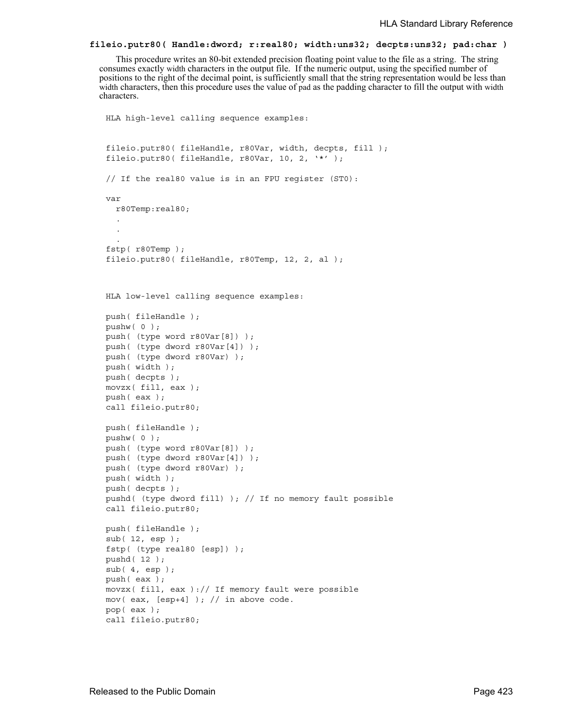**fileio.putr80( Handle:dword; r:real80; width:uns32; decpts:uns32; pad:char )**

This procedure writes an 80-bit extended precision floating point value to the file as a string. The string consumes exactly width characters in the output file. If the numeric output, using the specified number of positions to the right of the decimal point, is sufficiently small that the string representation would be less than width characters, then this procedure uses the value of pad as the padding character to fill the output with width characters.

```
HLA high-level calling sequence examples:


fileio.putr80( fileHandle, r80Var, width, decpts, fill );
fileio.putr80( fileHandle, r80Var, 10, 2, '*' );

// If the real80 value is in an FPU register (ST0):

var
  r80Temp:real80;
  .
  .
  .
fstp( r80Temp );
fileio.putr80( fileHandle, r80Temp, 12, 2, al );



HLA low-level calling sequence examples:

push( fileHandle );
pushw( 0 );
push( (type word r80Var[8]) );
push( (type dword r80Var[4]) );
push( (type dword r80Var) );
push( width );
push( decpts );
movzx( fill, eax );
push( eax );
call fileio.putr80;

push( fileHandle );
pushw( 0 );
push( (type word r80Var[8]) );
push( (type dword r80Var[4]) );
push( (type dword r80Var) );
push( width );
push( decpts );
pushd( (type dword fill) ); // If no memory fault possible
call fileio.putr80;

push( fileHandle );
sub( 12, esp );
fstp( (type real80 [esp]) );
pushd( 12 );
sub( 4, esp );
push( eax );
movzx( fill, eax ):// If memory fault were possible
mov( eax, [esp+4] ); // in above code.
pop( eax );
call fileio.putr80;
```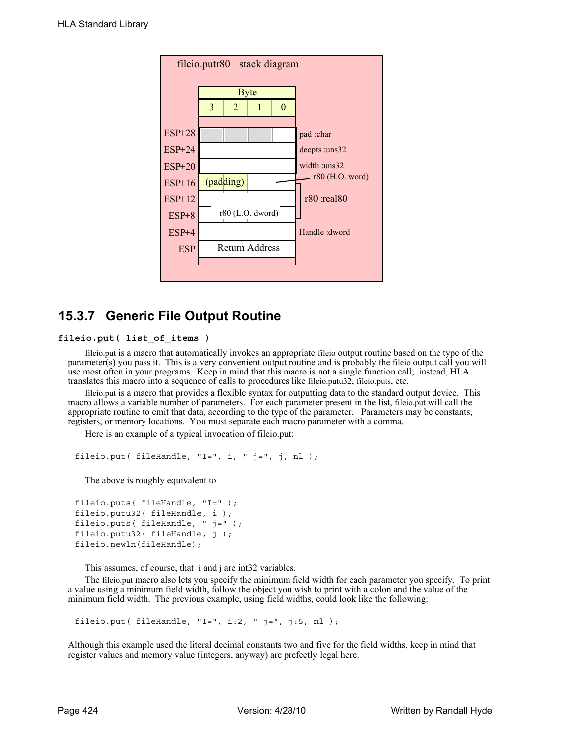fileio.putr80 stack diagram

| Offset | Byte 3 | Byte 2 | Byte 1 | Byte 0 | Description |
|---|---|---|---|---|---|
| ESP+28 | | | | | pad :char |
| ESP+24 | | | | | decpts :uns32 |
| ESP+20 | | | | | width :uns32 |
| ESP+16 | (padding) | | | | r80 (H.O. word) — r80 :real80 |
| ESP+12 | | | | | r80 :real80 |
| ESP+8 | r80 (L.O. dword) | | | | r80 :real80 |
| ESP+4 | | | | | Handle :dword |
| ESP | Return Address | | | | |

## 15.3.7 Generic File Output Routine

**fileio.put( list_of_items )**

fileio.put is a macro that automatically invokes an appropriate fileio output routine based on the type of the parameter(s) you pass it. This is a very convenient output routine and is probably the fileio output call you will use most often in your programs. Keep in mind that this macro is not a single function call; instead, HLA translates this macro into a sequence of calls to procedures like fileio.putu32, fileio.puts, etc.

fileio.put is a macro that provides a flexible syntax for outputting data to the standard output device. This macro allows a variable number of parameters. For each parameter present in the list, fileio.put will call the appropriate routine to emit that data, according to the type of the parameter. Parameters may be constants, registers, or memory locations. You must separate each macro parameter with a comma.

Here is an example of a typical invocation of fileio.put:

```
fileio.put( fileHandle, "I=", i, " j=", j, nl );
```

The above is roughly equivalent to

```
fileio.puts( fileHandle, "I=" );
fileio.putu32( fileHandle, i );
fileio.puts( fileHandle, " j=" );
fileio.putu32( fileHandle, j );
fileio.newln(fileHandle);
```

This assumes, of course, that i and j are int32 variables.

The fileio.put macro also lets you specify the minimum field width for each parameter you specify. To print a value using a minimum field width, follow the object you wish to print with a colon and the value of the minimum field width. The previous example, using field widths, could look like the following:

```
fileio.put( fileHandle, "I=", i:2, " j=", j:5, nl );
```

Although this example used the literal decimal constants two and five for the field widths, keep in mind that register values and memory value (integers, anyway) are prefectly legal here.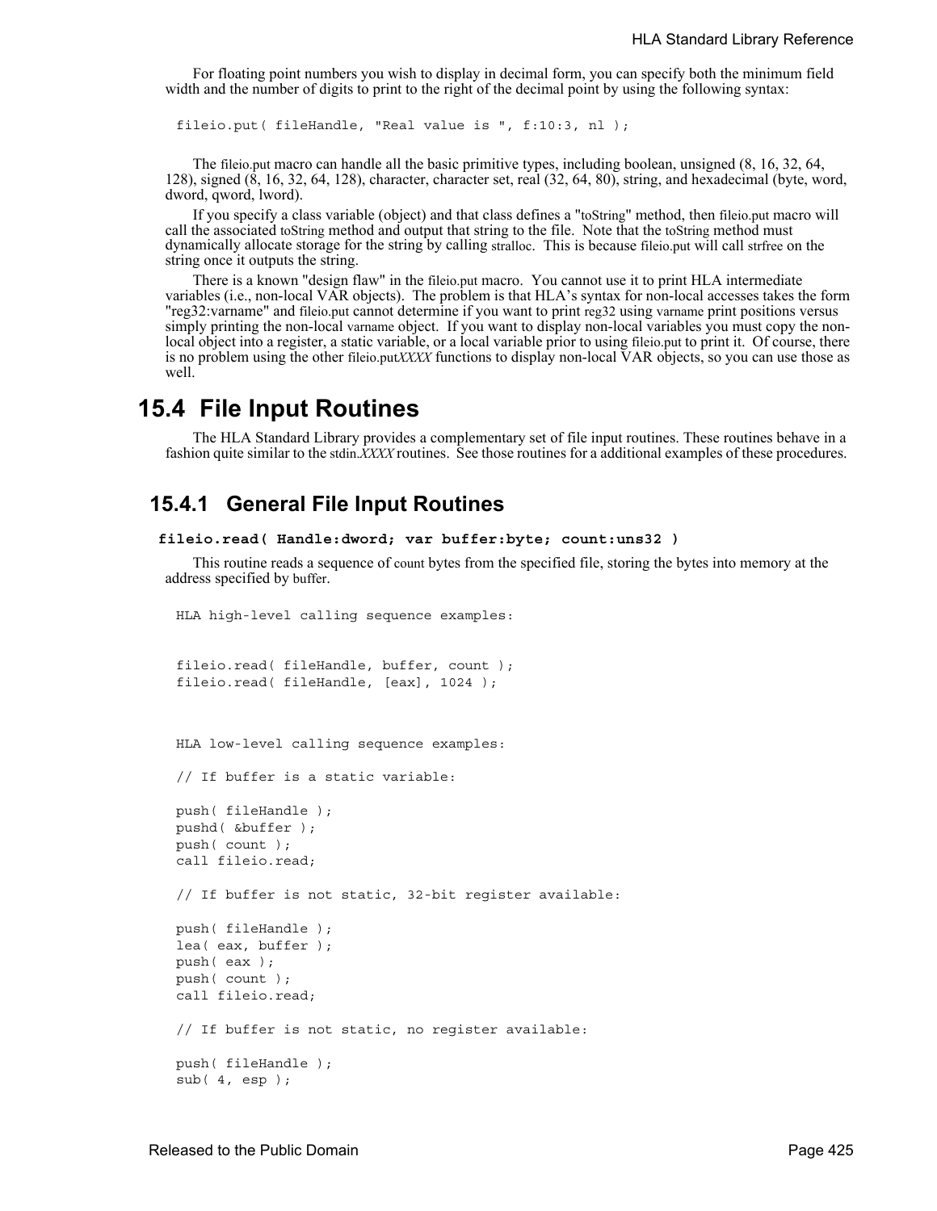For floating point numbers you wish to display in decimal form, you can specify both the minimum field width and the number of digits to print to the right of the decimal point by using the following syntax:

```
fileio.put( fileHandle, "Real value is ", f:10:3, nl );
```

The fileio.put macro can handle all the basic primitive types, including boolean, unsigned (8, 16, 32, 64, 128), signed (8, 16, 32, 64, 128), character, character set, real (32, 64, 80), string, and hexadecimal (byte, word, dword, qword, lword).

If you specify a class variable (object) and that class defines a "toString" method, then fileio.put macro will call the associated toString method and output that string to the file. Note that the toString method must dynamically allocate storage for the string by calling stralloc. This is because fileio.put will call strfree on the string once it outputs the string.

There is a known "design flaw" in the fileio.put macro. You cannot use it to print HLA intermediate variables (i.e., non-local VAR objects). The problem is that HLA's syntax for non-local accesses takes the form "reg32:varname" and fileio.put cannot determine if you want to print reg32 using varname print positions versus simply printing the non-local varname object. If you want to display non-local variables you must copy the non-local object into a register, a static variable, or a local variable prior to using fileio.put to print it. Of course, there is no problem using the other fileio.put*XXXX* functions to display non-local VAR objects, so you can use those as well.

# 15.4 File Input Routines

The HLA Standard Library provides a complementary set of file input routines. These routines behave in a fashion quite similar to the stdin.*XXXX* routines. See those routines for a additional examples of these procedures.

## 15.4.1 General File Input Routines

**fileio.read( Handle:dword; var buffer:byte; count:uns32 )**

This routine reads a sequence of count bytes from the specified file, storing the bytes into memory at the address specified by buffer.

```
HLA high-level calling sequence examples:


fileio.read( fileHandle, buffer, count );
fileio.read( fileHandle, [eax], 1024 );



HLA low-level calling sequence examples:

// If buffer is a static variable:

push( fileHandle );
pushd( &buffer );
push( count );
call fileio.read;

// If buffer is not static, 32-bit register available:

push( fileHandle );
lea( eax, buffer );
push( eax );
push( count );
call fileio.read;

// If buffer is not static, no register available:

push( fileHandle );
sub( 4, esp );
```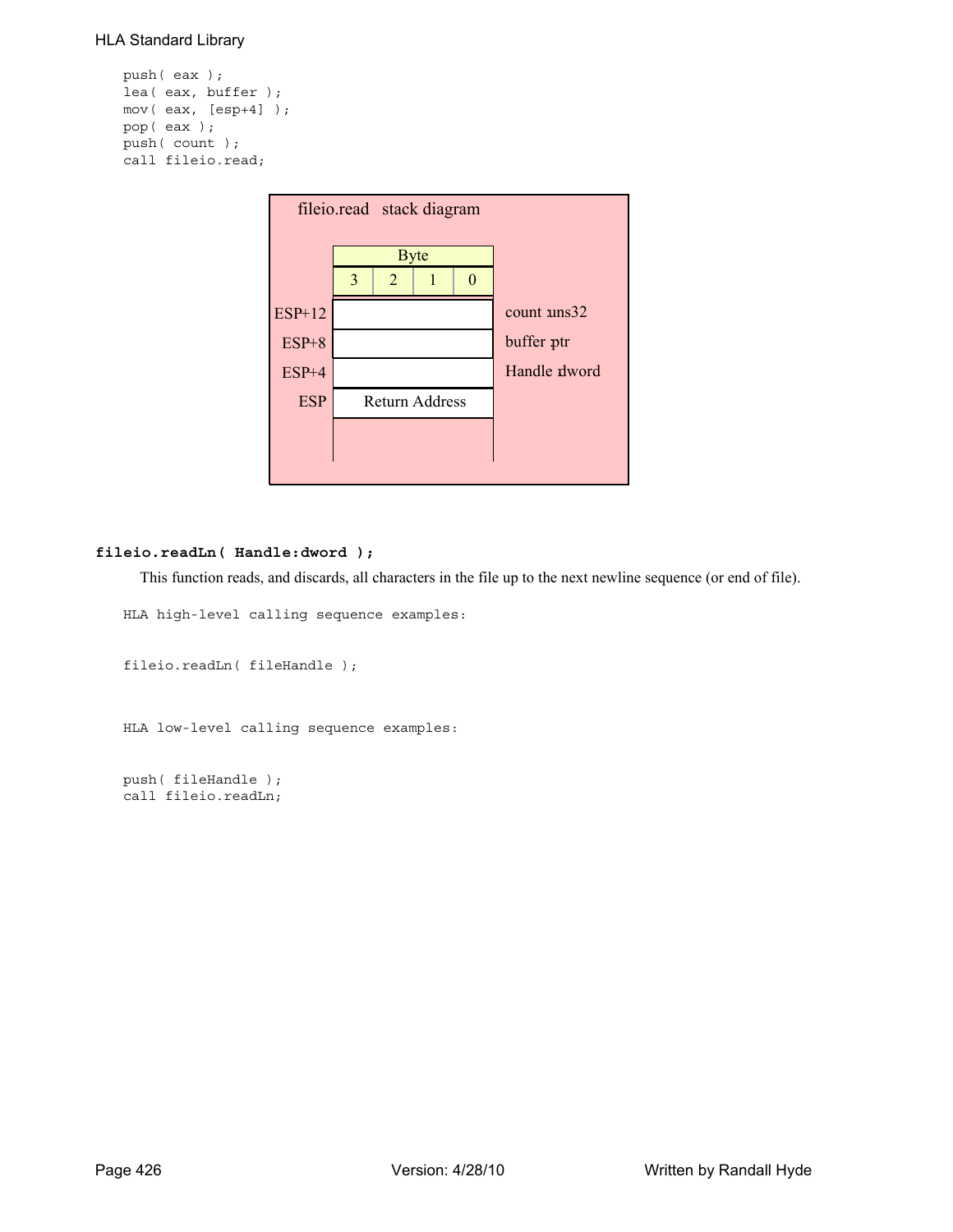```
push( eax );
lea( eax, buffer );
mov( eax, [esp+4] );
pop( eax );
push( count );
call fileio.read;
```

fileio.read stack diagram

| | Byte 3 | Byte 2 | Byte 1 | Byte 0 | |
|---|---|---|---|---|---|
| ESP+12 | | | | | count :uns32 |
| ESP+8 | | | | | buffer :ptr |
| ESP+4 | | | | | Handle :dword |
| ESP | Return Address | | | | |

**fileio.readLn( Handle:dword );**

This function reads, and discards, all characters in the file up to the next newline sequence (or end of file).

```
HLA high-level calling sequence examples:

fileio.readLn( fileHandle );

HLA low-level calling sequence examples:

push( fileHandle );
call fileio.readLn;
```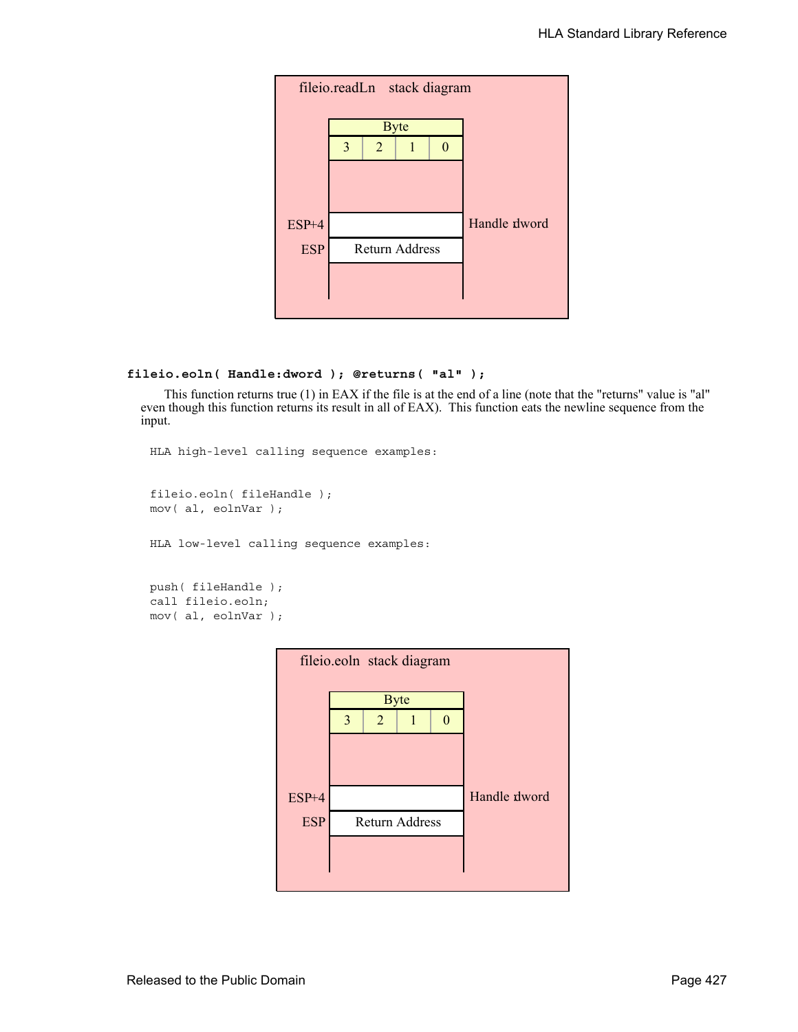fileio.readLn stack diagram

| Byte | | | |
|---|---|---|---|
| 3 | 2 | 1 | 0 |

ESP+4 — Handle dword

ESP — Return Address

**fileio.eoln( Handle:dword ); @returns( "al" );**

This function returns true (1) in EAX if the file is at the end of a line (note that the "returns" value is "al" even though this function returns its result in all of EAX). This function eats the newline sequence from the input.

```
HLA high-level calling sequence examples:


fileio.eoln( fileHandle );
mov( al, eolnVar );


HLA low-level calling sequence examples:


push( fileHandle );
call fileio.eoln;
mov( al, eolnVar );
```

fileio.eoln stack diagram

| Byte | | | |
|---|---|---|---|
| 3 | 2 | 1 | 0 |

ESP+4 — Handle dword

ESP — Return Address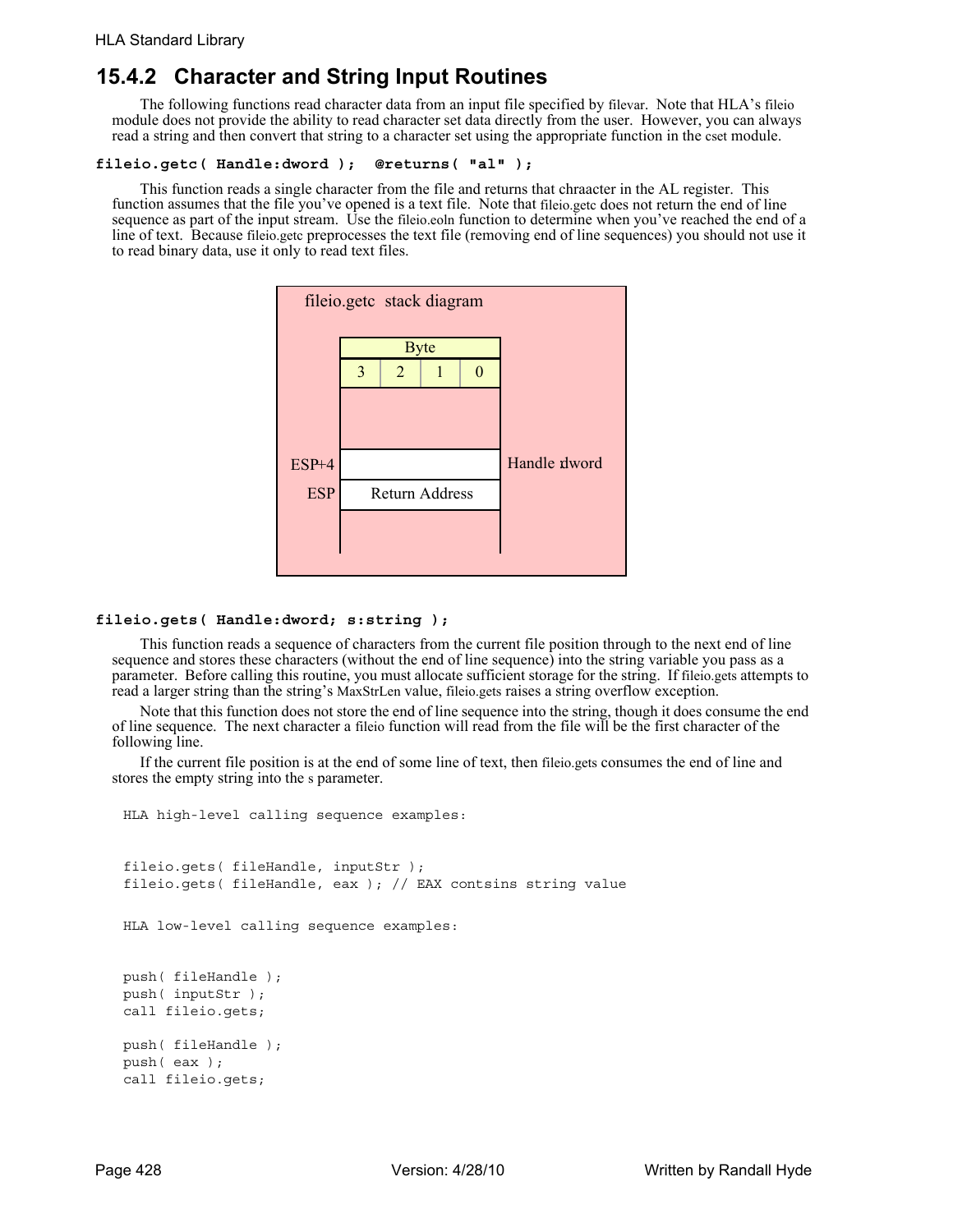## 15.4.2 Character and String Input Routines

The following functions read character data from an input file specified by filevar. Note that HLA's fileio module does not provide the ability to read character set data directly from the user. However, you can always read a string and then convert that string to a character set using the appropriate function in the cset module.

**fileio.getc( Handle:dword ); @returns( "al" );**

This function reads a single character from the file and returns that chraacter in the AL register. This function assumes that the file you've opened is a text file. Note that fileio.getc does not return the end of line sequence as part of the input stream. Use the fileio.eoln function to determine when you've reached the end of a line of text. Because fileio.getc preprocesses the text file (removing end of line sequences) you should not use it to read binary data, use it only to read text files.

fileio.getc stack diagram

| | Byte | | | | |
|---|---|---|---|---|---|
| | 3 | 2 | 1 | 0 | |
| | | | | | |
| ESP+4 | | | | | Handle:dword |
| ESP | Return Address | | | | |

**fileio.gets( Handle:dword; s:string );**

This function reads a sequence of characters from the current file position through to the next end of line sequence and stores these characters (without the end of line sequence) into the string variable you pass as a parameter. Before calling this routine, you must allocate sufficient storage for the string. If fileio.gets attempts to read a larger string than the string's MaxStrLen value, fileio.gets raises a string overflow exception.

Note that this function does not store the end of line sequence into the string, though it does consume the end of line sequence. The next character a fileio function will read from the file will be the first character of the following line.

If the current file position is at the end of some line of text, then fileio.gets consumes the end of line and stores the empty string into the s parameter.

```
HLA high-level calling sequence examples:


fileio.gets( fileHandle, inputStr );
fileio.gets( fileHandle, eax ); // EAX contsins string value


HLA low-level calling sequence examples:


push( fileHandle );
push( inputStr );
call fileio.gets;

push( fileHandle );
push( eax );
call fileio.gets;
```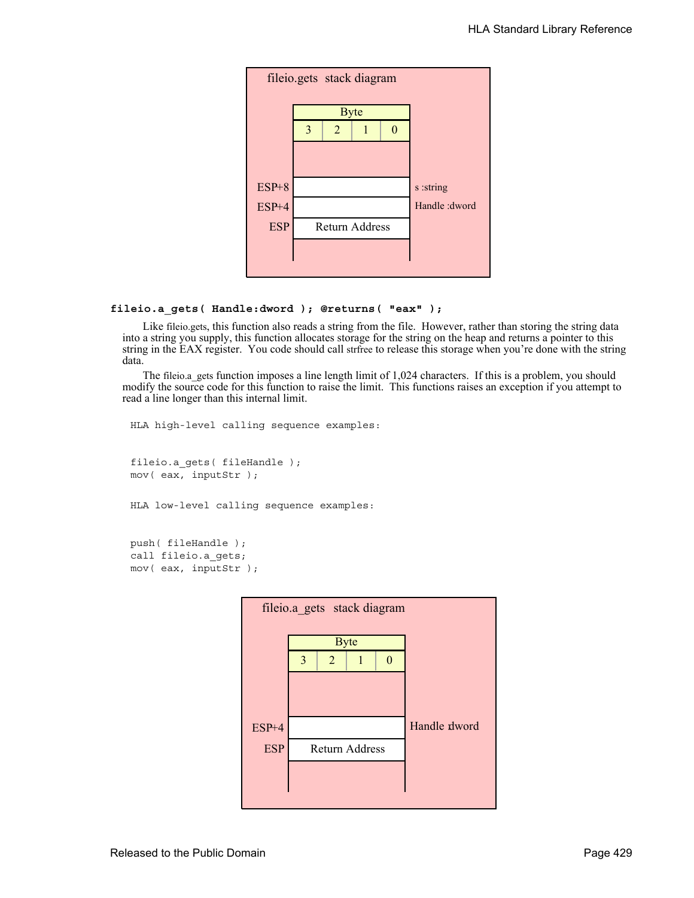fileio.gets stack diagram

| Byte | | | |
|---|---|---|---|
| 3 | 2 | 1 | 0 |

| Offset | Contents | Parameter |
|---|---|---|
| ESP+8 | | s :string |
| ESP+4 | | Handle :dword |
| ESP | Return Address | |

**fileio.a_gets( Handle:dword ); @returns( "eax" );**

Like fileio.gets, this function also reads a string from the file. However, rather than storing the string data into a string you supply, this function allocates storage for the string on the heap and returns a pointer to this string in the EAX register. You code should call strfree to release this storage when you're done with the string data.

The fileio.a_gets function imposes a line length limit of 1,024 characters. If this is a problem, you should modify the source code for this function to raise the limit. This functions raises an exception if you attempt to read a line longer than this internal limit.

```
HLA high-level calling sequence examples:


fileio.a_gets( fileHandle );
mov( eax, inputStr );


HLA low-level calling sequence examples:


push( fileHandle );
call fileio.a_gets;
mov( eax, inputStr );
```

fileio.a_gets stack diagram

| Byte | | | |
|---|---|---|---|
| 3 | 2 | 1 | 0 |

| Offset | Contents | Parameter |
|---|---|---|
| ESP+4 | | Handle :dword |
| ESP | Return Address | |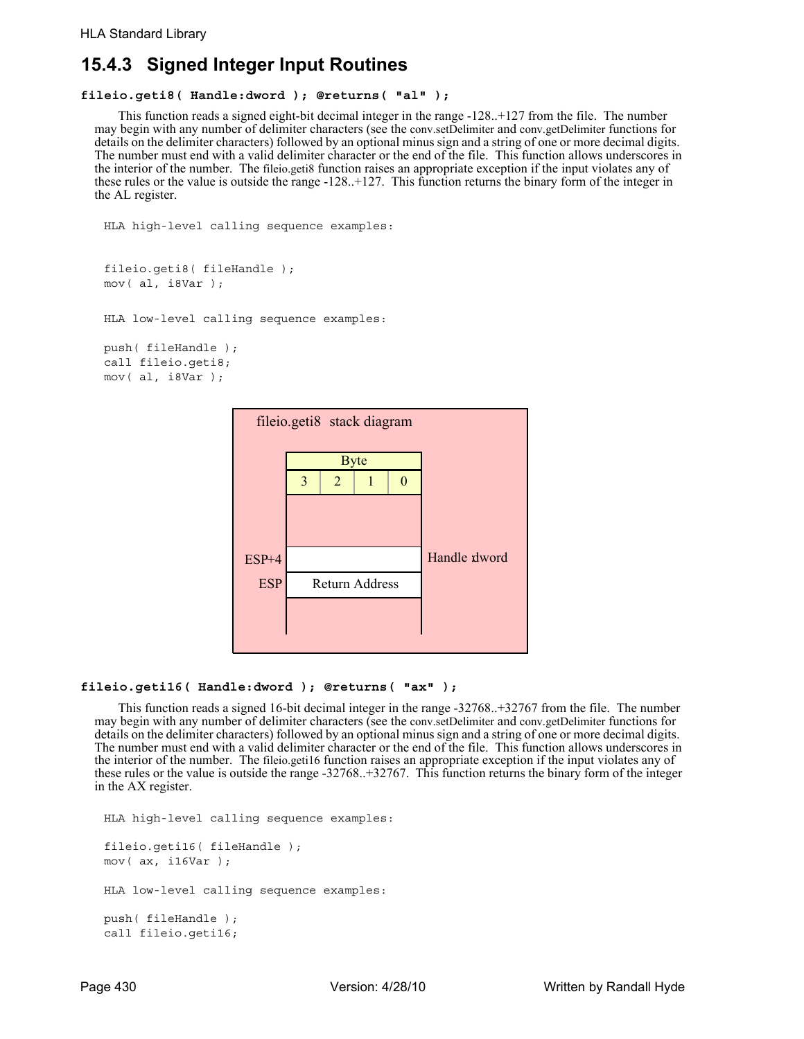## 15.4.3 Signed Integer Input Routines

**fileio.geti8( Handle:dword ); @returns( "al" );**

This function reads a signed eight-bit decimal integer in the range -128..+127 from the file. The number may begin with any number of delimiter characters (see the conv.setDelimiter and conv.getDelimiter functions for details on the delimiter characters) followed by an optional minus sign and a string of one or more decimal digits. The number must end with a valid delimiter character or the end of the file. This function allows underscores in the interior of the number. The fileio.geti8 function raises an appropriate exception if the input violates any of these rules or the value is outside the range -128..+127. This function returns the binary form of the integer in the AL register.

```
HLA high-level calling sequence examples:


fileio.geti8( fileHandle );
mov( al, i8Var );


HLA low-level calling sequence examples:

push( fileHandle );
call fileio.geti8;
mov( al, i8Var );
```

fileio.geti8 stack diagram

| Byte | | | | |
|---|---|---|---|---|
| | 3 | 2 | 1 | 0 |
| ESP+4 | Handle dword | | | |
| ESP | Return Address | | | |

**fileio.geti16( Handle:dword ); @returns( "ax" );**

This function reads a signed 16-bit decimal integer in the range -32768..+32767 from the file. The number may begin with any number of delimiter characters (see the conv.setDelimiter and conv.getDelimiter functions for details on the delimiter characters) followed by an optional minus sign and a string of one or more decimal digits. The number must end with a valid delimiter character or the end of the file. This function allows underscores in the interior of the number. The fileio.geti16 function raises an appropriate exception if the input violates any of these rules or the value is outside the range -32768..+32767. This function returns the binary form of the integer in the AX register.

```
HLA high-level calling sequence examples:

fileio.geti16( fileHandle );
mov( ax, i16Var );

HLA low-level calling sequence examples:

push( fileHandle );
call fileio.geti16;
```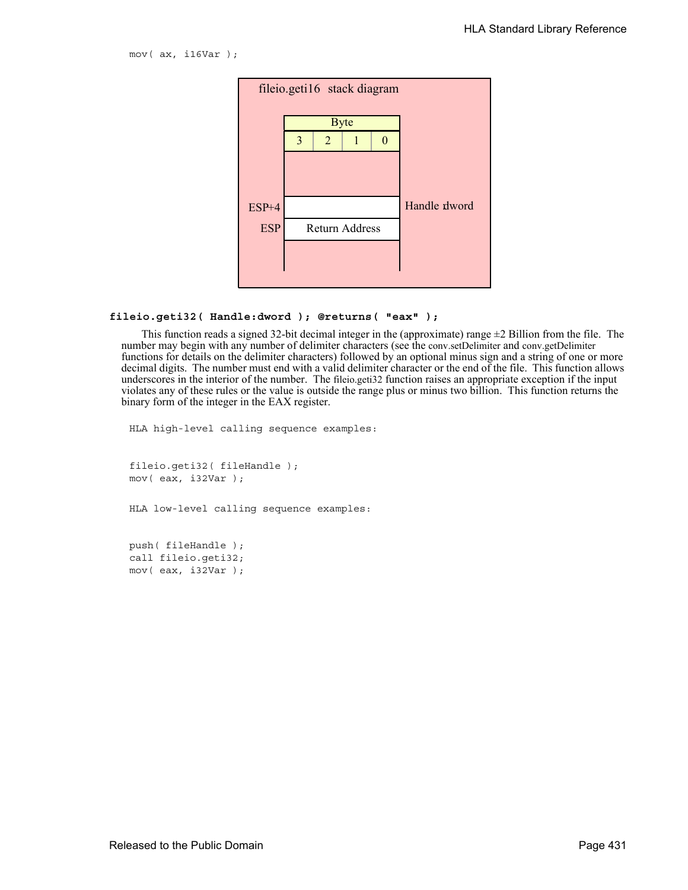```
mov( ax, i16Var );
```

fileio.geti16 stack diagram

| Byte | | | |
|---|---|---|---|
| 3 | 2 | 1 | 0 |

ESP+4 — Handle dword

ESP — Return Address

**fileio.geti32( Handle:dword ); @returns( "eax" );**

This function reads a signed 32-bit decimal integer in the (approximate) range ±2 Billion from the file. The number may begin with any number of delimiter characters (see the conv.setDelimiter and conv.getDelimiter functions for details on the delimiter characters) followed by an optional minus sign and a string of one or more decimal digits. The number must end with a valid delimiter character or the end of the file. This function allows underscores in the interior of the number. The fileio.geti32 function raises an appropriate exception if the input violates any of these rules or the value is outside the range plus or minus two billion. This function returns the binary form of the integer in the EAX register.

```
HLA high-level calling sequence examples:


fileio.geti32( fileHandle );
mov( eax, i32Var );


HLA low-level calling sequence examples:


push( fileHandle );
call fileio.geti32;
mov( eax, i32Var );
```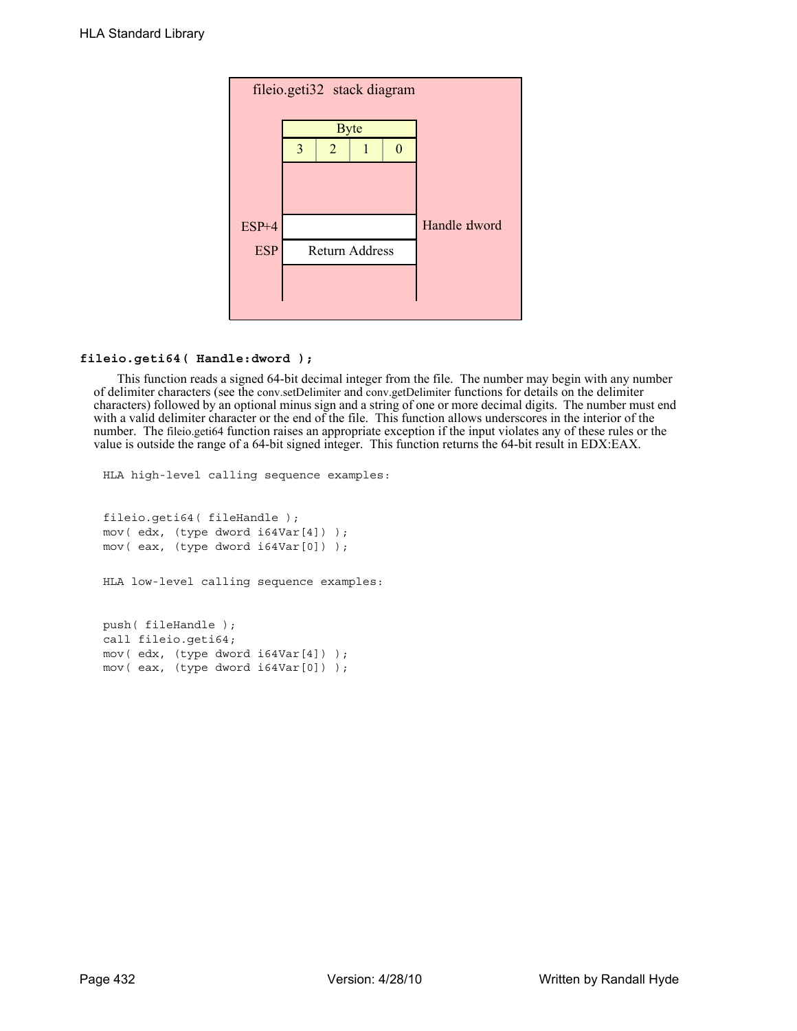fileio.geti32 stack diagram

| Byte | | | |
|---|---|---|---|
| 3 | 2 | 1 | 0 |

| | | |
|---|---|---|
| | | |
| ESP+4 | | Handle dword |
| ESP | Return Address | |

**fileio.geti64( Handle:dword );**

This function reads a signed 64-bit decimal integer from the file. The number may begin with any number of delimiter characters (see the conv.setDelimiter and conv.getDelimiter functions for details on the delimiter characters) followed by an optional minus sign and a string of one or more decimal digits. The number must end with a valid delimiter character or the end of the file. This function allows underscores in the interior of the number. The fileio.geti64 function raises an appropriate exception if the input violates any of these rules or the value is outside the range of a 64-bit signed integer. This function returns the 64-bit result in EDX:EAX.

```
HLA high-level calling sequence examples:


fileio.geti64( fileHandle );
mov( edx, (type dword i64Var[4]) );
mov( eax, (type dword i64Var[0]) );


HLA low-level calling sequence examples:


push( fileHandle );
call fileio.geti64;
mov( edx, (type dword i64Var[4]) );
mov( eax, (type dword i64Var[0]) );
```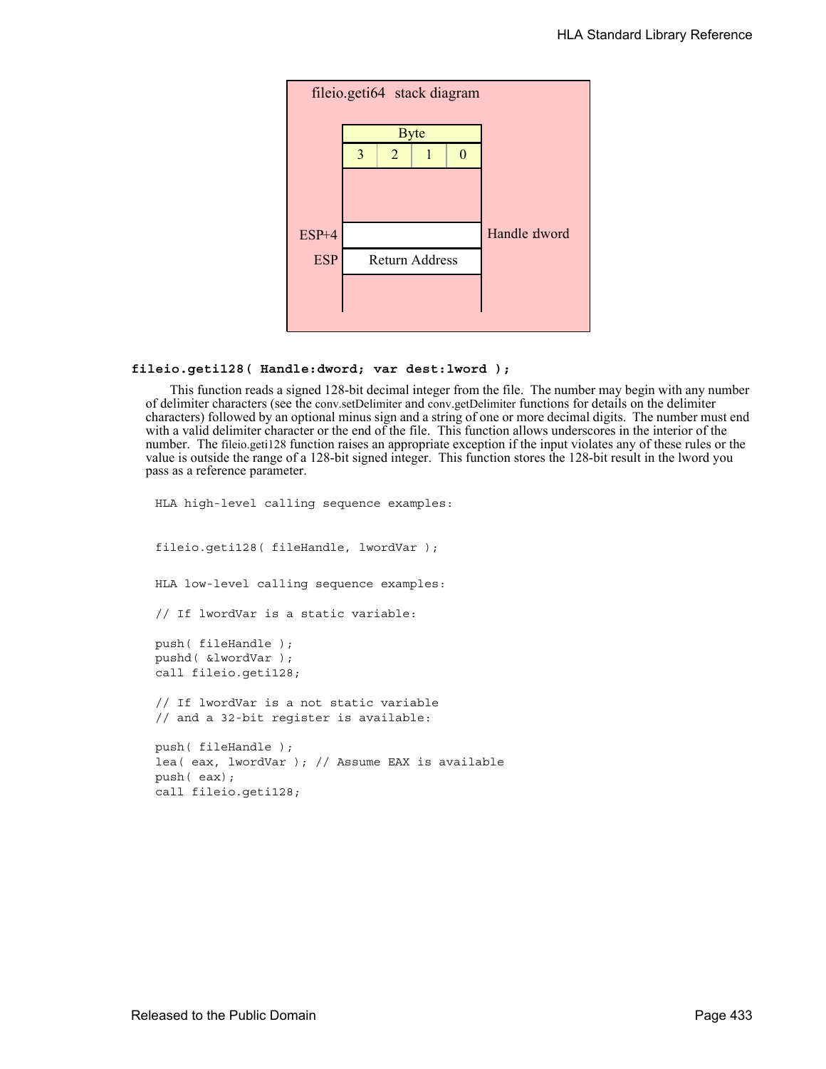fileio.geti64 stack diagram

| Byte | | | | |
|---|---|---|---|---|
| | 3 | 2 | 1 | 0 |
| | | | | |
| ESP+4 | | | | Handle dword |
| ESP | Return Address | | | |

**fileio.geti128( Handle:dword; var dest:lword );**

This function reads a signed 128-bit decimal integer from the file. The number may begin with any number of delimiter characters (see the conv.setDelimiter and conv.getDelimiter functions for details on the delimiter characters) followed by an optional minus sign and a string of one or more decimal digits. The number must end with a valid delimiter character or the end of the file. This function allows underscores in the interior of the number. The fileio.geti128 function raises an appropriate exception if the input violates any of these rules or the value is outside the range of a 128-bit signed integer. This function stores the 128-bit result in the lword you pass as a reference parameter.

```
HLA high-level calling sequence examples:


fileio.geti128( fileHandle, lwordVar );


HLA low-level calling sequence examples:

// If lwordVar is a static variable:

push( fileHandle );
pushd( &lwordVar );
call fileio.geti128;

// If lwordVar is a not static variable
// and a 32-bit register is available:

push( fileHandle );
lea( eax, lwordVar ); // Assume EAX is available
push( eax);
call fileio.geti128;
```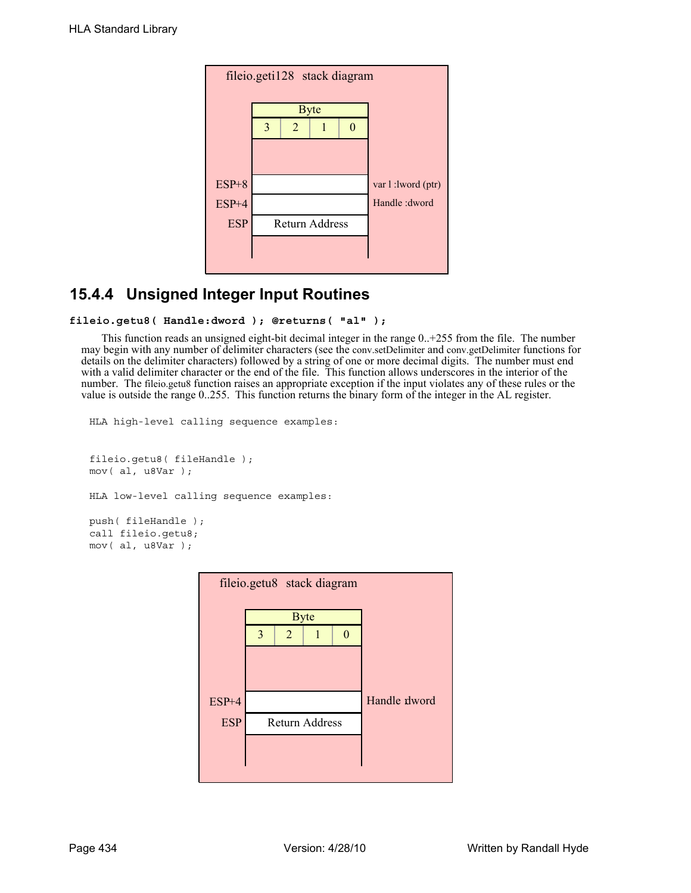**fileio.geti128 stack diagram**

| | Byte 3 | Byte 2 | Byte 1 | Byte 0 | |
|---|---|---|---|---|---|
| ESP+8 | | | | | var l :lword (ptr) |
| ESP+4 | | | | | Handle :dword |
| ESP | Return Address | | | | |

## 15.4.4 Unsigned Integer Input Routines

**fileio.getu8( Handle:dword ); @returns( "al" );**

This function reads an unsigned eight-bit decimal integer in the range 0..+255 from the file. The number may begin with any number of delimiter characters (see the conv.setDelimiter and conv.getDelimiter functions for details on the delimiter characters) followed by a string of one or more decimal digits. The number must end with a valid delimiter character or the end of the file. This function allows underscores in the interior of the number. The fileio.getu8 function raises an appropriate exception if the input violates any of these rules or the value is outside the range 0..255. This function returns the binary form of the integer in the AL register.

```
HLA high-level calling sequence examples:


fileio.getu8( fileHandle );
mov( al, u8Var );

HLA low-level calling sequence examples:

push( fileHandle );
call fileio.getu8;
mov( al, u8Var );
```

**fileio.getu8 stack diagram**

| | Byte 3 | Byte 2 | Byte 1 | Byte 0 | |
|---|---|---|---|---|---|
| ESP+4 | | | | | Handle :dword |
| ESP | Return Address | | | | |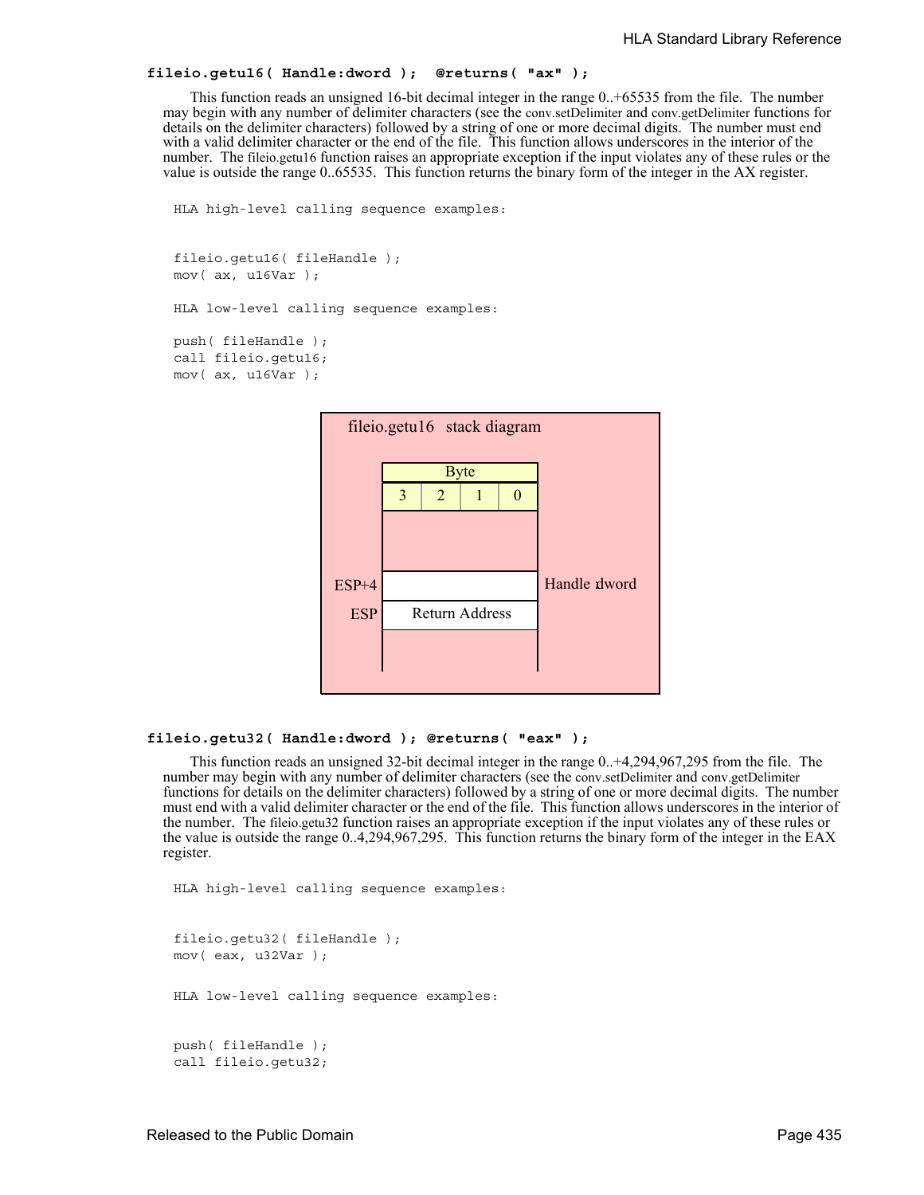**fileio.getu16( Handle:dword ); @returns( "ax" );**

This function reads an unsigned 16-bit decimal integer in the range 0..+65535 from the file. The number may begin with any number of delimiter characters (see the conv.setDelimiter and conv.getDelimiter functions for details on the delimiter characters) followed by a string of one or more decimal digits. The number must end with a valid delimiter character or the end of the file. This function allows underscores in the interior of the number. The fileio.getu16 function raises an appropriate exception if the input violates any of these rules or the value is outside the range 0..65535. This function returns the binary form of the integer in the AX register.

```
HLA high-level calling sequence examples:


fileio.getu16( fileHandle );
mov( ax, u16Var );

HLA low-level calling sequence examples:

push( fileHandle );
call fileio.getu16;
mov( ax, u16Var );
```

fileio.getu16 stack diagram

| | Byte | | | | |
|---|---|---|---|---|---|
| | 3 | 2 | 1 | 0 | |
| | | | | | |
| ESP+4 | | | | | Handle dword |
| ESP | Return Address | | | | |

**fileio.getu32( Handle:dword ); @returns( "eax" );**

This function reads an unsigned 32-bit decimal integer in the range 0..+4,294,967,295 from the file. The number may begin with any number of delimiter characters (see the conv.setDelimiter and conv.getDelimiter functions for details on the delimiter characters) followed by a string of one or more decimal digits. The number must end with a valid delimiter character or the end of the file. This function allows underscores in the interior of the number. The fileio.getu32 function raises an appropriate exception if the input violates any of these rules or the value is outside the range 0..4,294,967,295. This function returns the binary form of the integer in the EAX register.

```
HLA high-level calling sequence examples:


fileio.getu32( fileHandle );
mov( eax, u32Var );

HLA low-level calling sequence examples:


push( fileHandle );
call fileio.getu32;
```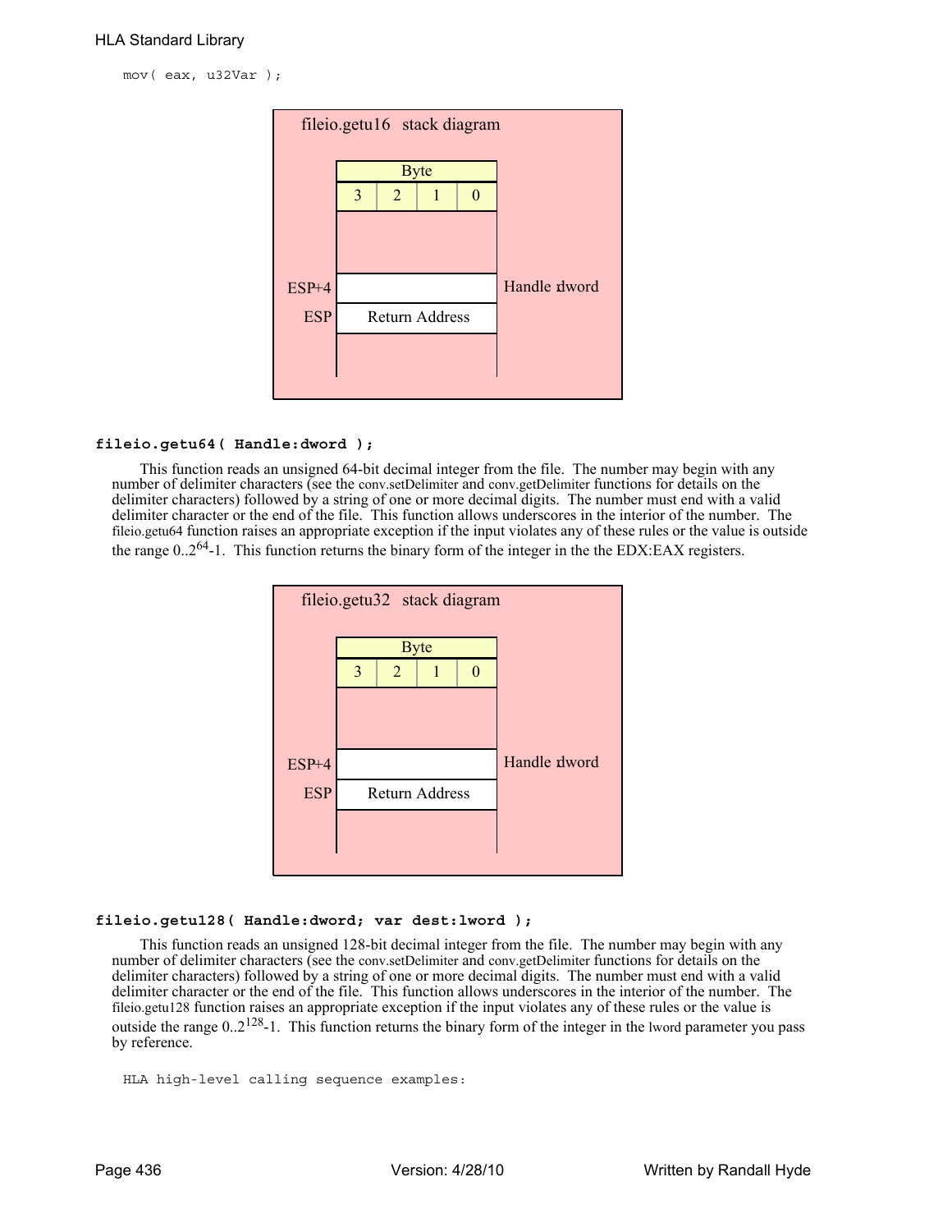```
mov( eax, u32Var );
```

fileio.getu16 stack diagram

| Byte | | | | |
|---|---|---|---|---|
| | 3 | 2 | 1 | 0 |
| ESP+4 | | | | Handle: dword |
| ESP | Return Address | | | |

### fileio.getu64( Handle:dword );

This function reads an unsigned 64-bit decimal integer from the file. The number may begin with any number of delimiter characters (see the conv.setDelimiter and conv.getDelimiter functions for details on the delimiter characters) followed by a string of one or more decimal digits. The number must end with a valid delimiter character or the end of the file. This function allows underscores in the interior of the number. The fileio.getu64 function raises an appropriate exception if the input violates any of these rules or the value is outside the range $0..2^{64}$-1. This function returns the binary form of the integer in the the EDX:EAX registers.

fileio.getu32 stack diagram

| Byte | | | | |
|---|---|---|---|---|
| | 3 | 2 | 1 | 0 |
| ESP+4 | | | | Handle: dword |
| ESP | Return Address | | | |

### fileio.getu128( Handle:dword; var dest:lword );

This function reads an unsigned 128-bit decimal integer from the file. The number may begin with any number of delimiter characters (see the conv.setDelimiter and conv.getDelimiter functions for details on the delimiter characters) followed by a string of one or more decimal digits. The number must end with a valid delimiter character or the end of the file. This function allows underscores in the interior of the number. The fileio.getu128 function raises an appropriate exception if the input violates any of these rules or the value is outside the range $0..2^{128}$-1. This function returns the binary form of the integer in the lword parameter you pass by reference.

```
HLA high-level calling sequence examples:
```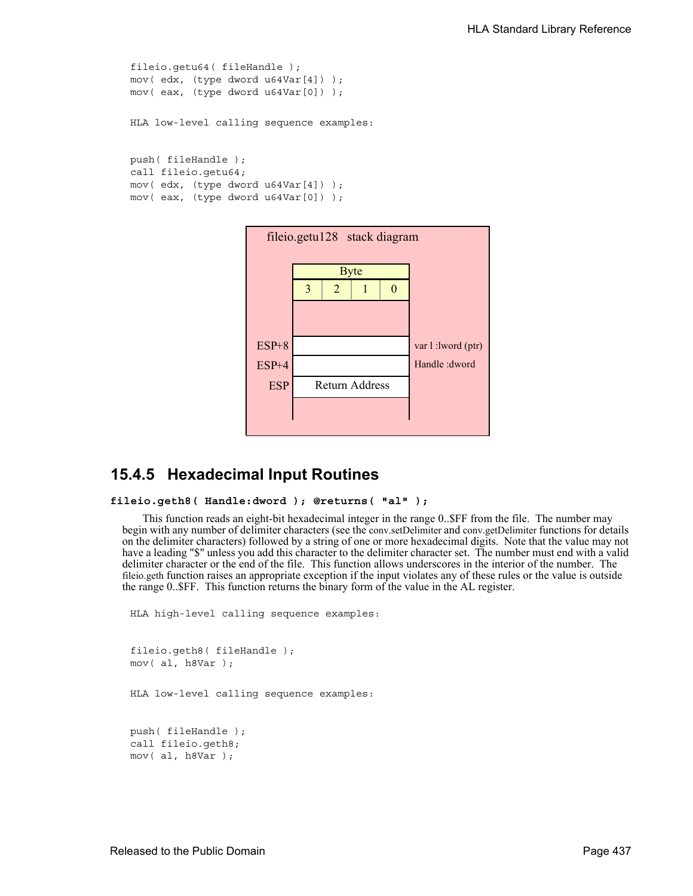```
fileio.getu64( fileHandle );
mov( edx, (type dword u64Var[4]) );
mov( eax, (type dword u64Var[0]) );
```

HLA low-level calling sequence examples:

```
push( fileHandle );
call fileio.getu64;
mov( edx, (type dword u64Var[4]) );
mov( eax, (type dword u64Var[0]) );
```

fileio.getu128 stack diagram

| | Byte | | | | |
|---|---|---|---|---|---|
| | 3 | 2 | 1 | 0 | |
| | | | | | |
| ESP+8 | | | | | var l :lword (ptr) |
| ESP+4 | | | | | Handle :dword |
| ESP | Return Address | | | | |

## 15.4.5 Hexadecimal Input Routines

**fileio.geth8( Handle:dword ); @returns( "al" );**

This function reads an eight-bit hexadecimal integer in the range 0..$FF from the file. The number may begin with any number of delimiter characters (see the conv.setDelimiter and conv.getDelimiter functions for details on the delimiter characters) followed by a string of one or more hexadecimal digits. Note that the value may not have a leading "$" unless you add this character to the delimiter character set. The number must end with a valid delimiter character or the end of the file. This function allows underscores in the interior of the number. The fileio.geth function raises an appropriate exception if the input violates any of these rules or the value is outside the range 0..$FF. This function returns the binary form of the value in the AL register.

HLA high-level calling sequence examples:

```
fileio.geth8( fileHandle );
mov( al, h8Var );
```

HLA low-level calling sequence examples:

```
push( fileHandle );
call fileio.geth8;
mov( al, h8Var );
```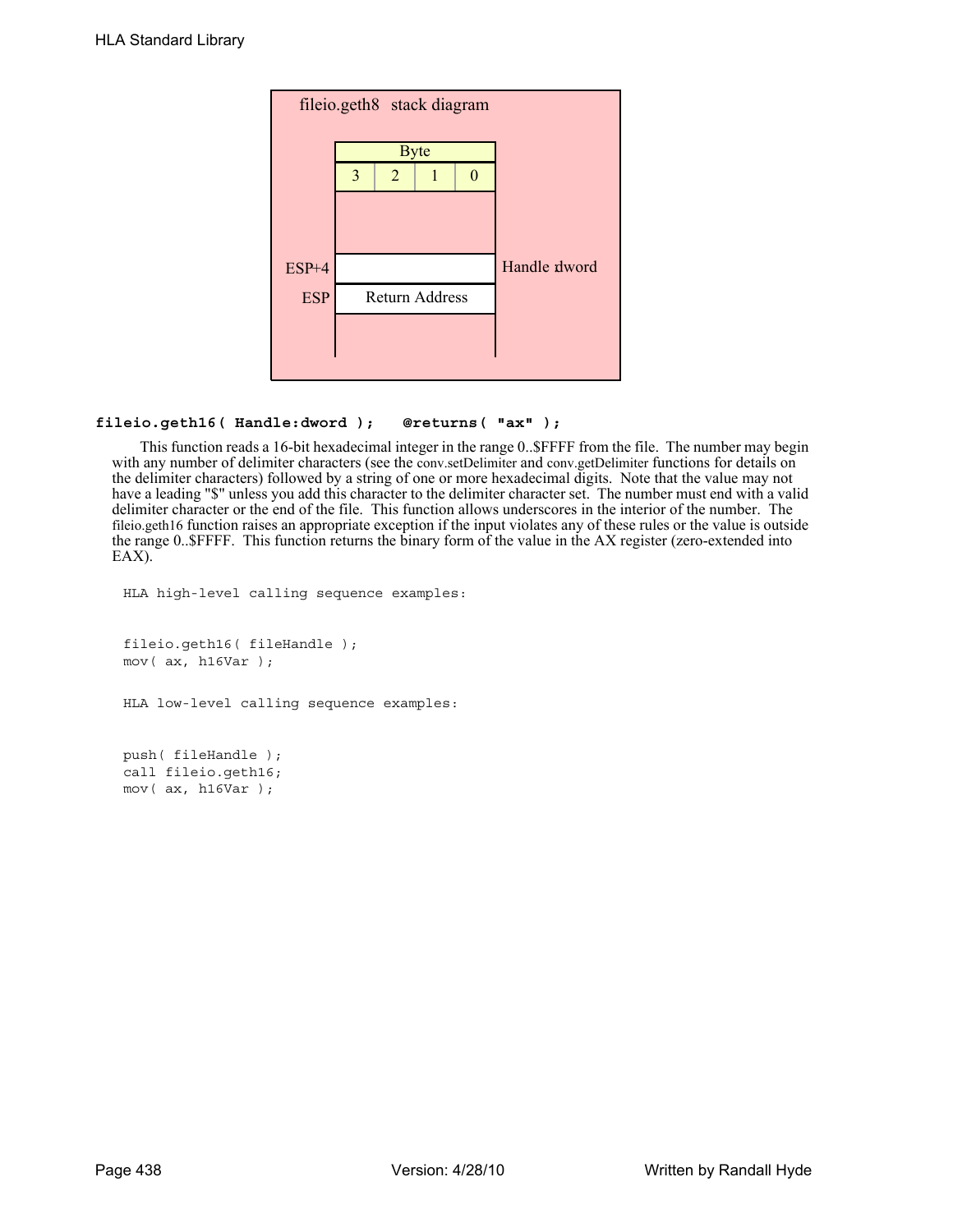fileio.geth8 stack diagram

| Byte | | | | |
|---|---|---|---|---|
| | 3 | 2 | 1 | 0 |
| ESP+4 | | | | Handle dword |
| ESP | Return Address | | | |

**fileio.geth16( Handle:dword ); @returns( "ax" );**

This function reads a 16-bit hexadecimal integer in the range 0..$FFFF from the file. The number may begin with any number of delimiter characters (see the conv.setDelimiter and conv.getDelimiter functions for details on the delimiter characters) followed by a string of one or more hexadecimal digits. Note that the value may not have a leading "$" unless you add this character to the delimiter character set. The number must end with a valid delimiter character or the end of the file. This function allows underscores in the interior of the number. The fileio.geth16 function raises an appropriate exception if the input violates any of these rules or the value is outside the range 0..$FFFF. This function returns the binary form of the value in the AX register (zero-extended into EAX).

```
HLA high-level calling sequence examples:


fileio.geth16( fileHandle );
mov( ax, h16Var );


HLA low-level calling sequence examples:


push( fileHandle );
call fileio.geth16;
mov( ax, h16Var );
```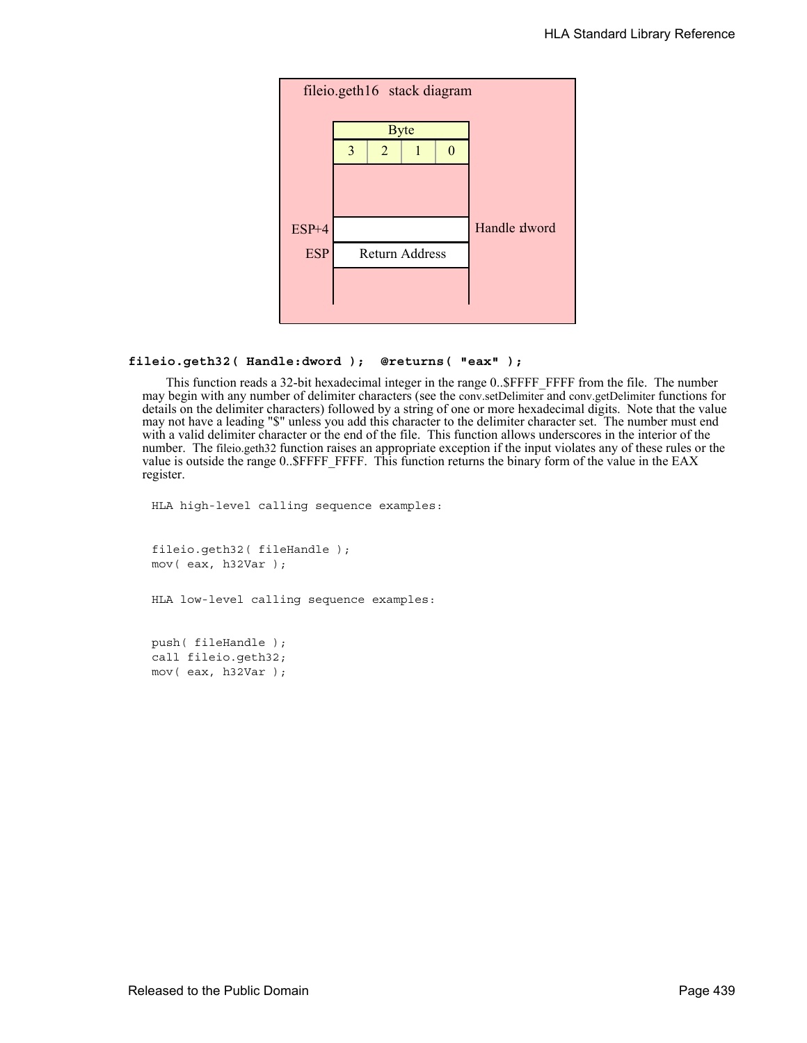fileio.geth16 stack diagram

| Byte | | | |
|---|---|---|---|
| 3 | 2 | 1 | 0 |

ESP+4 — Handle dword

ESP — Return Address

**fileio.geth32( Handle:dword ); @returns( "eax" );**

This function reads a 32-bit hexadecimal integer in the range 0..$FFFF_FFFF from the file. The number may begin with any number of delimiter characters (see the conv.setDelimiter and conv.getDelimiter functions for details on the delimiter characters) followed by a string of one or more hexadecimal digits. Note that the value may not have a leading "$" unless you add this character to the delimiter character set. The number must end with a valid delimiter character or the end of the file. This function allows underscores in the interior of the number. The fileio.geth32 function raises an appropriate exception if the input violates any of these rules or the value is outside the range 0..$FFFF_FFFF. This function returns the binary form of the value in the EAX register.

```
HLA high-level calling sequence examples:


fileio.geth32( fileHandle );
mov( eax, h32Var );


HLA low-level calling sequence examples:


push( fileHandle );
call fileio.geth32;
mov( eax, h32Var );
```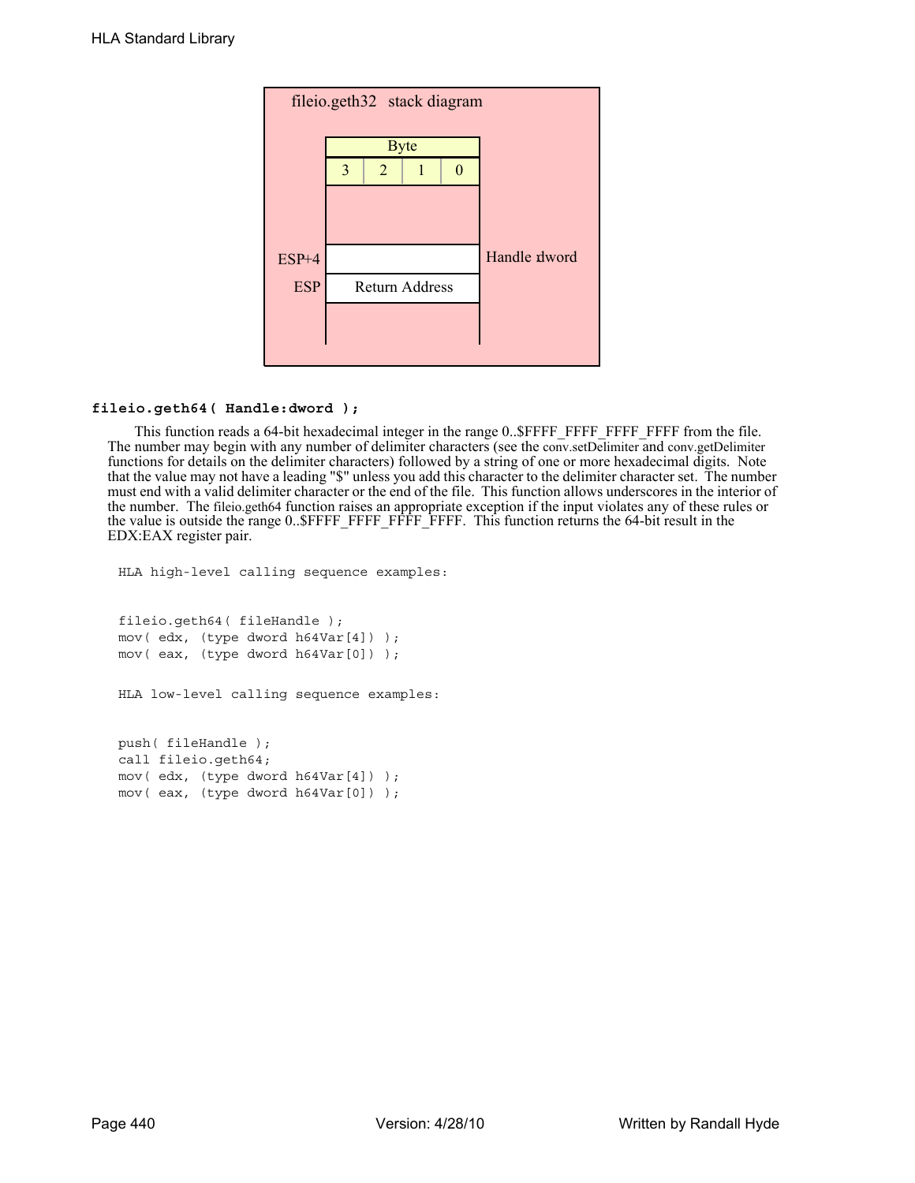fileio.geth32 stack diagram

| Byte | | | |
|---|---|---|---|
| 3 | 2 | 1 | 0 |

ESP+4 — Handle: dword

ESP — Return Address

**fileio.geth64( Handle:dword );**

This function reads a 64-bit hexadecimal integer in the range 0..$FFFF_FFFF_FFFF_FFFF from the file. The number may begin with any number of delimiter characters (see the conv.setDelimiter and conv.getDelimiter functions for details on the delimiter characters) followed by a string of one or more hexadecimal digits. Note that the value may not have a leading "$" unless you add this character to the delimiter character set. The number must end with a valid delimiter character or the end of the file. This function allows underscores in the interior of the number. The fileio.geth64 function raises an appropriate exception if the input violates any of these rules or the value is outside the range 0..$FFFF_FFFF_FFFF_FFFF. This function returns the 64-bit result in the EDX:EAX register pair.

```
HLA high-level calling sequence examples:


fileio.geth64( fileHandle );
mov( edx, (type dword h64Var[4]) );
mov( eax, (type dword h64Var[0]) );


HLA low-level calling sequence examples:


push( fileHandle );
call fileio.geth64;
mov( edx, (type dword h64Var[4]) );
mov( eax, (type dword h64Var[0]) );
```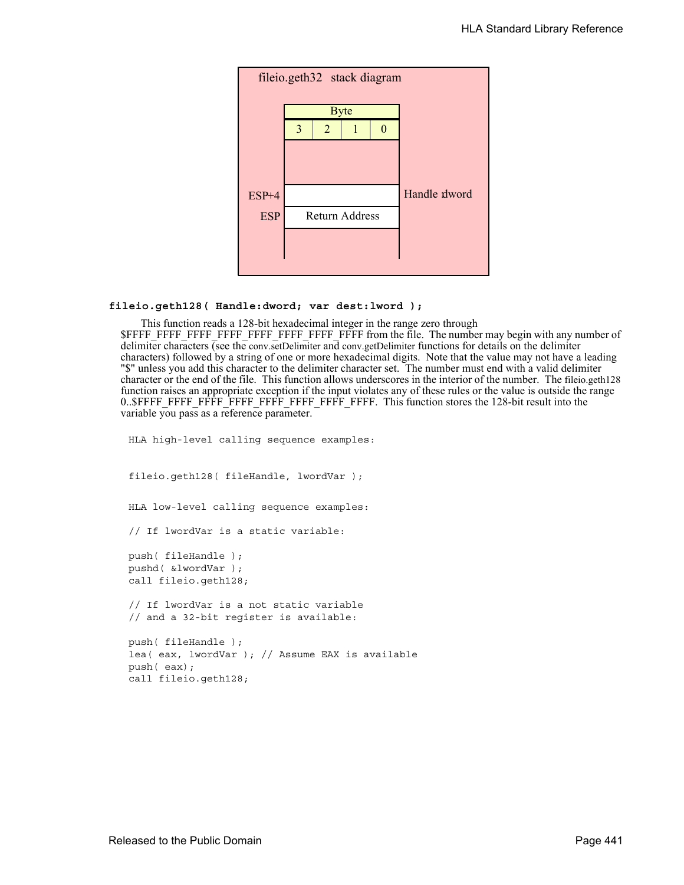fileio.geth32 stack diagram

| Byte | | | |
|---|---|---|---|
| 3 | 2 | 1 | 0 |

| | | |
|---|---|---|
| ESP+4 | | Handle dword |
| ESP | Return Address | |

**fileio.geth128( Handle:dword; var dest:lword );**

This function reads a 128-bit hexadecimal integer in the range zero through $FFFF_FFFF_FFFF_FFFF_FFFF_FFFF_FFFF_FFFF from the file. The number may begin with any number of delimiter characters (see the conv.setDelimiter and conv.getDelimiter functions for details on the delimiter characters) followed by a string of one or more hexadecimal digits. Note that the value may not have a leading "$" unless you add this character to the delimiter character set. The number must end with a valid delimiter character or the end of the file. This function allows underscores in the interior of the number. The fileio.geth128 function raises an appropriate exception if the input violates any of these rules or the value is outside the range 0..$FFFF_FFFF_FFFF_FFFF_FFFF_FFFF_FFFF_FFFF. This function stores the 128-bit result into the variable you pass as a reference parameter.

```
HLA high-level calling sequence examples:


fileio.geth128( fileHandle, lwordVar );


HLA low-level calling sequence examples:

// If lwordVar is a static variable:

push( fileHandle );
pushd( &lwordVar );
call fileio.geth128;

// If lwordVar is a not static variable
// and a 32-bit register is available:

push( fileHandle );
lea( eax, lwordVar ); // Assume EAX is available
push( eax);
call fileio.geth128;
```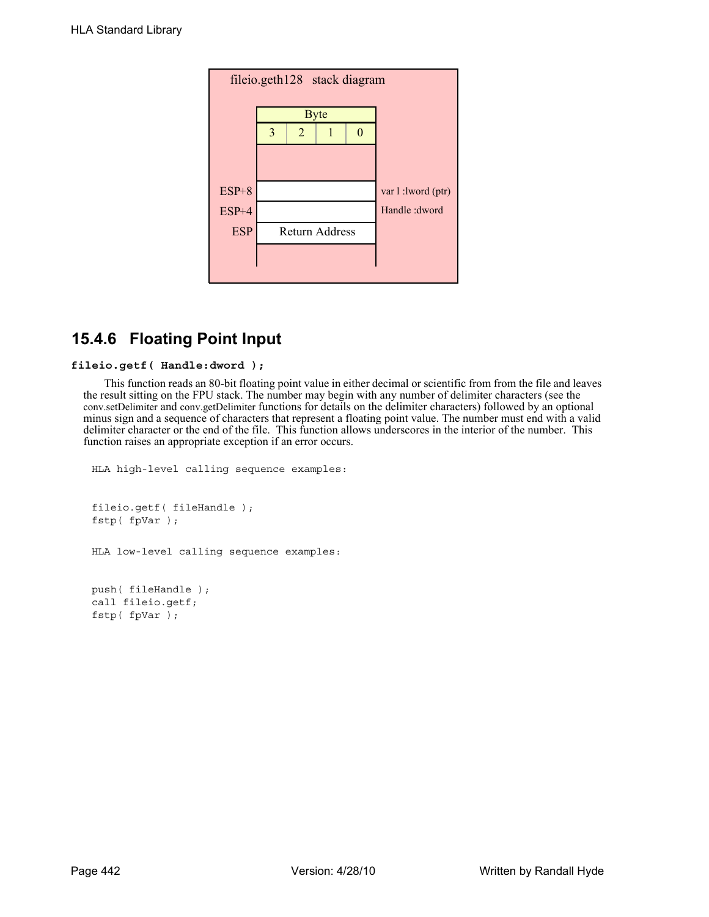fileio.geth128 stack diagram

| Byte | | | |
|---|---|---|---|
| 3 | 2 | 1 | 0 |

| Offset | | Description |
|---|---|---|
| ESP+8 | | var l :lword (ptr) |
| ESP+4 | | Handle :dword |
| ESP | Return Address | |

### 15.4.6 Floating Point Input

**fileio.getf( Handle:dword );**

This function reads an 80-bit floating point value in either decimal or scientific from from the file and leaves the result sitting on the FPU stack. The number may begin with any number of delimiter characters (see the conv.setDelimiter and conv.getDelimiter functions for details on the delimiter characters) followed by an optional minus sign and a sequence of characters that represent a floating point value. The number must end with a valid delimiter character or the end of the file. This function allows underscores in the interior of the number. This function raises an appropriate exception if an error occurs.

```
HLA high-level calling sequence examples:


fileio.getf( fileHandle );
fstp( fpVar );


HLA low-level calling sequence examples:


push( fileHandle );
call fileio.getf;
fstp( fpVar );
```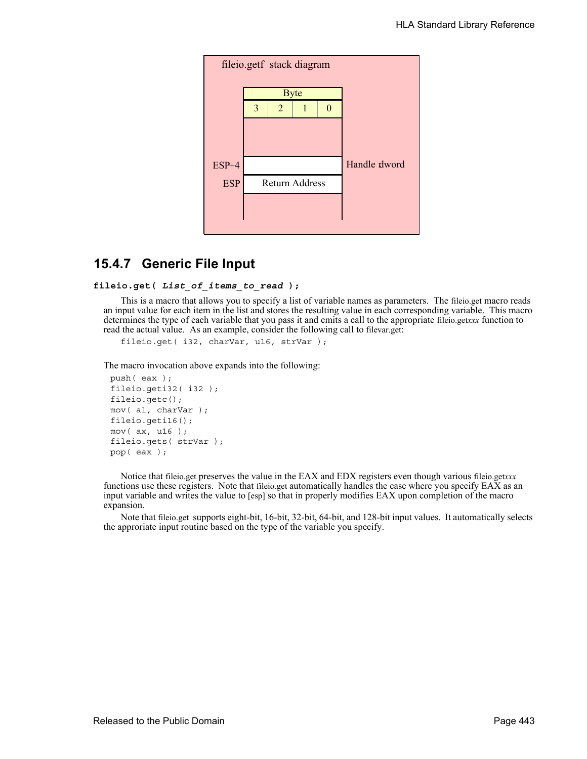fileio.getf stack diagram

| Byte | | | |
|---|---|---|---|
| 3 | 2 | 1 | 0 |

ESP+4 — Handle dword

ESP — Return Address

## 15.4.7 Generic File Input

**fileio.get(** ***List_of_items_to_read*** **);**

This is a macro that allows you to specify a list of variable names as parameters. The fileio.get macro reads an input value for each item in the list and stores the resulting value in each corresponding variable. This macro determines the type of each variable that you pass it and emits a call to the appropriate fileio.get*xxx* function to read the actual value. As an example, consider the following call to filevar.get:

```
fileio.get( i32, charVar, u16, strVar );
```

The macro invocation above expands into the following:

```
push( eax );
fileio.geti32( i32 );
fileio.getc();
mov( al, charVar );
fileio.geti16();
mov( ax, u16 );
fileio.gets( strVar );
pop( eax );
```

Notice that fileio.get preserves the value in the EAX and EDX registers even though various fileio.get*xxx* functions use these registers. Note that fileio.get automatically handles the case where you specify EAX as an input variable and writes the value to [esp] so that in properly modifies EAX upon completion of the macro expansion.

Note that fileio.get supports eight-bit, 16-bit, 32-bit, 64-bit, and 128-bit input values. It automatically selects the approriate input routine based on the type of the variable you specify.